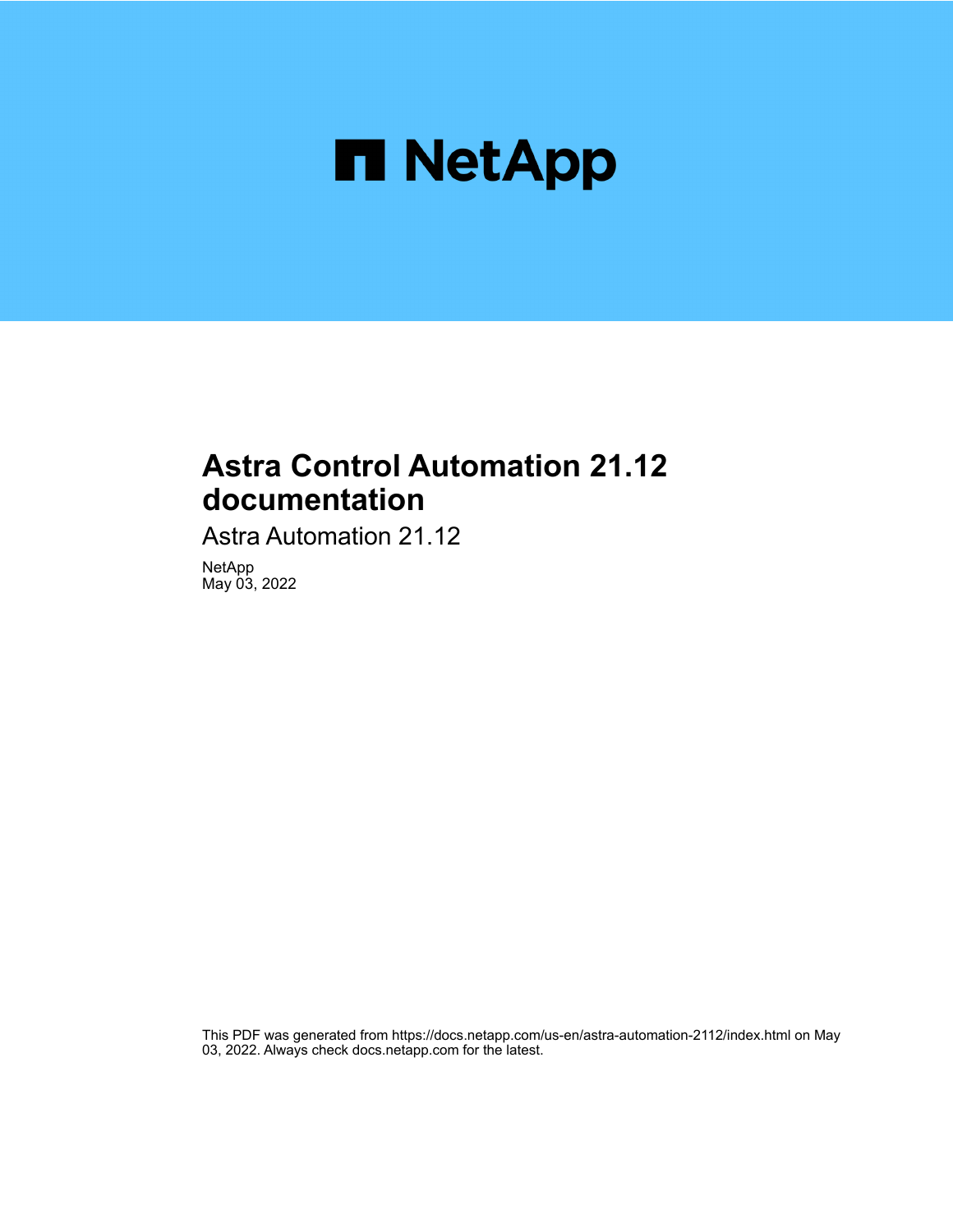NetApp

# Astra Control Automation 21.12 documentation

Astra Automation 21.12

NetApp
May 03, 2022

This PDF was generated from https://docs.netapp.com/us-en/astra-automation-2112/index.html on May 03, 2022. Always check docs.netapp.com for the latest.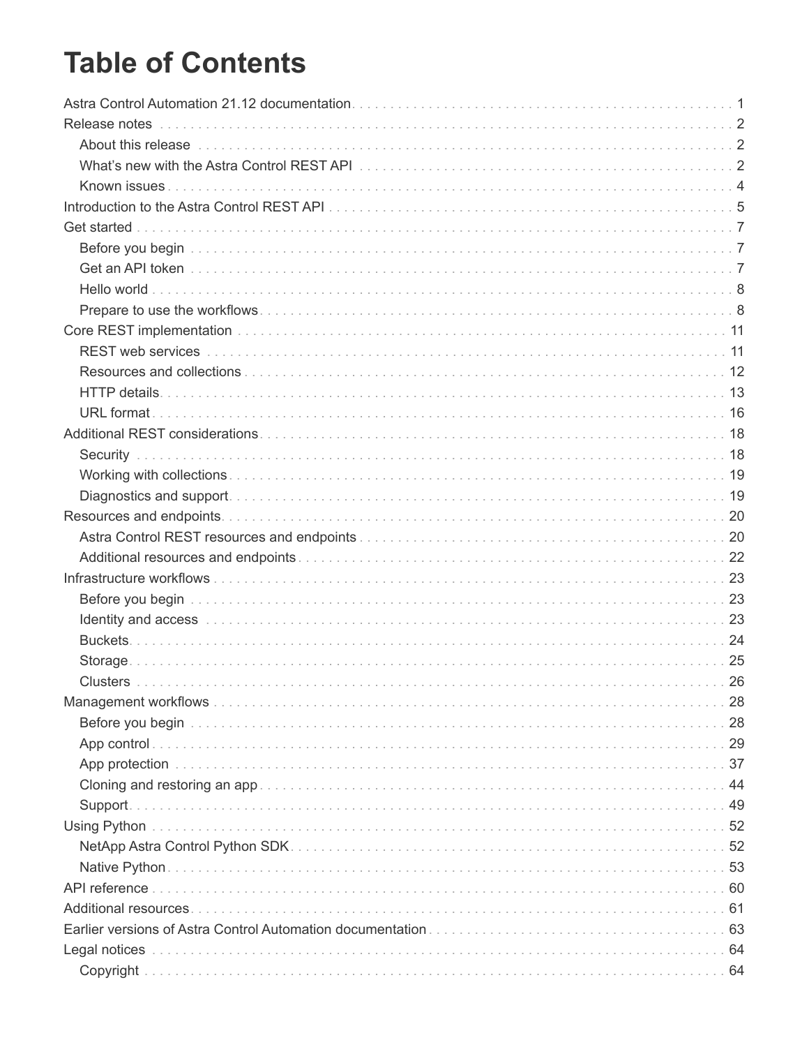# Table of Contents

- Astra Control Automation 21.12 documentation . . . 1
- Release notes . . . 2
  - About this release . . . 2
  - What's new with the Astra Control REST API . . . 2
  - Known issues . . . 4
- Introduction to the Astra Control REST API . . . 5
- Get started . . . 7
  - Before you begin . . . 7
  - Get an API token . . . 7
  - Hello world . . . 8
  - Prepare to use the workflows . . . 8
- Core REST implementation . . . 11
  - REST web services . . . 11
  - Resources and collections . . . 12
  - HTTP details . . . 13
  - URL format . . . 16
- Additional REST considerations . . . 18
  - Security . . . 18
  - Working with collections . . . 19
  - Diagnostics and support . . . 19
- Resources and endpoints . . . 20
  - Astra Control REST resources and endpoints . . . 20
  - Additional resources and endpoints . . . 22
- Infrastructure workflows . . . 23
  - Before you begin . . . 23
  - Identity and access . . . 23
  - Buckets . . . 24
  - Storage . . . 25
  - Clusters . . . 26
- Management workflows . . . 28
  - Before you begin . . . 28
  - App control . . . 29
  - App protection . . . 37
  - Cloning and restoring an app . . . 44
  - Support . . . 49
- Using Python . . . 52
  - NetApp Astra Control Python SDK . . . 52
  - Native Python . . . 53
- API reference . . . 60
- Additional resources . . . 61
- Earlier versions of Astra Control Automation documentation . . . 63
- Legal notices . . . 64
  - Copyright . . . 64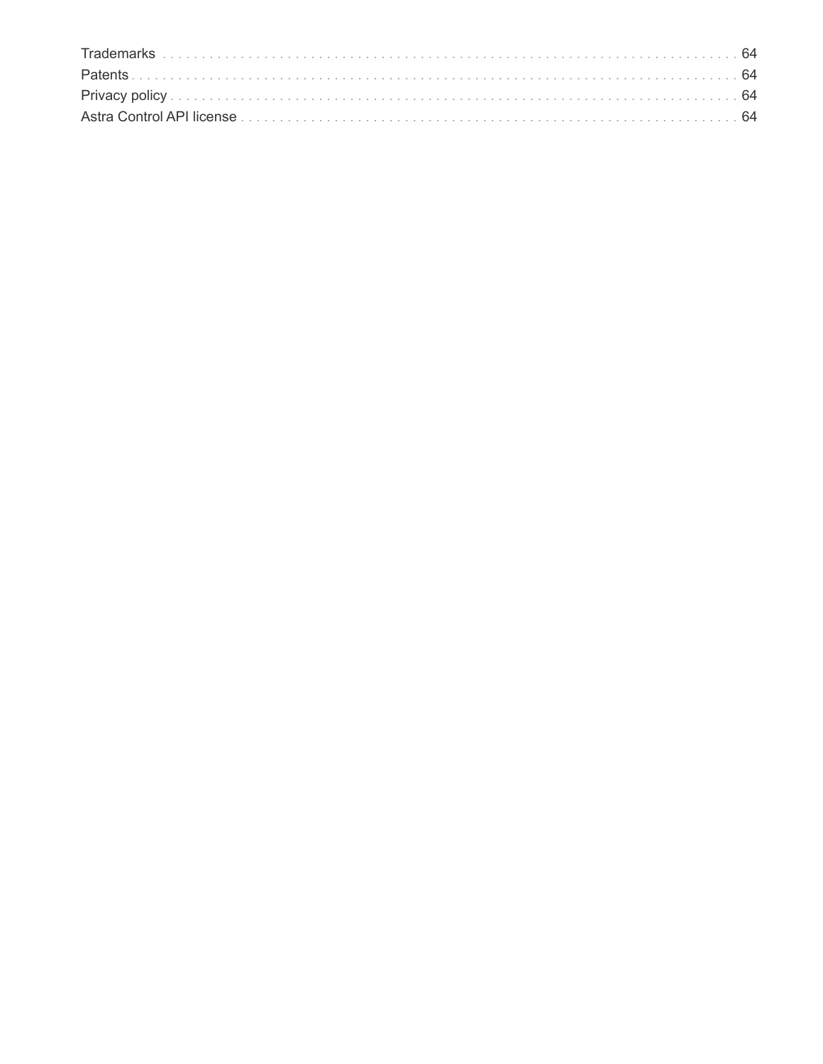Trademarks . . . . . . . . . . . . . . . . . . . . . . . . . . . . . . . . . . . . . . . . . . . . . . . . . . . . . . . . . . . . . . . . . . . . 64
Patents . . . . . . . . . . . . . . . . . . . . . . . . . . . . . . . . . . . . . . . . . . . . . . . . . . . . . . . . . . . . . . . . . . . . . . . 64
Privacy policy . . . . . . . . . . . . . . . . . . . . . . . . . . . . . . . . . . . . . . . . . . . . . . . . . . . . . . . . . . . . . . . . . . 64
Astra Control API license . . . . . . . . . . . . . . . . . . . . . . . . . . . . . . . . . . . . . . . . . . . . . . . . . . . . . . . . . . 64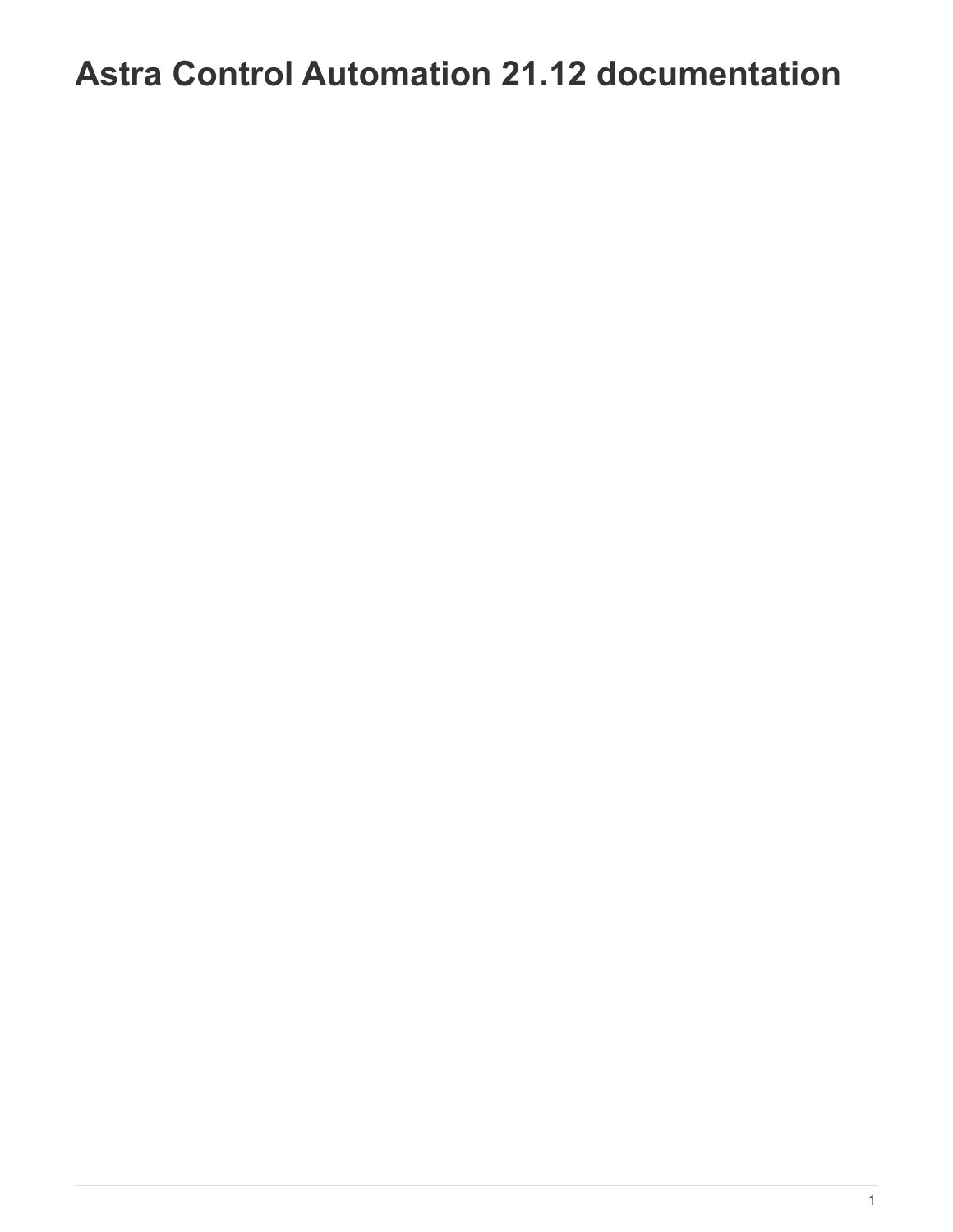# Astra Control Automation 21.12 documentation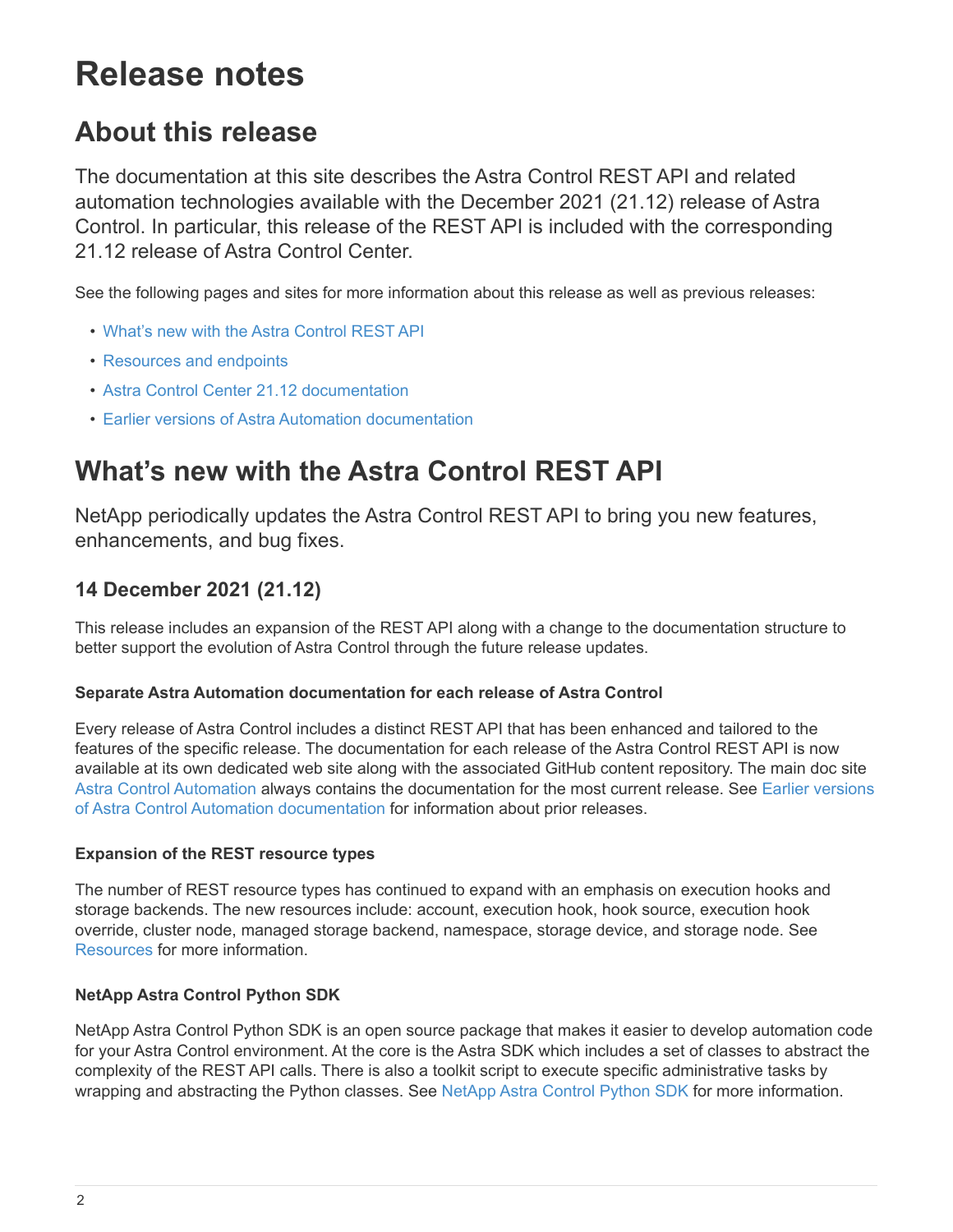# Release notes

## About this release

The documentation at this site describes the Astra Control REST API and related automation technologies available with the December 2021 (21.12) release of Astra Control. In particular, this release of the REST API is included with the corresponding 21.12 release of Astra Control Center.

See the following pages and sites for more information about this release as well as previous releases:

- What's new with the Astra Control REST API
- Resources and endpoints
- Astra Control Center 21.12 documentation
- Earlier versions of Astra Automation documentation

## What's new with the Astra Control REST API

NetApp periodically updates the Astra Control REST API to bring you new features, enhancements, and bug fixes.

### 14 December 2021 (21.12)

This release includes an expansion of the REST API along with a change to the documentation structure to better support the evolution of Astra Control through the future release updates.

#### Separate Astra Automation documentation for each release of Astra Control

Every release of Astra Control includes a distinct REST API that has been enhanced and tailored to the features of the specific release. The documentation for each release of the Astra Control REST API is now available at its own dedicated web site along with the associated GitHub content repository. The main doc site Astra Control Automation always contains the documentation for the most current release. See Earlier versions of Astra Control Automation documentation for information about prior releases.

#### Expansion of the REST resource types

The number of REST resource types has continued to expand with an emphasis on execution hooks and storage backends. The new resources include: account, execution hook, hook source, execution hook override, cluster node, managed storage backend, namespace, storage device, and storage node. See Resources for more information.

#### NetApp Astra Control Python SDK

NetApp Astra Control Python SDK is an open source package that makes it easier to develop automation code for your Astra Control environment. At the core is the Astra SDK which includes a set of classes to abstract the complexity of the REST API calls. There is also a toolkit script to execute specific administrative tasks by wrapping and abstracting the Python classes. See NetApp Astra Control Python SDK for more information.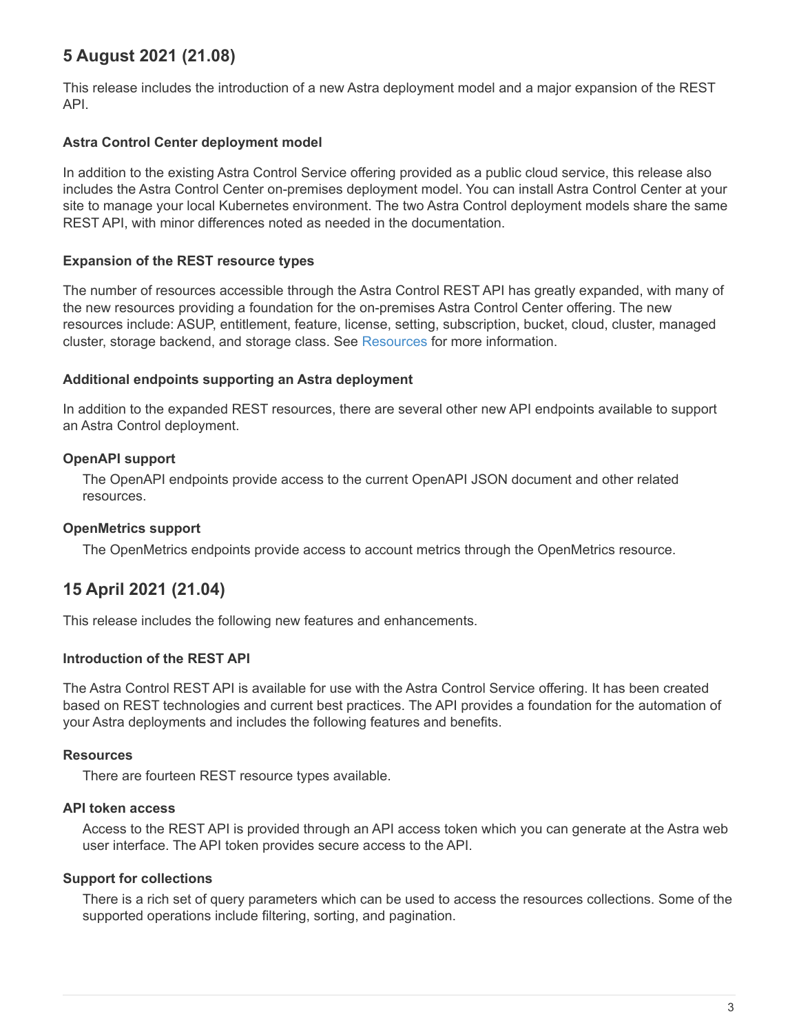## 5 August 2021 (21.08)

This release includes the introduction of a new Astra deployment model and a major expansion of the REST API.

#### Astra Control Center deployment model

In addition to the existing Astra Control Service offering provided as a public cloud service, this release also includes the Astra Control Center on-premises deployment model. You can install Astra Control Center at your site to manage your local Kubernetes environment. The two Astra Control deployment models share the same REST API, with minor differences noted as needed in the documentation.

#### Expansion of the REST resource types

The number of resources accessible through the Astra Control REST API has greatly expanded, with many of the new resources providing a foundation for the on-premises Astra Control Center offering. The new resources include: ASUP, entitlement, feature, license, setting, subscription, bucket, cloud, cluster, managed cluster, storage backend, and storage class. See Resources for more information.

#### Additional endpoints supporting an Astra deployment

In addition to the expanded REST resources, there are several other new API endpoints available to support an Astra Control deployment.

**OpenAPI support**

The OpenAPI endpoints provide access to the current OpenAPI JSON document and other related resources.

**OpenMetrics support**

The OpenMetrics endpoints provide access to account metrics through the OpenMetrics resource.

## 15 April 2021 (21.04)

This release includes the following new features and enhancements.

#### Introduction of the REST API

The Astra Control REST API is available for use with the Astra Control Service offering. It has been created based on REST technologies and current best practices. The API provides a foundation for the automation of your Astra deployments and includes the following features and benefits.

**Resources**

There are fourteen REST resource types available.

**API token access**

Access to the REST API is provided through an API access token which you can generate at the Astra web user interface. The API token provides secure access to the API.

**Support for collections**

There is a rich set of query parameters which can be used to access the resources collections. Some of the supported operations include filtering, sorting, and pagination.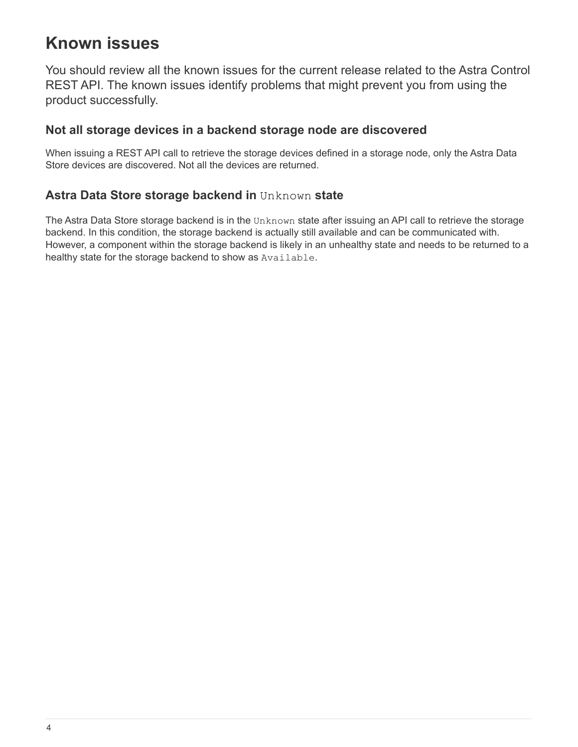# Known issues

You should review all the known issues for the current release related to the Astra Control REST API. The known issues identify problems that might prevent you from using the product successfully.

## Not all storage devices in a backend storage node are discovered

When issuing a REST API call to retrieve the storage devices defined in a storage node, only the Astra Data Store devices are discovered. Not all the devices are returned.

## Astra Data Store storage backend in `Unknown` state

The Astra Data Store storage backend is in the `Unknown` state after issuing an API call to retrieve the storage backend. In this condition, the storage backend is actually still available and can be communicated with. However, a component within the storage backend is likely in an unhealthy state and needs to be returned to a healthy state for the storage backend to show as `Available`.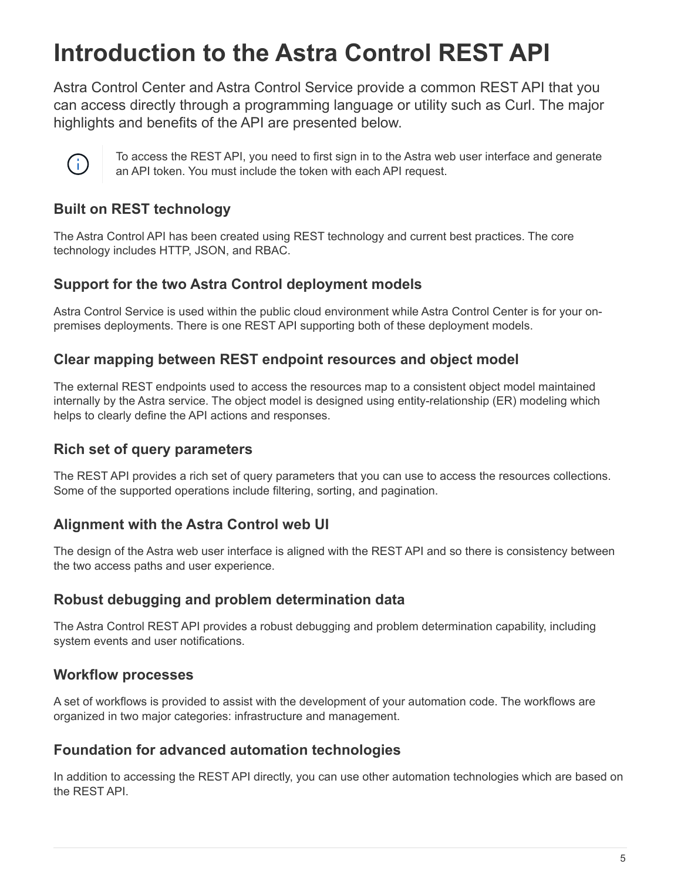# Introduction to the Astra Control REST API

Astra Control Center and Astra Control Service provide a common REST API that you can access directly through a programming language or utility such as Curl. The major highlights and benefits of the API are presented below.

> To access the REST API, you need to first sign in to the Astra web user interface and generate an API token. You must include the token with each API request.

## Built on REST technology

The Astra Control API has been created using REST technology and current best practices. The core technology includes HTTP, JSON, and RBAC.

## Support for the two Astra Control deployment models

Astra Control Service is used within the public cloud environment while Astra Control Center is for your on-premises deployments. There is one REST API supporting both of these deployment models.

## Clear mapping between REST endpoint resources and object model

The external REST endpoints used to access the resources map to a consistent object model maintained internally by the Astra service. The object model is designed using entity-relationship (ER) modeling which helps to clearly define the API actions and responses.

## Rich set of query parameters

The REST API provides a rich set of query parameters that you can use to access the resources collections. Some of the supported operations include filtering, sorting, and pagination.

## Alignment with the Astra Control web UI

The design of the Astra web user interface is aligned with the REST API and so there is consistency between the two access paths and user experience.

## Robust debugging and problem determination data

The Astra Control REST API provides a robust debugging and problem determination capability, including system events and user notifications.

## Workflow processes

A set of workflows is provided to assist with the development of your automation code. The workflows are organized in two major categories: infrastructure and management.

## Foundation for advanced automation technologies

In addition to accessing the REST API directly, you can use other automation technologies which are based on the REST API.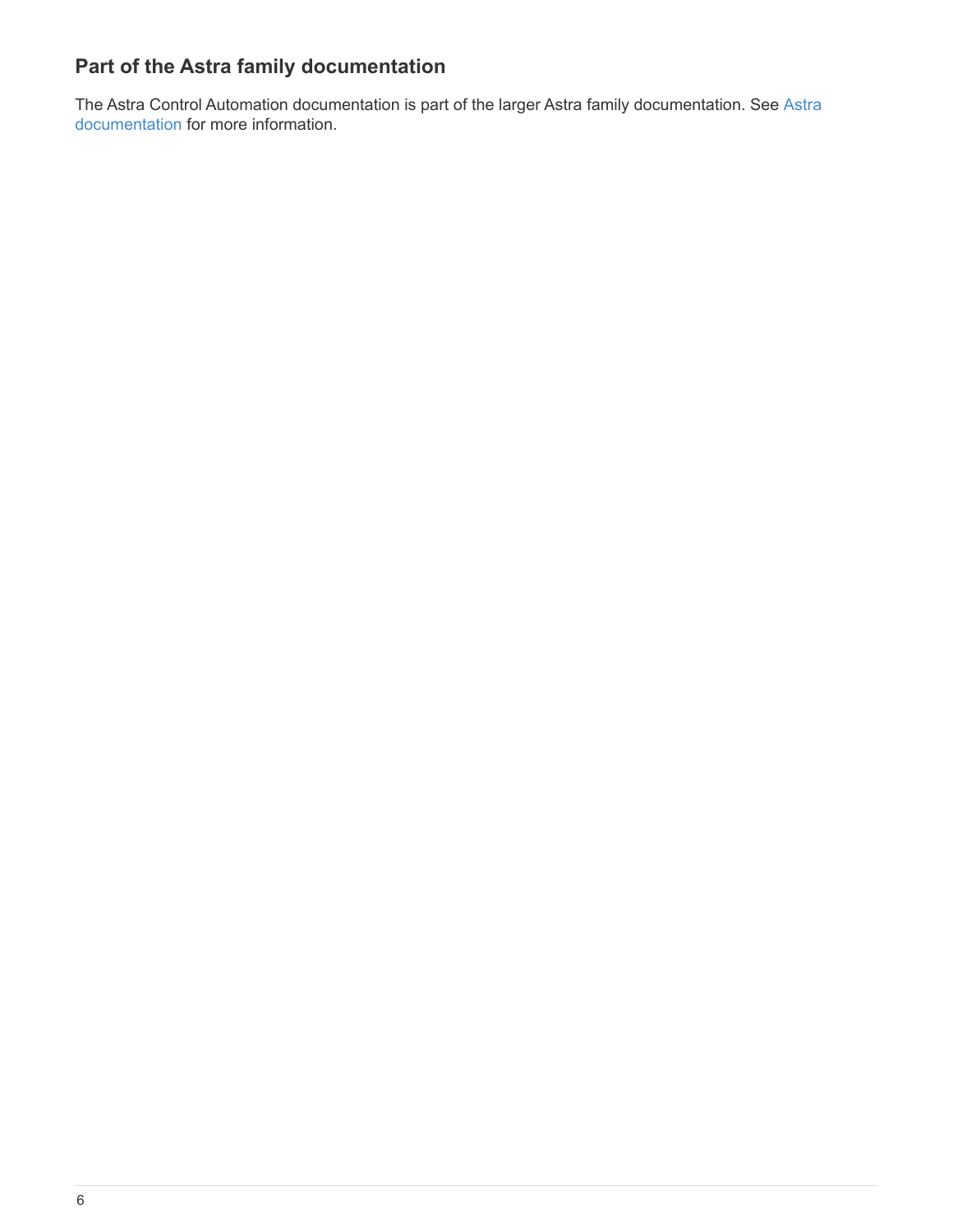## Part of the Astra family documentation

The Astra Control Automation documentation is part of the larger Astra family documentation. See Astra documentation for more information.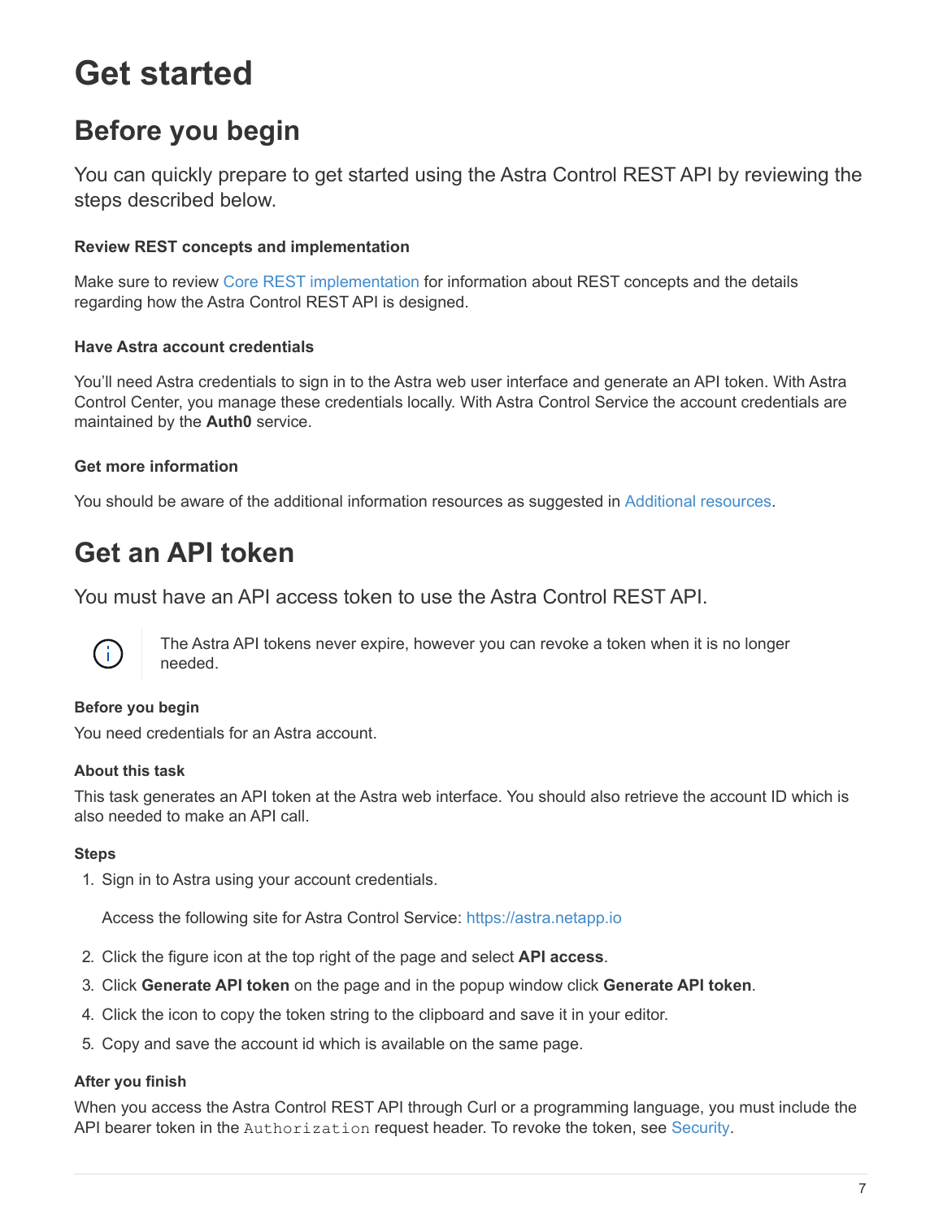# Get started

## Before you begin

You can quickly prepare to get started using the Astra Control REST API by reviewing the steps described below.

#### Review REST concepts and implementation

Make sure to review Core REST implementation for information about REST concepts and the details regarding how the Astra Control REST API is designed.

#### Have Astra account credentials

You'll need Astra credentials to sign in to the Astra web user interface and generate an API token. With Astra Control Center, you manage these credentials locally. With Astra Control Service the account credentials are maintained by the **Auth0** service.

#### Get more information

You should be aware of the additional information resources as suggested in Additional resources.

## Get an API token

You must have an API access token to use the Astra Control REST API.

> The Astra API tokens never expire, however you can revoke a token when it is no longer needed.

#### Before you begin

You need credentials for an Astra account.

#### About this task

This task generates an API token at the Astra web interface. You should also retrieve the account ID which is also needed to make an API call.

#### Steps

1. Sign in to Astra using your account credentials.

   Access the following site for Astra Control Service: https://astra.netapp.io

2. Click the figure icon at the top right of the page and select **API access**.
3. Click **Generate API token** on the page and in the popup window click **Generate API token**.
4. Click the icon to copy the token string to the clipboard and save it in your editor.
5. Copy and save the account id which is available on the same page.

#### After you finish

When you access the Astra Control REST API through Curl or a programming language, you must include the API bearer token in the `Authorization` request header. To revoke the token, see Security.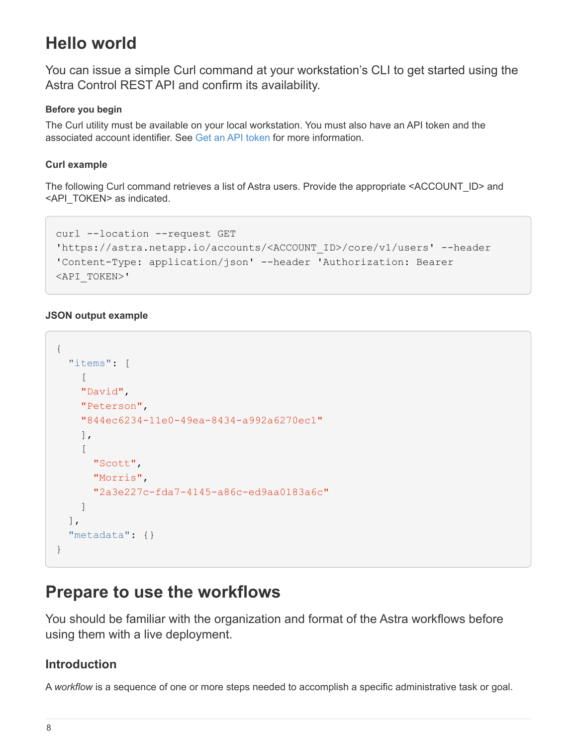# Hello world

You can issue a simple Curl command at your workstation's CLI to get started using the Astra Control REST API and confirm its availability.

#### Before you begin

The Curl utility must be available on your local workstation. You must also have an API token and the associated account identifier. See Get an API token for more information.

#### Curl example

The following Curl command retrieves a list of Astra users. Provide the appropriate <ACCOUNT_ID> and <API_TOKEN> as indicated.

```
curl --location --request GET
'https://astra.netapp.io/accounts/<ACCOUNT_ID>/core/v1/users' --header
'Content-Type: application/json' --header 'Authorization: Bearer
<API_TOKEN>'
```

#### JSON output example

```
{
  "items": [
    [
    "David",
    "Peterson",
    "844ec6234-11e0-49ea-8434-a992a6270ec1"
    ],
    [
      "Scott",
      "Morris",
      "2a3e227c-fda7-4145-a86c-ed9aa0183a6c"
    ]
  ],
  "metadata": {}
}
```

# Prepare to use the workflows

You should be familiar with the organization and format of the Astra workflows before using them with a live deployment.

## Introduction

A *workflow* is a sequence of one or more steps needed to accomplish a specific administrative task or goal.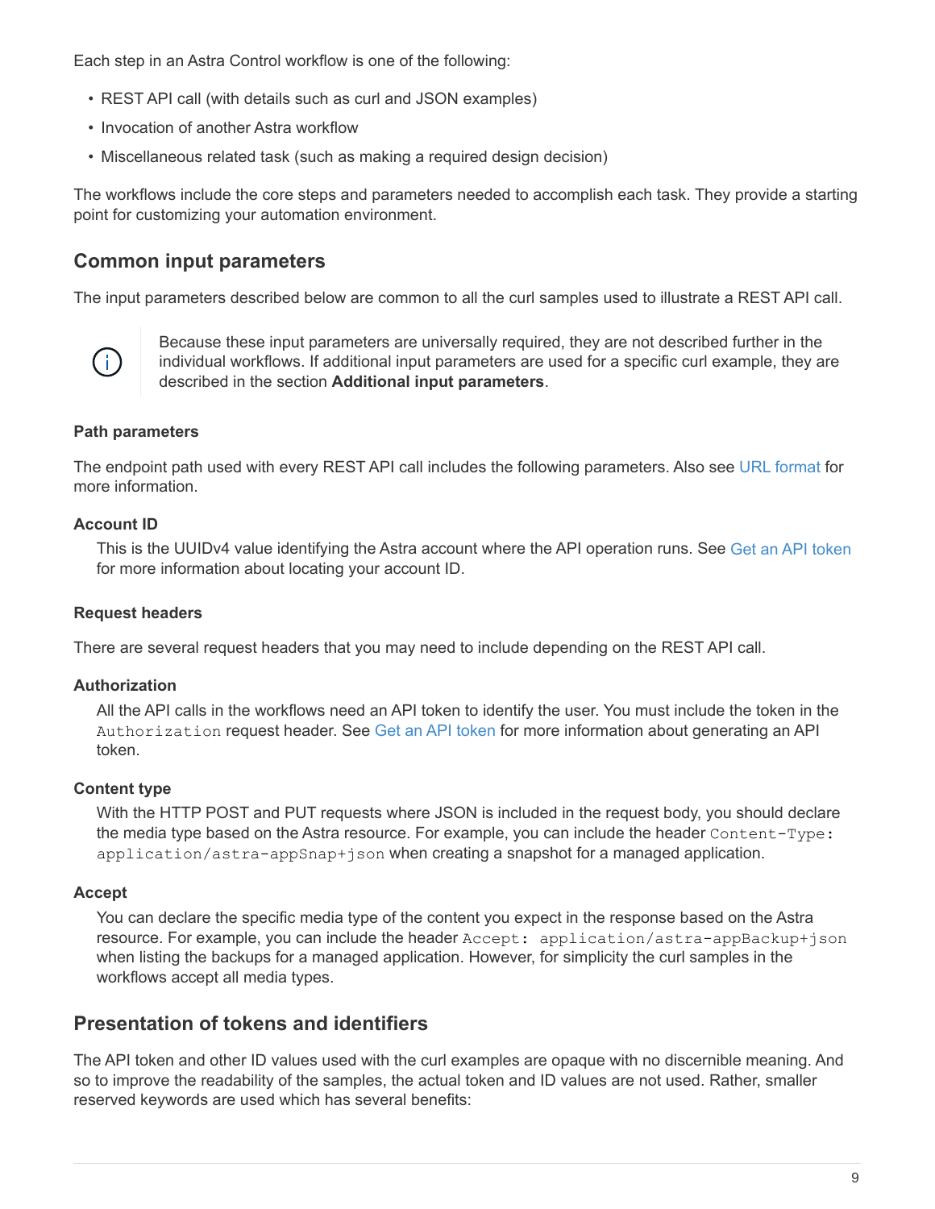Each step in an Astra Control workflow is one of the following:

- REST API call (with details such as curl and JSON examples)
- Invocation of another Astra workflow
- Miscellaneous related task (such as making a required design decision)

The workflows include the core steps and parameters needed to accomplish each task. They provide a starting point for customizing your automation environment.

## Common input parameters

The input parameters described below are common to all the curl samples used to illustrate a REST API call.

> Because these input parameters are universally required, they are not described further in the individual workflows. If additional input parameters are used for a specific curl example, they are described in the section **Additional input parameters**.

#### Path parameters

The endpoint path used with every REST API call includes the following parameters. Also see URL format for more information.

**Account ID**

This is the UUIDv4 value identifying the Astra account where the API operation runs. See Get an API token for more information about locating your account ID.

#### Request headers

There are several request headers that you may need to include depending on the REST API call.

**Authorization**

All the API calls in the workflows need an API token to identify the user. You must include the token in the `Authorization` request header. See Get an API token for more information about generating an API token.

**Content type**

With the HTTP POST and PUT requests where JSON is included in the request body, you should declare the media type based on the Astra resource. For example, you can include the header `Content-Type: application/astra-appSnap+json` when creating a snapshot for a managed application.

**Accept**

You can declare the specific media type of the content you expect in the response based on the Astra resource. For example, you can include the header `Accept: application/astra-appBackup+json` when listing the backups for a managed application. However, for simplicity the curl samples in the workflows accept all media types.

## Presentation of tokens and identifiers

The API token and other ID values used with the curl examples are opaque with no discernible meaning. And so to improve the readability of the samples, the actual token and ID values are not used. Rather, smaller reserved keywords are used which has several benefits: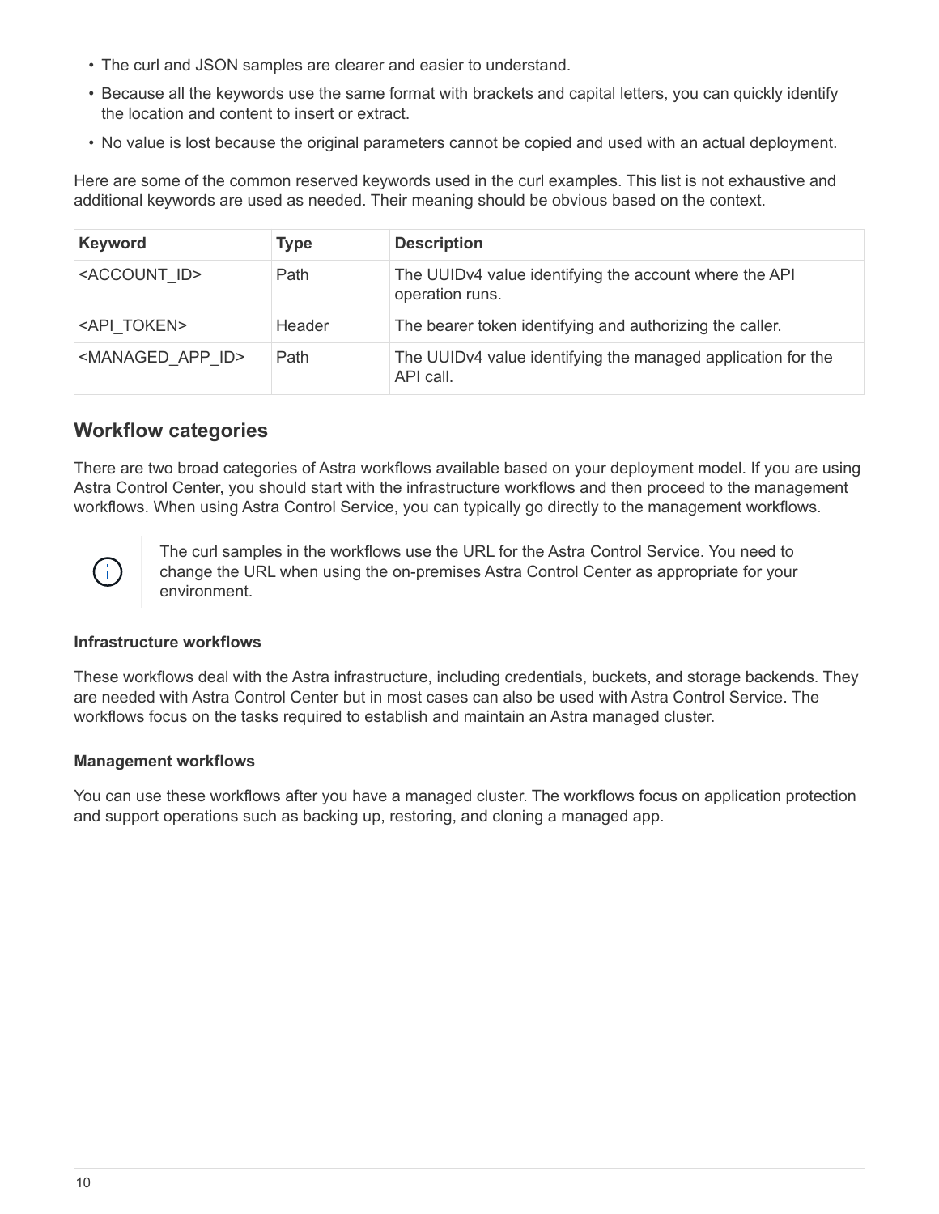- The curl and JSON samples are clearer and easier to understand.
- Because all the keywords use the same format with brackets and capital letters, you can quickly identify the location and content to insert or extract.
- No value is lost because the original parameters cannot be copied and used with an actual deployment.

Here are some of the common reserved keywords used in the curl examples. This list is not exhaustive and additional keywords are used as needed. Their meaning should be obvious based on the context.

| Keyword | Type | Description |
| --- | --- | --- |
| <ACCOUNT_ID> | Path | The UUIDv4 value identifying the account where the API operation runs. |
| <API_TOKEN> | Header | The bearer token identifying and authorizing the caller. |
| <MANAGED_APP_ID> | Path | The UUIDv4 value identifying the managed application for the API call. |

## Workflow categories

There are two broad categories of Astra workflows available based on your deployment model. If you are using Astra Control Center, you should start with the infrastructure workflows and then proceed to the management workflows. When using Astra Control Service, you can typically go directly to the management workflows.

> The curl samples in the workflows use the URL for the Astra Control Service. You need to change the URL when using the on-premises Astra Control Center as appropriate for your environment.

#### Infrastructure workflows

These workflows deal with the Astra infrastructure, including credentials, buckets, and storage backends. They are needed with Astra Control Center but in most cases can also be used with Astra Control Service. The workflows focus on the tasks required to establish and maintain an Astra managed cluster.

#### Management workflows

You can use these workflows after you have a managed cluster. The workflows focus on application protection and support operations such as backing up, restoring, and cloning a managed app.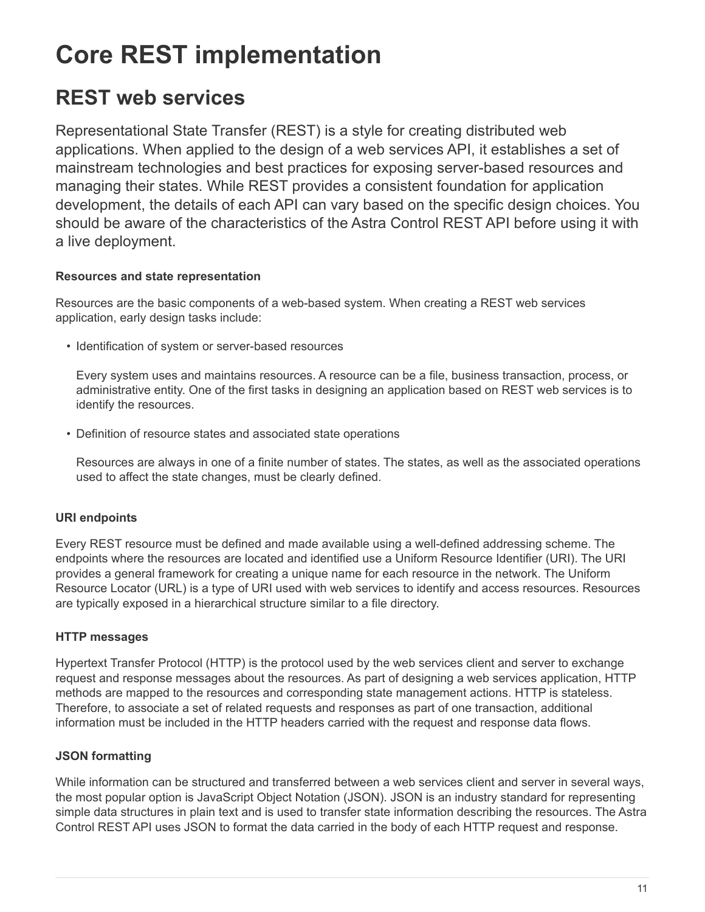# Core REST implementation

## REST web services

Representational State Transfer (REST) is a style for creating distributed web applications. When applied to the design of a web services API, it establishes a set of mainstream technologies and best practices for exposing server-based resources and managing their states. While REST provides a consistent foundation for application development, the details of each API can vary based on the specific design choices. You should be aware of the characteristics of the Astra Control REST API before using it with a live deployment.

#### Resources and state representation

Resources are the basic components of a web-based system. When creating a REST web services application, early design tasks include:

- Identification of system or server-based resources

  Every system uses and maintains resources. A resource can be a file, business transaction, process, or administrative entity. One of the first tasks in designing an application based on REST web services is to identify the resources.

- Definition of resource states and associated state operations

  Resources are always in one of a finite number of states. The states, as well as the associated operations used to affect the state changes, must be clearly defined.

#### URI endpoints

Every REST resource must be defined and made available using a well-defined addressing scheme. The endpoints where the resources are located and identified use a Uniform Resource Identifier (URI). The URI provides a general framework for creating a unique name for each resource in the network. The Uniform Resource Locator (URL) is a type of URI used with web services to identify and access resources. Resources are typically exposed in a hierarchical structure similar to a file directory.

#### HTTP messages

Hypertext Transfer Protocol (HTTP) is the protocol used by the web services client and server to exchange request and response messages about the resources. As part of designing a web services application, HTTP methods are mapped to the resources and corresponding state management actions. HTTP is stateless. Therefore, to associate a set of related requests and responses as part of one transaction, additional information must be included in the HTTP headers carried with the request and response data flows.

#### JSON formatting

While information can be structured and transferred between a web services client and server in several ways, the most popular option is JavaScript Object Notation (JSON). JSON is an industry standard for representing simple data structures in plain text and is used to transfer state information describing the resources. The Astra Control REST API uses JSON to format the data carried in the body of each HTTP request and response.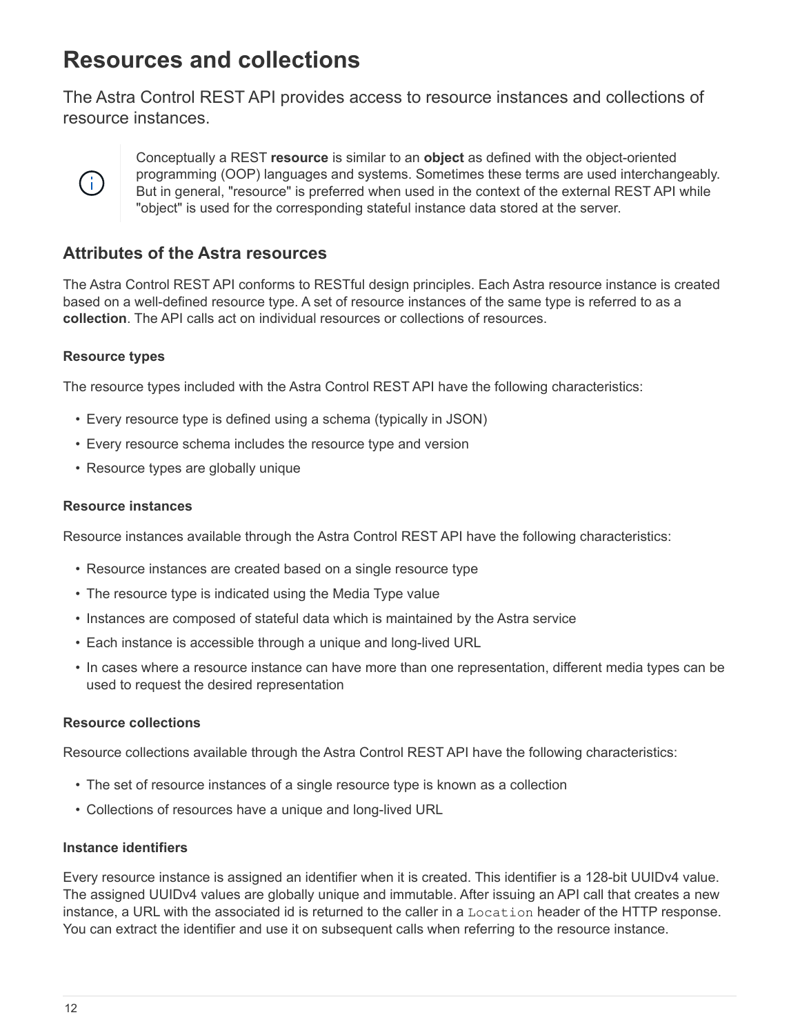# Resources and collections

The Astra Control REST API provides access to resource instances and collections of resource instances.

> Conceptually a REST **resource** is similar to an **object** as defined with the object-oriented programming (OOP) languages and systems. Sometimes these terms are used interchangeably. But in general, "resource" is preferred when used in the context of the external REST API while "object" is used for the corresponding stateful instance data stored at the server.

## Attributes of the Astra resources

The Astra Control REST API conforms to RESTful design principles. Each Astra resource instance is created based on a well-defined resource type. A set of resource instances of the same type is referred to as a **collection**. The API calls act on individual resources or collections of resources.

### Resource types

The resource types included with the Astra Control REST API have the following characteristics:

- Every resource type is defined using a schema (typically in JSON)
- Every resource schema includes the resource type and version
- Resource types are globally unique

### Resource instances

Resource instances available through the Astra Control REST API have the following characteristics:

- Resource instances are created based on a single resource type
- The resource type is indicated using the Media Type value
- Instances are composed of stateful data which is maintained by the Astra service
- Each instance is accessible through a unique and long-lived URL
- In cases where a resource instance can have more than one representation, different media types can be used to request the desired representation

### Resource collections

Resource collections available through the Astra Control REST API have the following characteristics:

- The set of resource instances of a single resource type is known as a collection
- Collections of resources have a unique and long-lived URL

### Instance identifiers

Every resource instance is assigned an identifier when it is created. This identifier is a 128-bit UUIDv4 value. The assigned UUIDv4 values are globally unique and immutable. After issuing an API call that creates a new instance, a URL with the associated id is returned to the caller in a `Location` header of the HTTP response. You can extract the identifier and use it on subsequent calls when referring to the resource instance.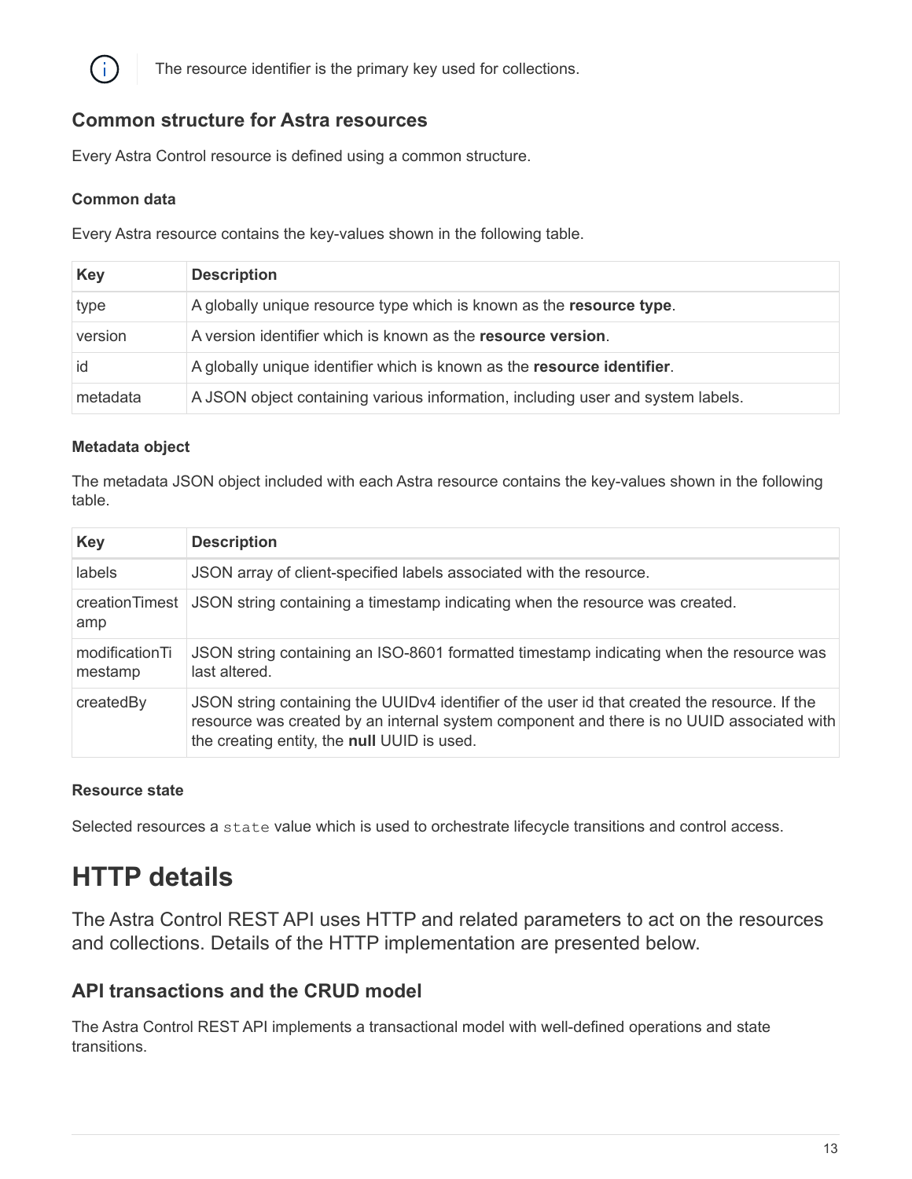The resource identifier is the primary key used for collections.

### Common structure for Astra resources

Every Astra Control resource is defined using a common structure.

#### Common data

Every Astra resource contains the key-values shown in the following table.

| Key | Description |
| --- | --- |
| type | A globally unique resource type which is known as the **resource type**. |
| version | A version identifier which is known as the **resource version**. |
| id | A globally unique identifier which is known as the **resource identifier**. |
| metadata | A JSON object containing various information, including user and system labels. |

#### Metadata object

The metadata JSON object included with each Astra resource contains the key-values shown in the following table.

| Key | Description |
| --- | --- |
| labels | JSON array of client-specified labels associated with the resource. |
| creationTimestamp | JSON string containing a timestamp indicating when the resource was created. |
| modificationTimestamp | JSON string containing an ISO-8601 formatted timestamp indicating when the resource was last altered. |
| createdBy | JSON string containing the UUIDv4 identifier of the user id that created the resource. If the resource was created by an internal system component and there is no UUID associated with the creating entity, the **null** UUID is used. |

#### Resource state

Selected resources a `state` value which is used to orchestrate lifecycle transitions and control access.

# HTTP details

The Astra Control REST API uses HTTP and related parameters to act on the resources and collections. Details of the HTTP implementation are presented below.

## API transactions and the CRUD model

The Astra Control REST API implements a transactional model with well-defined operations and state transitions.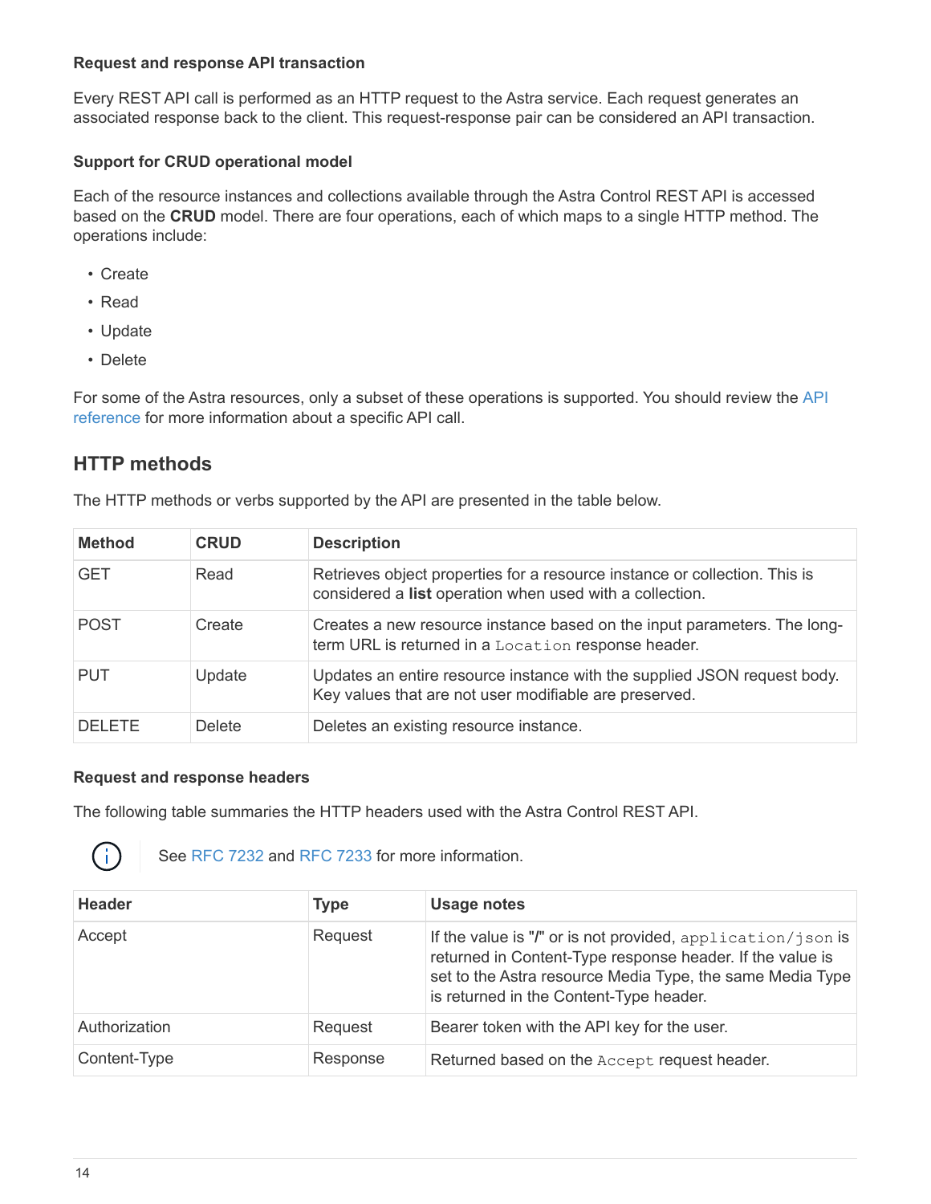#### Request and response API transaction

Every REST API call is performed as an HTTP request to the Astra service. Each request generates an associated response back to the client. This request-response pair can be considered an API transaction.

#### Support for CRUD operational model

Each of the resource instances and collections available through the Astra Control REST API is accessed based on the **CRUD** model. There are four operations, each of which maps to a single HTTP method. The operations include:

- Create
- Read
- Update
- Delete

For some of the Astra resources, only a subset of these operations is supported. You should review the API reference for more information about a specific API call.

## HTTP methods

The HTTP methods or verbs supported by the API are presented in the table below.

| Method | CRUD | Description |
| --- | --- | --- |
| GET | Read | Retrieves object properties for a resource instance or collection. This is considered a **list** operation when used with a collection. |
| POST | Create | Creates a new resource instance based on the input parameters. The long-term URL is returned in a `Location` response header. |
| PUT | Update | Updates an entire resource instance with the supplied JSON request body. Key values that are not user modifiable are preserved. |
| DELETE | Delete | Deletes an existing resource instance. |

#### Request and response headers

The following table summaries the HTTP headers used with the Astra Control REST API.

> See RFC 7232 and RFC 7233 for more information.

| Header | Type | Usage notes |
| --- | --- | --- |
| Accept | Request | If the value is "/" or is not provided, `application/json` is returned in Content-Type response header. If the value is set to the Astra resource Media Type, the same Media Type is returned in the Content-Type header. |
| Authorization | Request | Bearer token with the API key for the user. |
| Content-Type | Response | Returned based on the `Accept` request header. |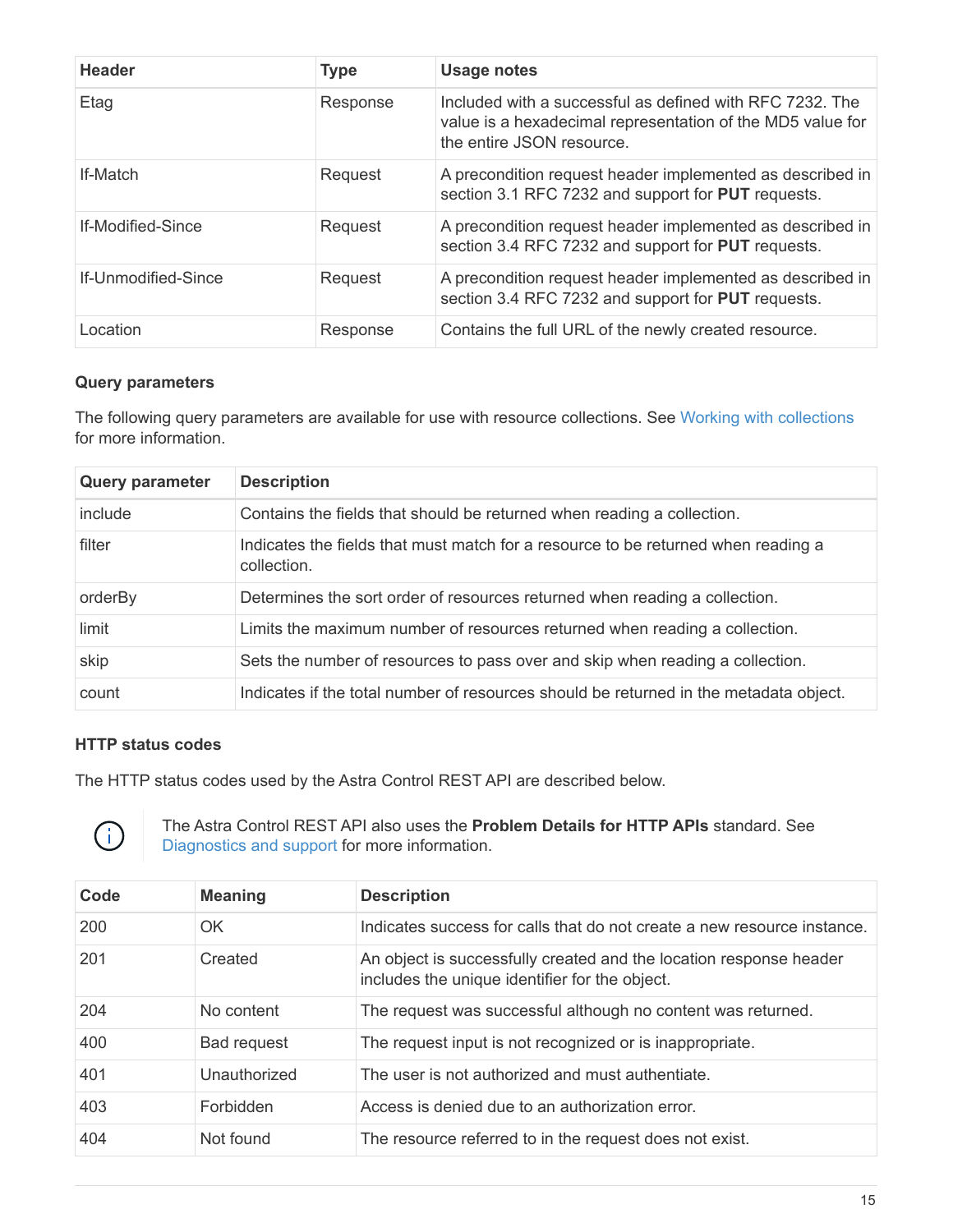| Header | Type | Usage notes |
| --- | --- | --- |
| Etag | Response | Included with a successful as defined with RFC 7232. The value is a hexadecimal representation of the MD5 value for the entire JSON resource. |
| If-Match | Request | A precondition request header implemented as described in section 3.1 RFC 7232 and support for **PUT** requests. |
| If-Modified-Since | Request | A precondition request header implemented as described in section 3.4 RFC 7232 and support for **PUT** requests. |
| If-Unmodified-Since | Request | A precondition request header implemented as described in section 3.4 RFC 7232 and support for **PUT** requests. |
| Location | Response | Contains the full URL of the newly created resource. |

#### Query parameters

The following query parameters are available for use with resource collections. See Working with collections for more information.

| Query parameter | Description |
| --- | --- |
| include | Contains the fields that should be returned when reading a collection. |
| filter | Indicates the fields that must match for a resource to be returned when reading a collection. |
| orderBy | Determines the sort order of resources returned when reading a collection. |
| limit | Limits the maximum number of resources returned when reading a collection. |
| skip | Sets the number of resources to pass over and skip when reading a collection. |
| count | Indicates if the total number of resources should be returned in the metadata object. |

#### HTTP status codes

The HTTP status codes used by the Astra Control REST API are described below.

> The Astra Control REST API also uses the **Problem Details for HTTP APIs** standard. See Diagnostics and support for more information.

| Code | Meaning | Description |
| --- | --- | --- |
| 200 | OK | Indicates success for calls that do not create a new resource instance. |
| 201 | Created | An object is successfully created and the location response header includes the unique identifier for the object. |
| 204 | No content | The request was successful although no content was returned. |
| 400 | Bad request | The request input is not recognized or is inappropriate. |
| 401 | Unauthorized | The user is not authorized and must authenticate. |
| 403 | Forbidden | Access is denied due to an authorization error. |
| 404 | Not found | The resource referred to in the request does not exist. |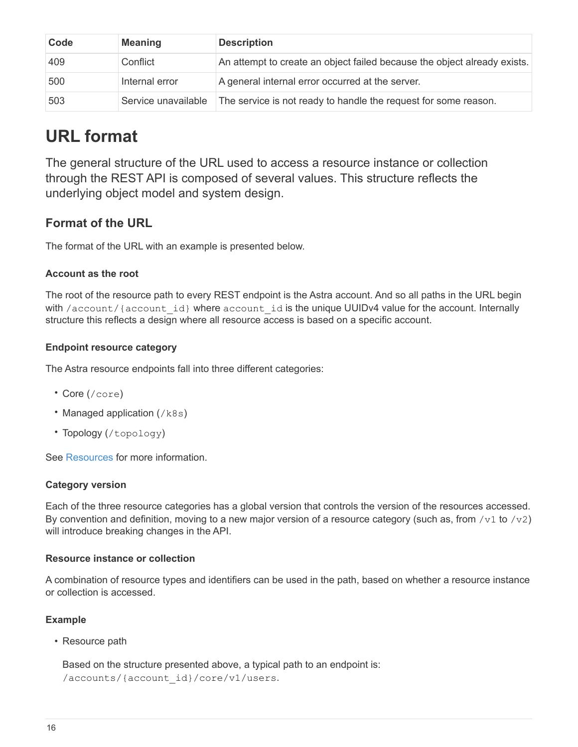| Code | Meaning | Description |
| --- | --- | --- |
| 409 | Conflict | An attempt to create an object failed because the object already exists. |
| 500 | Internal error | A general internal error occurred at the server. |
| 503 | Service unavailable | The service is not ready to handle the request for some reason. |

# URL format

The general structure of the URL used to access a resource instance or collection through the REST API is composed of several values. This structure reflects the underlying object model and system design.

## Format of the URL

The format of the URL with an example is presented below.

#### Account as the root

The root of the resource path to every REST endpoint is the Astra account. And so all paths in the URL begin with `/account/{account_id}` where `account_id` is the unique UUIDv4 value for the account. Internally structure this reflects a design where all resource access is based on a specific account.

#### Endpoint resource category

The Astra resource endpoints fall into three different categories:

- Core (`/core`)
- Managed application (`/k8s`)
- Topology (`/topology`)

See Resources for more information.

#### Category version

Each of the three resource categories has a global version that controls the version of the resources accessed. By convention and definition, moving to a new major version of a resource category (such as, from `/v1` to `/v2`) will introduce breaking changes in the API.

#### Resource instance or collection

A combination of resource types and identifiers can be used in the path, based on whether a resource instance or collection is accessed.

#### Example

- Resource path

  Based on the structure presented above, a typical path to an endpoint is: `/accounts/{account_id}/core/v1/users`.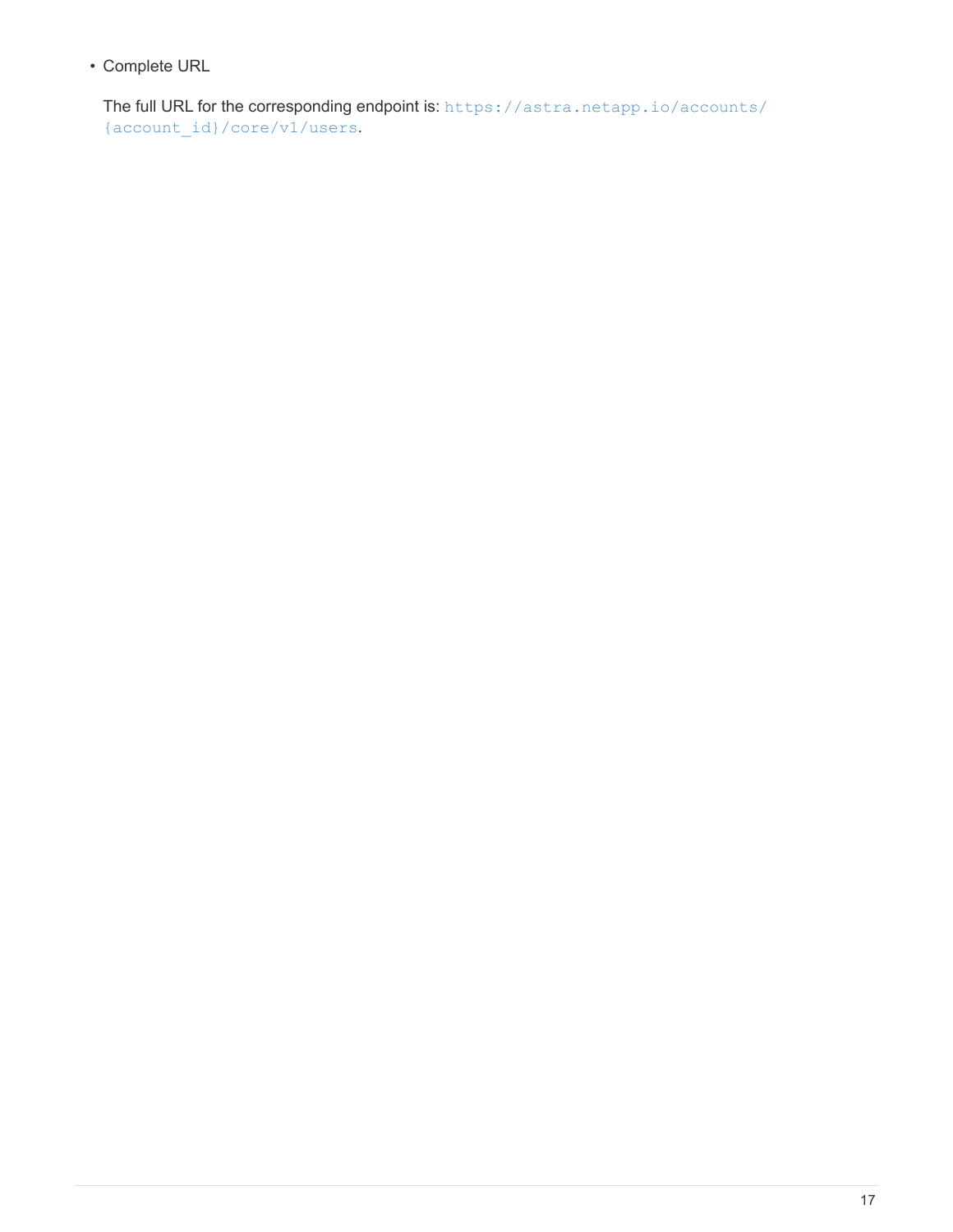- Complete URL

  The full URL for the corresponding endpoint is: `https://astra.netapp.io/accounts/{account_id}/core/v1/users`.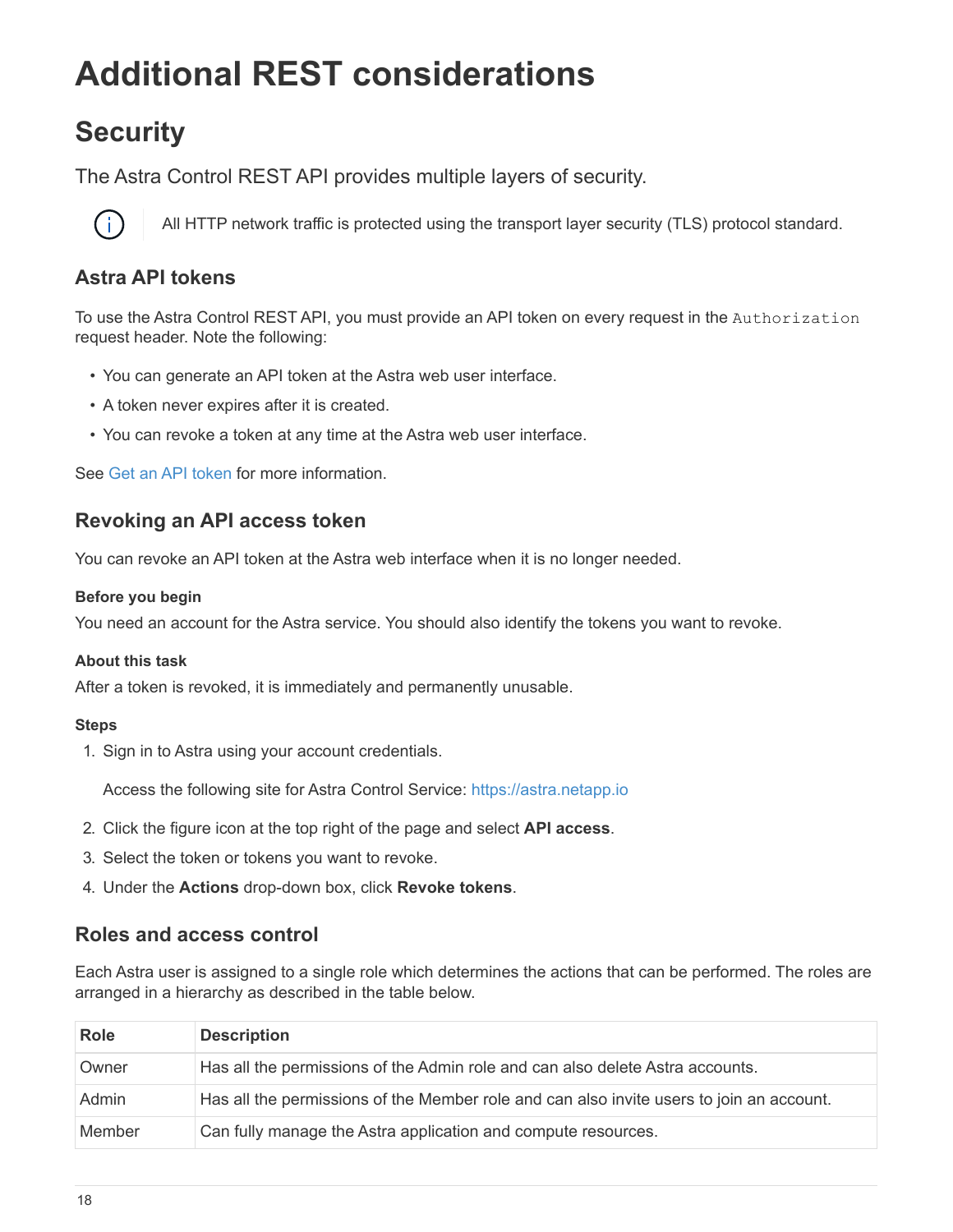# Additional REST considerations

## Security

The Astra Control REST API provides multiple layers of security.

> All HTTP network traffic is protected using the transport layer security (TLS) protocol standard.

### Astra API tokens

To use the Astra Control REST API, you must provide an API token on every request in the `Authorization` request header. Note the following:

- You can generate an API token at the Astra web user interface.
- A token never expires after it is created.
- You can revoke a token at any time at the Astra web user interface.

See Get an API token for more information.

### Revoking an API access token

You can revoke an API token at the Astra web interface when it is no longer needed.

#### Before you begin

You need an account for the Astra service. You should also identify the tokens you want to revoke.

#### About this task

After a token is revoked, it is immediately and permanently unusable.

#### Steps

1. Sign in to Astra using your account credentials.

   Access the following site for Astra Control Service: https://astra.netapp.io

2. Click the figure icon at the top right of the page and select **API access**.
3. Select the token or tokens you want to revoke.
4. Under the **Actions** drop-down box, click **Revoke tokens**.

### Roles and access control

Each Astra user is assigned to a single role which determines the actions that can be performed. The roles are arranged in a hierarchy as described in the table below.

| Role | Description |
| --- | --- |
| Owner | Has all the permissions of the Admin role and can also delete Astra accounts. |
| Admin | Has all the permissions of the Member role and can also invite users to join an account. |
| Member | Can fully manage the Astra application and compute resources. |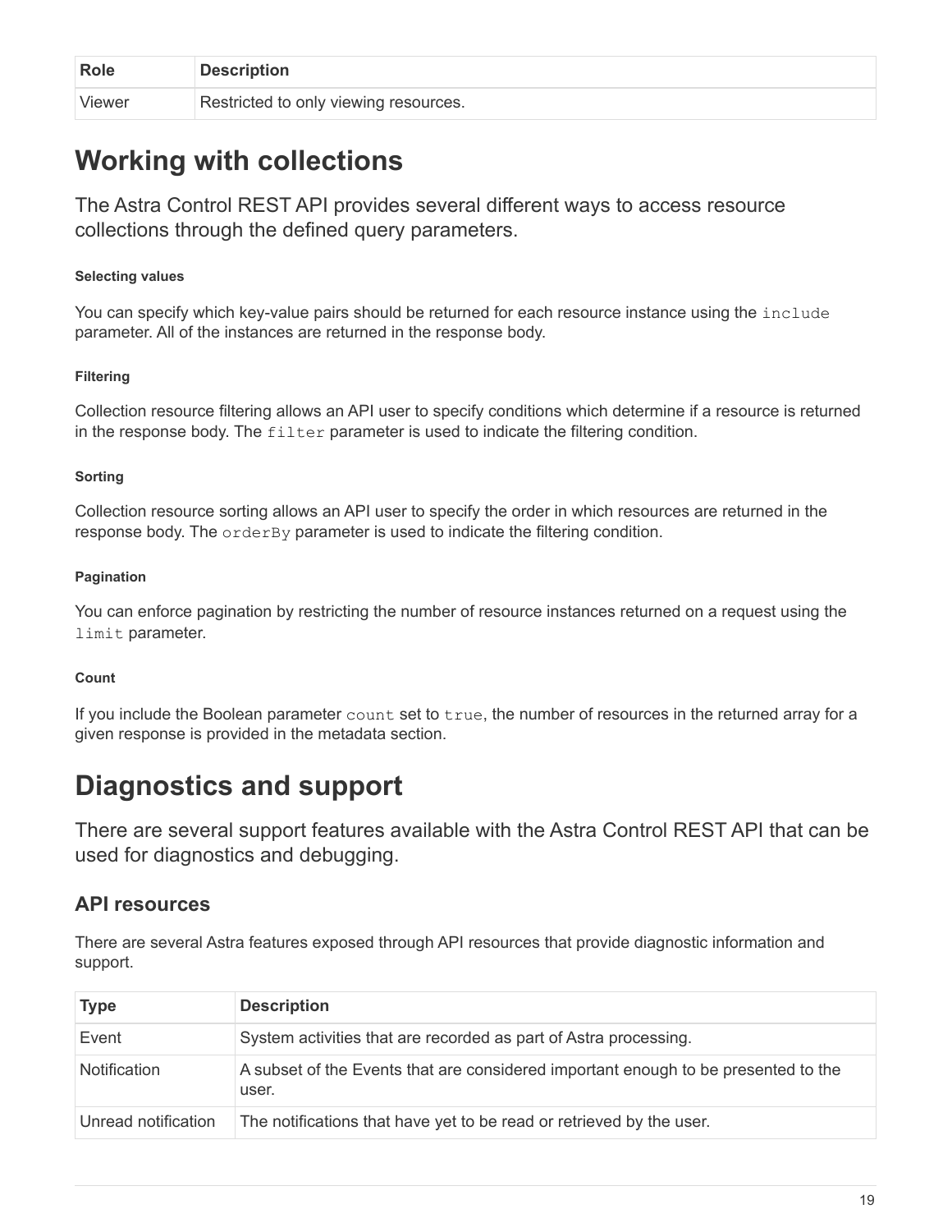| Role | Description |
| --- | --- |
| Viewer | Restricted to only viewing resources. |

# Working with collections

The Astra Control REST API provides several different ways to access resource collections through the defined query parameters.

#### Selecting values

You can specify which key-value pairs should be returned for each resource instance using the `include` parameter. All of the instances are returned in the response body.

#### Filtering

Collection resource filtering allows an API user to specify conditions which determine if a resource is returned in the response body. The `filter` parameter is used to indicate the filtering condition.

#### Sorting

Collection resource sorting allows an API user to specify the order in which resources are returned in the response body. The `orderBy` parameter is used to indicate the filtering condition.

#### Pagination

You can enforce pagination by restricting the number of resource instances returned on a request using the `limit` parameter.

#### Count

If you include the Boolean parameter `count` set to `true`, the number of resources in the returned array for a given response is provided in the metadata section.

# Diagnostics and support

There are several support features available with the Astra Control REST API that can be used for diagnostics and debugging.

## API resources

There are several Astra features exposed through API resources that provide diagnostic information and support.

| Type | Description |
| --- | --- |
| Event | System activities that are recorded as part of Astra processing. |
| Notification | A subset of the Events that are considered important enough to be presented to the user. |
| Unread notification | The notifications that have yet to be read or retrieved by the user. |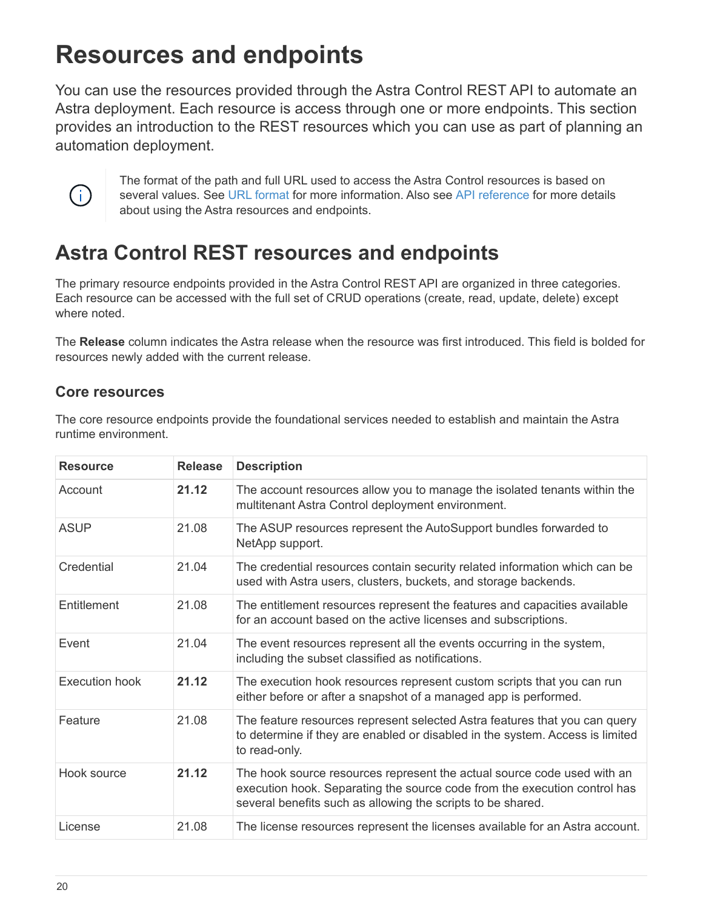# Resources and endpoints

You can use the resources provided through the Astra Control REST API to automate an Astra deployment. Each resource is access through one or more endpoints. This section provides an introduction to the REST resources which you can use as part of planning an automation deployment.

> The format of the path and full URL used to access the Astra Control resources is based on several values. See URL format for more information. Also see API reference for more details about using the Astra resources and endpoints.

## Astra Control REST resources and endpoints

The primary resource endpoints provided in the Astra Control REST API are organized in three categories. Each resource can be accessed with the full set of CRUD operations (create, read, update, delete) except where noted.

The **Release** column indicates the Astra release when the resource was first introduced. This field is bolded for resources newly added with the current release.

### Core resources

The core resource endpoints provide the foundational services needed to establish and maintain the Astra runtime environment.

| Resource | Release | Description |
| --- | --- | --- |
| Account | **21.12** | The account resources allow you to manage the isolated tenants within the multitenant Astra Control deployment environment. |
| ASUP | 21.08 | The ASUP resources represent the AutoSupport bundles forwarded to NetApp support. |
| Credential | 21.04 | The credential resources contain security related information which can be used with Astra users, clusters, buckets, and storage backends. |
| Entitlement | 21.08 | The entitlement resources represent the features and capacities available for an account based on the active licenses and subscriptions. |
| Event | 21.04 | The event resources represent all the events occurring in the system, including the subset classified as notifications. |
| Execution hook | **21.12** | The execution hook resources represent custom scripts that you can run either before or after a snapshot of a managed app is performed. |
| Feature | 21.08 | The feature resources represent selected Astra features that you can query to determine if they are enabled or disabled in the system. Access is limited to read-only. |
| Hook source | **21.12** | The hook source resources represent the actual source code used with an execution hook. Separating the source code from the execution control has several benefits such as allowing the scripts to be shared. |
| License | 21.08 | The license resources represent the licenses available for an Astra account. |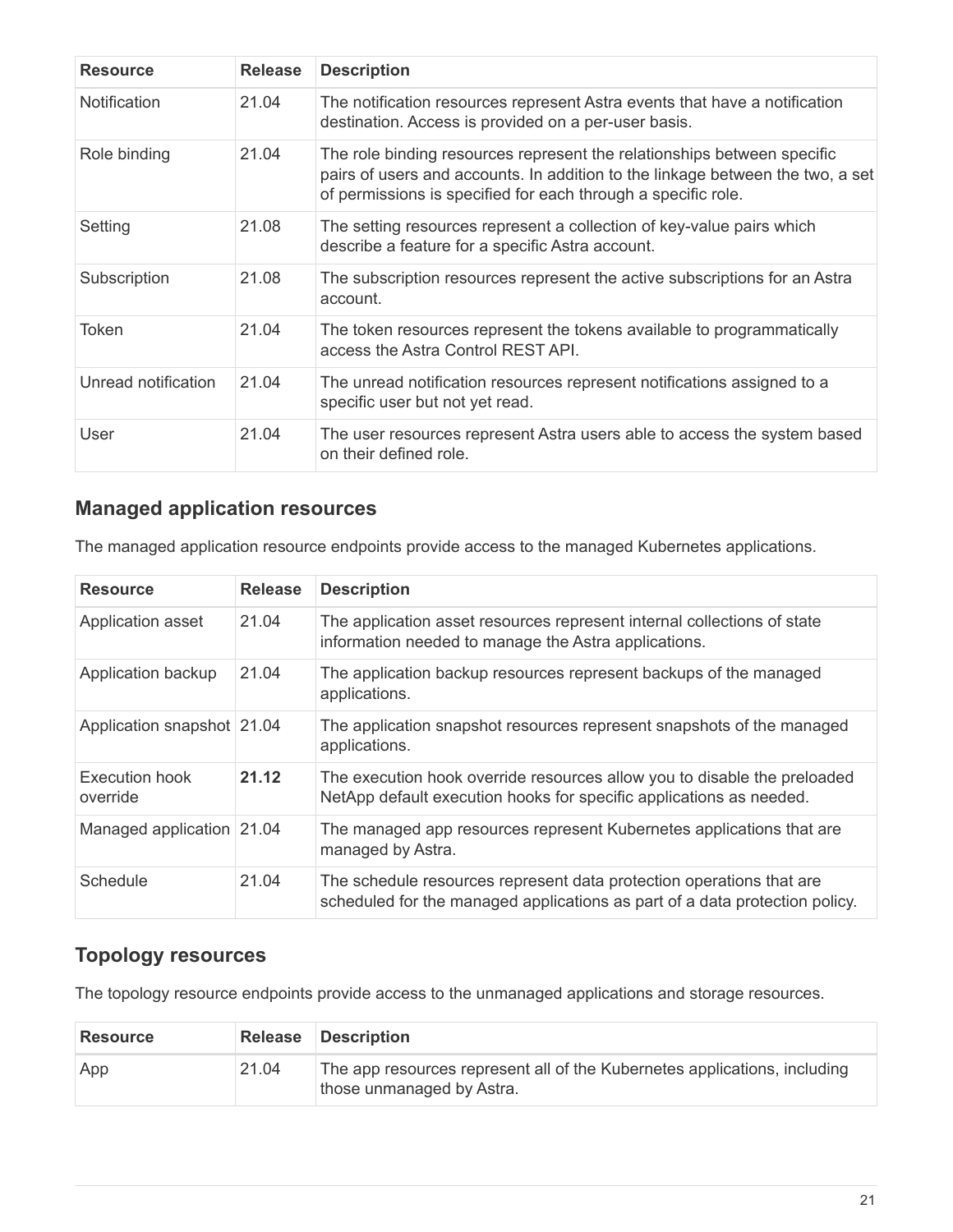| Resource | Release | Description |
| --- | --- | --- |
| Notification | 21.04 | The notification resources represent Astra events that have a notification destination. Access is provided on a per-user basis. |
| Role binding | 21.04 | The role binding resources represent the relationships between specific pairs of users and accounts. In addition to the linkage between the two, a set of permissions is specified for each through a specific role. |
| Setting | 21.08 | The setting resources represent a collection of key-value pairs which describe a feature for a specific Astra account. |
| Subscription | 21.08 | The subscription resources represent the active subscriptions for an Astra account. |
| Token | 21.04 | The token resources represent the tokens available to programmatically access the Astra Control REST API. |
| Unread notification | 21.04 | The unread notification resources represent notifications assigned to a specific user but not yet read. |
| User | 21.04 | The user resources represent Astra users able to access the system based on their defined role. |

## Managed application resources

The managed application resource endpoints provide access to the managed Kubernetes applications.

| Resource | Release | Description |
| --- | --- | --- |
| Application asset | 21.04 | The application asset resources represent internal collections of state information needed to manage the Astra applications. |
| Application backup | 21.04 | The application backup resources represent backups of the managed applications. |
| Application snapshot | 21.04 | The application snapshot resources represent snapshots of the managed applications. |
| Execution hook override | **21.12** | The execution hook override resources allow you to disable the preloaded NetApp default execution hooks for specific applications as needed. |
| Managed application | 21.04 | The managed app resources represent Kubernetes applications that are managed by Astra. |
| Schedule | 21.04 | The schedule resources represent data protection operations that are scheduled for the managed applications as part of a data protection policy. |

## Topology resources

The topology resource endpoints provide access to the unmanaged applications and storage resources.

| Resource | Release | Description |
| --- | --- | --- |
| App | 21.04 | The app resources represent all of the Kubernetes applications, including those unmanaged by Astra. |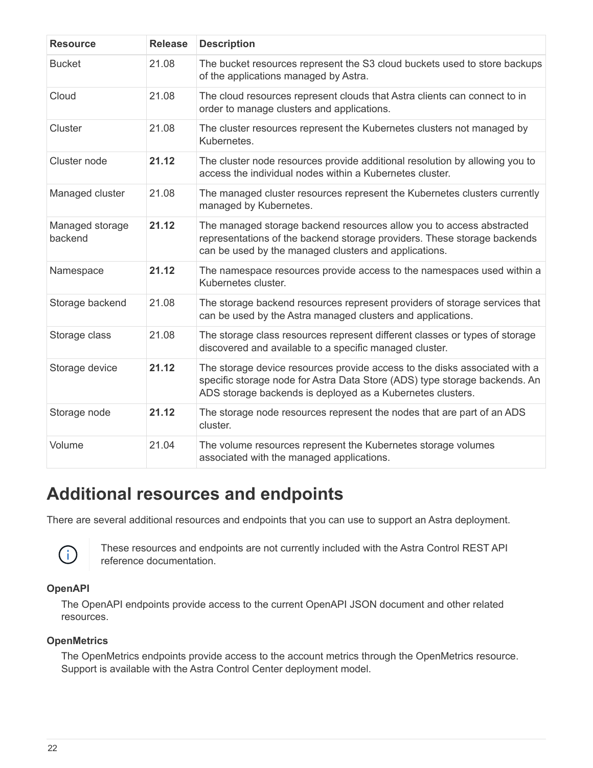| Resource | Release | Description |
| --- | --- | --- |
| Bucket | 21.08 | The bucket resources represent the S3 cloud buckets used to store backups of the applications managed by Astra. |
| Cloud | 21.08 | The cloud resources represent clouds that Astra clients can connect to in order to manage clusters and applications. |
| Cluster | 21.08 | The cluster resources represent the Kubernetes clusters not managed by Kubernetes. |
| Cluster node | **21.12** | The cluster node resources provide additional resolution by allowing you to access the individual nodes within a Kubernetes cluster. |
| Managed cluster | 21.08 | The managed cluster resources represent the Kubernetes clusters currently managed by Kubernetes. |
| Managed storage backend | **21.12** | The managed storage backend resources allow you to access abstracted representations of the backend storage providers. These storage backends can be used by the managed clusters and applications. |
| Namespace | **21.12** | The namespace resources provide access to the namespaces used within a Kubernetes cluster. |
| Storage backend | 21.08 | The storage backend resources represent providers of storage services that can be used by the Astra managed clusters and applications. |
| Storage class | 21.08 | The storage class resources represent different classes or types of storage discovered and available to a specific managed cluster. |
| Storage device | **21.12** | The storage device resources provide access to the disks associated with a specific storage node for Astra Data Store (ADS) type storage backends. An ADS storage backends is deployed as a Kubernetes clusters. |
| Storage node | **21.12** | The storage node resources represent the nodes that are part of an ADS cluster. |
| Volume | 21.04 | The volume resources represent the Kubernetes storage volumes associated with the managed applications. |

## Additional resources and endpoints

There are several additional resources and endpoints that you can use to support an Astra deployment.

> These resources and endpoints are not currently included with the Astra Control REST API reference documentation.

**OpenAPI**

The OpenAPI endpoints provide access to the current OpenAPI JSON document and other related resources.

**OpenMetrics**

The OpenMetrics endpoints provide access to the account metrics through the OpenMetrics resource. Support is available with the Astra Control Center deployment model.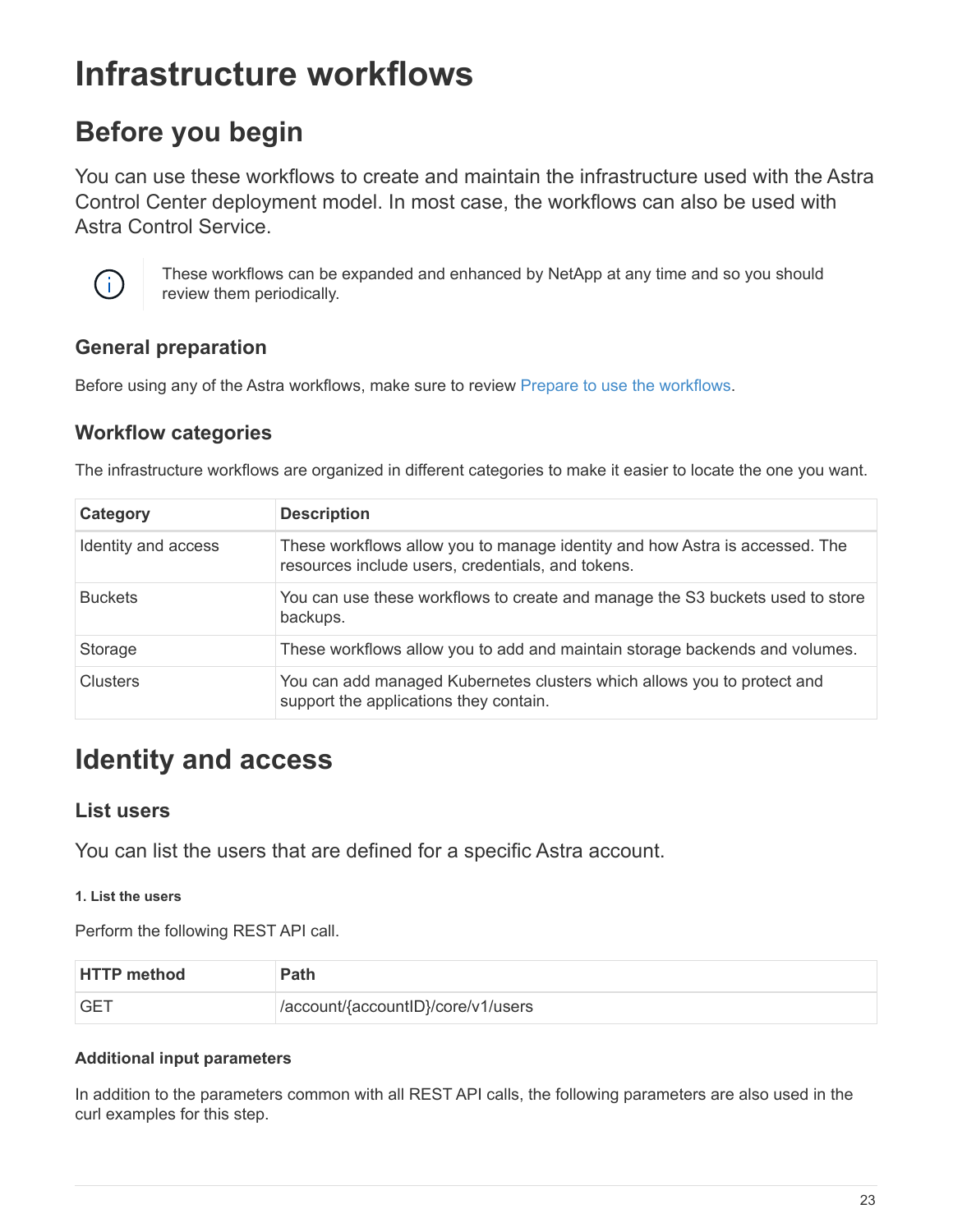# Infrastructure workflows

## Before you begin

You can use these workflows to create and maintain the infrastructure used with the Astra Control Center deployment model. In most case, the workflows can also be used with Astra Control Service.

> These workflows can be expanded and enhanced by NetApp at any time and so you should review them periodically.

### General preparation

Before using any of the Astra workflows, make sure to review Prepare to use the workflows.

### Workflow categories

The infrastructure workflows are organized in different categories to make it easier to locate the one you want.

| Category | Description |
| --- | --- |
| Identity and access | These workflows allow you to manage identity and how Astra is accessed. The resources include users, credentials, and tokens. |
| Buckets | You can use these workflows to create and manage the S3 buckets used to store backups. |
| Storage | These workflows allow you to add and maintain storage backends and volumes. |
| Clusters | You can add managed Kubernetes clusters which allows you to protect and support the applications they contain. |

## Identity and access

### List users

You can list the users that are defined for a specific Astra account.

##### 1. List the users

Perform the following REST API call.

| HTTP method | Path |
| --- | --- |
| GET | /account/{accountID}/core/v1/users |

#### Additional input parameters

In addition to the parameters common with all REST API calls, the following parameters are also used in the curl examples for this step.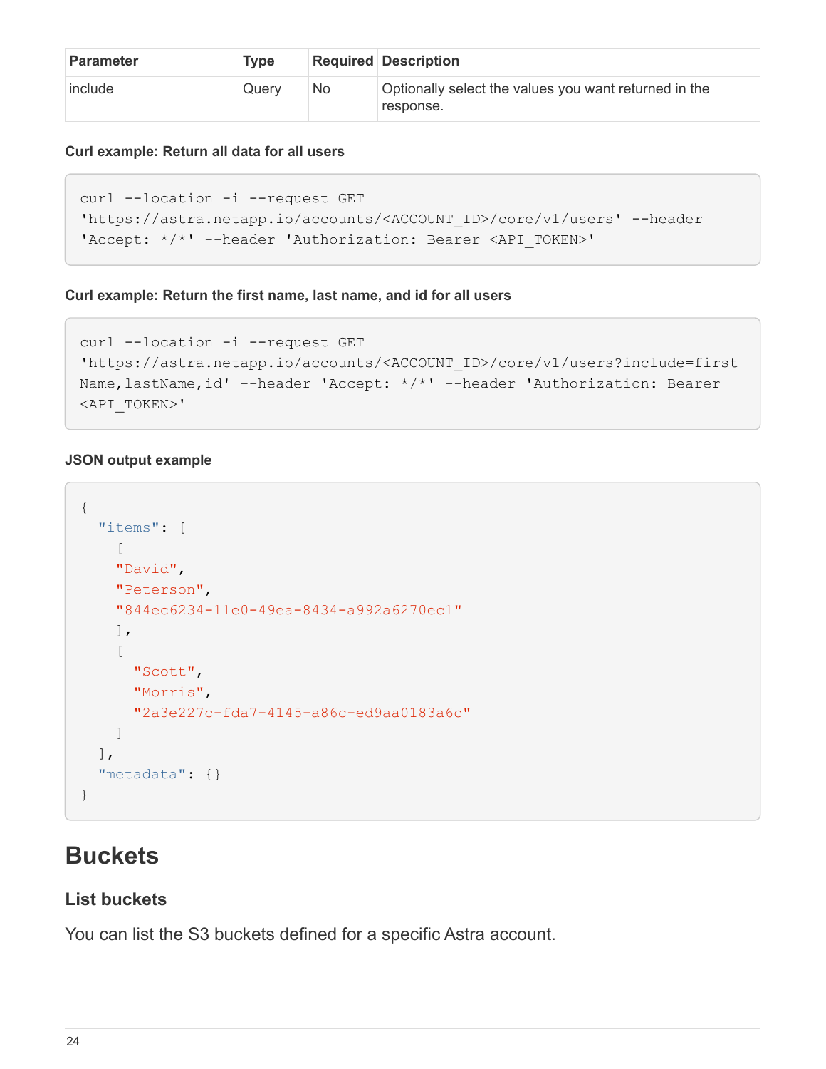| Parameter | Type | Required | Description |
| --- | --- | --- | --- |
| include | Query | No | Optionally select the values you want returned in the response. |

**Curl example: Return all data for all users**

```
curl --location -i --request GET
'https://astra.netapp.io/accounts/<ACCOUNT_ID>/core/v1/users' --header
'Accept: */*' --header 'Authorization: Bearer <API_TOKEN>'
```

**Curl example: Return the first name, last name, and id for all users**

```
curl --location -i --request GET
'https://astra.netapp.io/accounts/<ACCOUNT_ID>/core/v1/users?include=first
Name,lastName,id' --header 'Accept: */*' --header 'Authorization: Bearer
<API_TOKEN>'
```

**JSON output example**

```
{
  "items": [
    [
    "David",
    "Peterson",
    "844ec6234-11e0-49ea-8434-a992a6270ec1"
    ],
    [
      "Scott",
      "Morris",
      "2a3e227c-fda7-4145-a86c-ed9aa0183a6c"
    ]
  ],
  "metadata": {}
}
```

# Buckets

## List buckets

You can list the S3 buckets defined for a specific Astra account.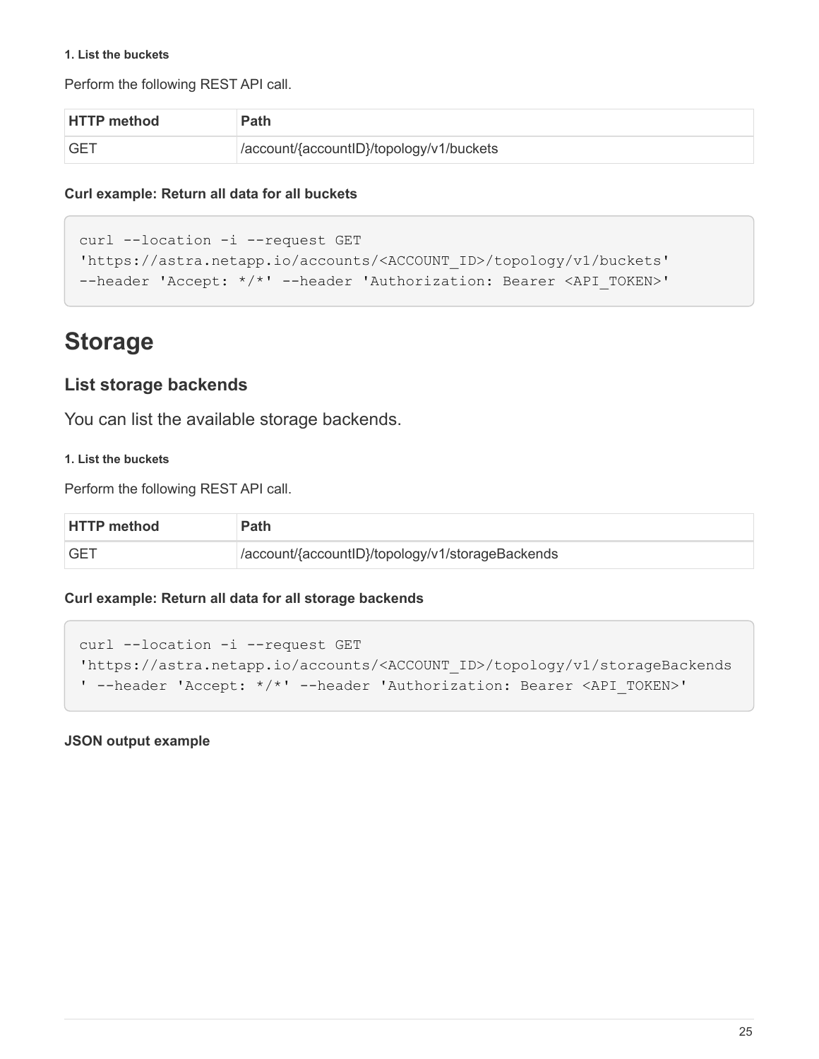##### 1. List the buckets

Perform the following REST API call.

| HTTP method | Path |
| --- | --- |
| GET | /account/{accountID}/topology/v1/buckets |

**Curl example: Return all data for all buckets**

```
curl --location -i --request GET
'https://astra.netapp.io/accounts/<ACCOUNT_ID>/topology/v1/buckets'
--header 'Accept: */*' --header 'Authorization: Bearer <API_TOKEN>'
```

# Storage

## List storage backends

You can list the available storage backends.

##### 1. List the buckets

Perform the following REST API call.

| HTTP method | Path |
| --- | --- |
| GET | /account/{accountID}/topology/v1/storageBackends |

**Curl example: Return all data for all storage backends**

```
curl --location -i --request GET
'https://astra.netapp.io/accounts/<ACCOUNT_ID>/topology/v1/storageBackends
' --header 'Accept: */*' --header 'Authorization: Bearer <API_TOKEN>'
```

**JSON output example**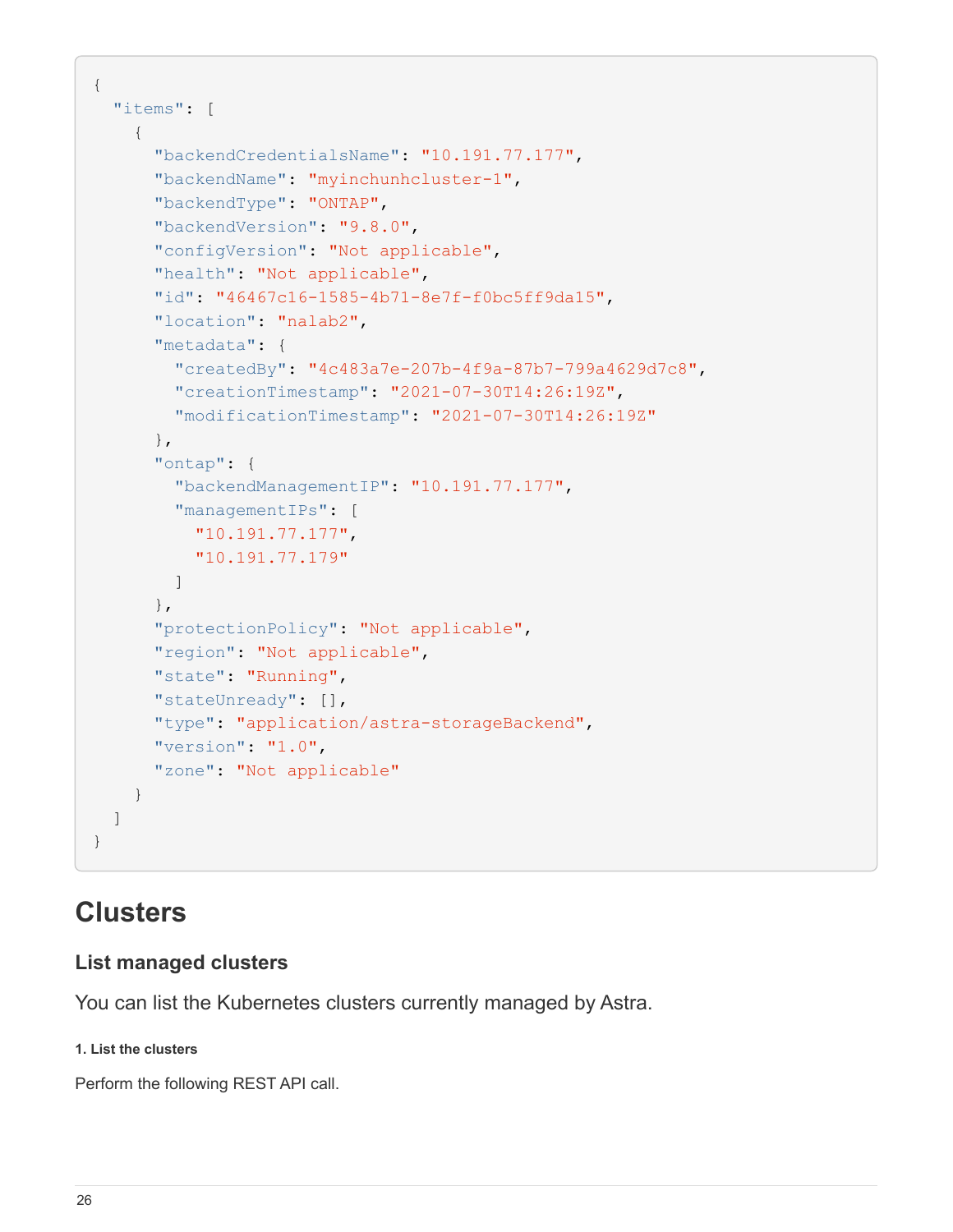```
{
  "items": [
    {
      "backendCredentialsName": "10.191.77.177",
      "backendName": "myinchunhcluster-1",
      "backendType": "ONTAP",
      "backendVersion": "9.8.0",
      "configVersion": "Not applicable",
      "health": "Not applicable",
      "id": "46467c16-1585-4b71-8e7f-f0bc5ff9da15",
      "location": "nalab2",
      "metadata": {
        "createdBy": "4c483a7e-207b-4f9a-87b7-799a4629d7c8",
        "creationTimestamp": "2021-07-30T14:26:19Z",
        "modificationTimestamp": "2021-07-30T14:26:19Z"
      },
      "ontap": {
        "backendManagementIP": "10.191.77.177",
        "managementIPs": [
          "10.191.77.177",
          "10.191.77.179"
        ]
      },
      "protectionPolicy": "Not applicable",
      "region": "Not applicable",
      "state": "Running",
      "stateUnready": [],
      "type": "application/astra-storageBackend",
      "version": "1.0",
      "zone": "Not applicable"
    }
  ]
}
```

# Clusters

## List managed clusters

You can list the Kubernetes clusters currently managed by Astra.

##### 1. List the clusters

Perform the following REST API call.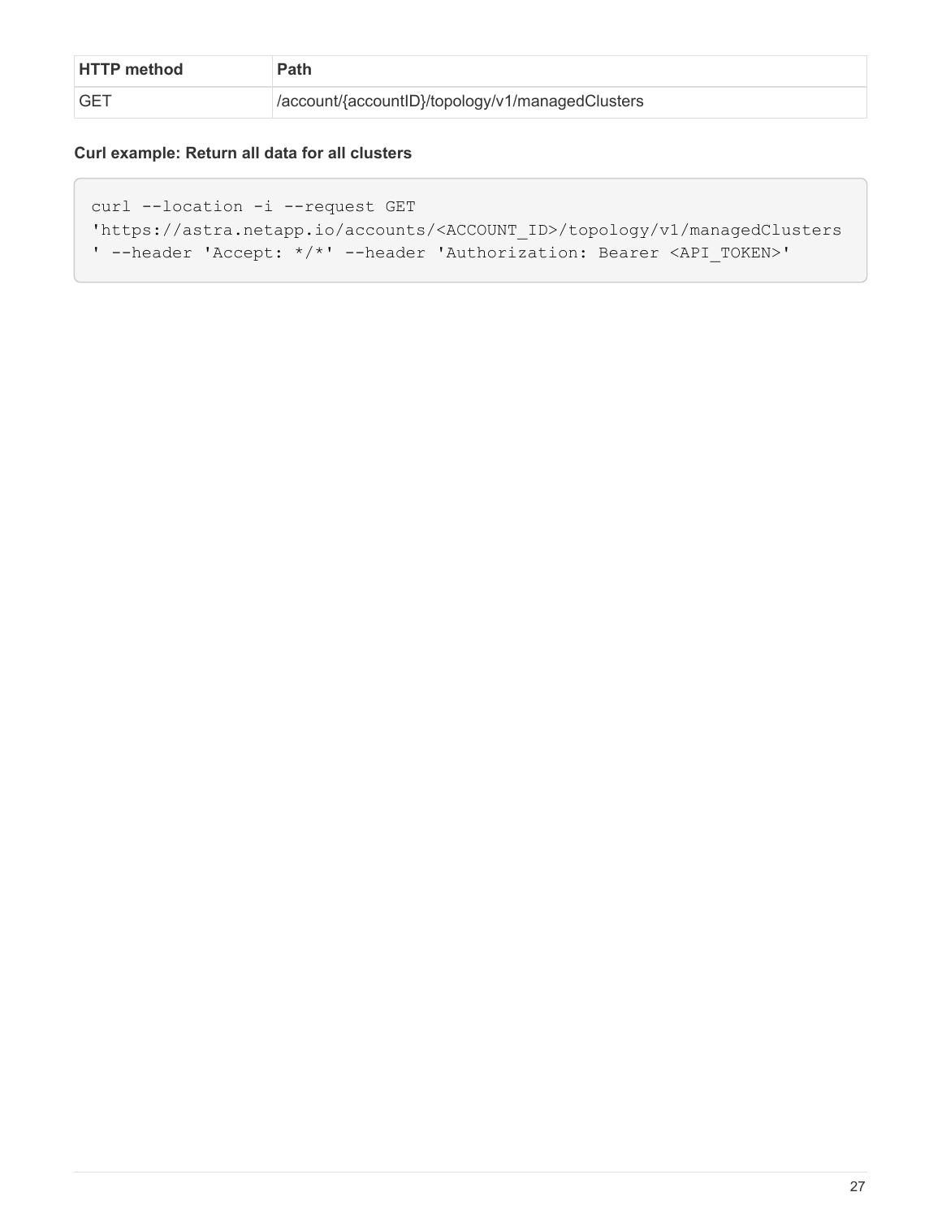| HTTP method | Path |
| --- | --- |
| GET | /account/{accountID}/topology/v1/managedClusters |

**Curl example: Return all data for all clusters**

```
curl --location -i --request GET
'https://astra.netapp.io/accounts/<ACCOUNT_ID>/topology/v1/managedClusters
' --header 'Accept: */*' --header 'Authorization: Bearer <API_TOKEN>'
```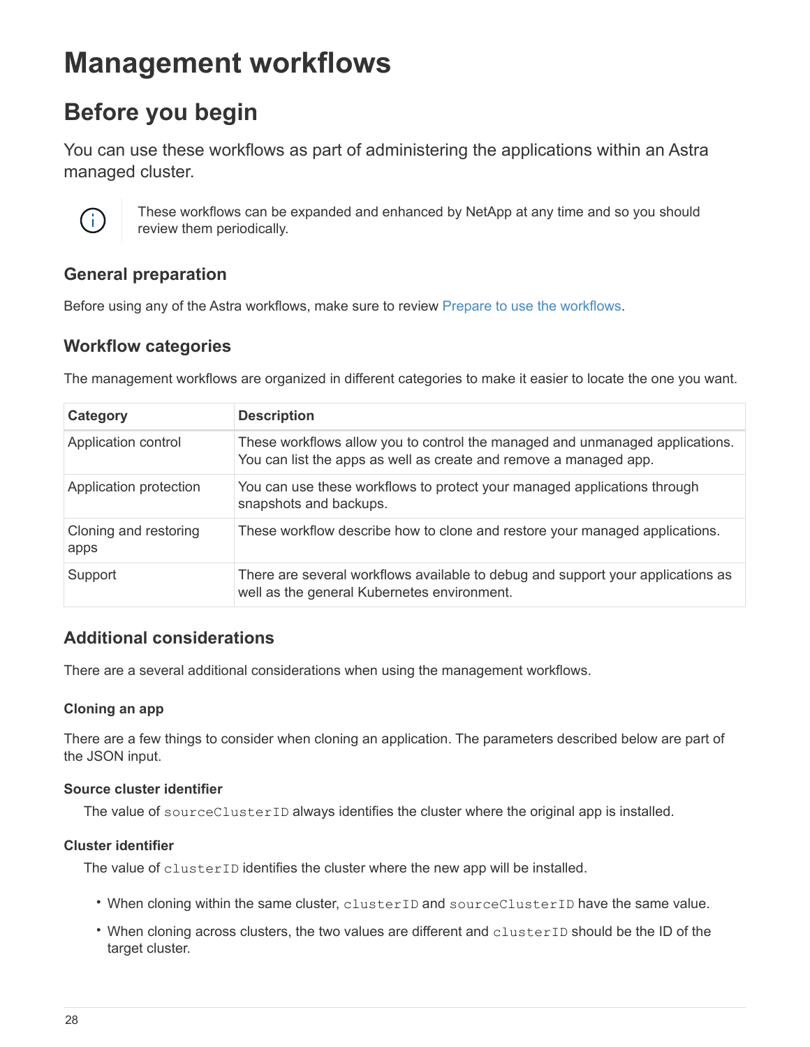# Management workflows

## Before you begin

You can use these workflows as part of administering the applications within an Astra managed cluster.

> These workflows can be expanded and enhanced by NetApp at any time and so you should review them periodically.

### General preparation

Before using any of the Astra workflows, make sure to review Prepare to use the workflows.

### Workflow categories

The management workflows are organized in different categories to make it easier to locate the one you want.

| Category | Description |
|---|---|
| Application control | These workflows allow you to control the managed and unmanaged applications. You can list the apps as well as create and remove a managed app. |
| Application protection | You can use these workflows to protect your managed applications through snapshots and backups. |
| Cloning and restoring apps | These workflow describe how to clone and restore your managed applications. |
| Support | There are several workflows available to debug and support your applications as well as the general Kubernetes environment. |

### Additional considerations

There are a several additional considerations when using the management workflows.

#### Cloning an app

There are a few things to consider when cloning an application. The parameters described below are part of the JSON input.

**Source cluster identifier**

The value of `sourceClusterID` always identifies the cluster where the original app is installed.

**Cluster identifier**

The value of `clusterID` identifies the cluster where the new app will be installed.

- When cloning within the same cluster, `clusterID` and `sourceClusterID` have the same value.
- When cloning across clusters, the two values are different and `clusterID` should be the ID of the target cluster.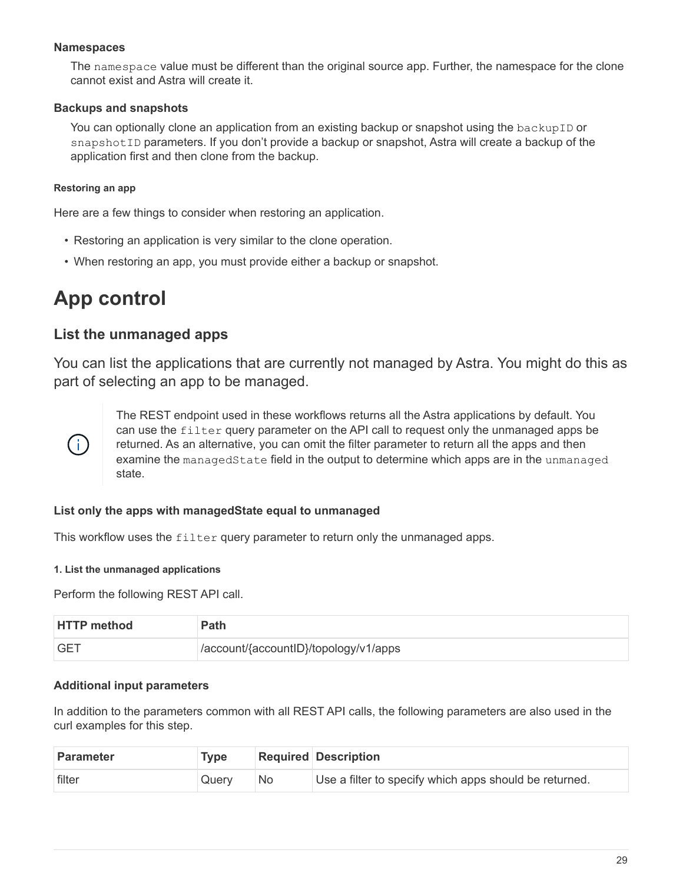#### Namespaces

The `namespace` value must be different than the original source app. Further, the namespace for the clone cannot exist and Astra will create it.

#### Backups and snapshots

You can optionally clone an application from an existing backup or snapshot using the `backupID` or `snapshotID` parameters. If you don't provide a backup or snapshot, Astra will create a backup of the application first and then clone from the backup.

##### Restoring an app

Here are a few things to consider when restoring an application.

- Restoring an application is very similar to the clone operation.
- When restoring an app, you must provide either a backup or snapshot.

# App control

## List the unmanaged apps

You can list the applications that are currently not managed by Astra. You might do this as part of selecting an app to be managed.

> The REST endpoint used in these workflows returns all the Astra applications by default. You can use the `filter` query parameter on the API call to request only the unmanaged apps be returned. As an alternative, you can omit the filter parameter to return all the apps and then examine the `managedState` field in the output to determine which apps are in the `unmanaged` state.

#### List only the apps with managedState equal to unmanaged

This workflow uses the `filter` query parameter to return only the unmanaged apps.

##### 1. List the unmanaged applications

Perform the following REST API call.

| HTTP method | Path |
|---|---|
| GET | /account/{accountID}/topology/v1/apps |

#### Additional input parameters

In addition to the parameters common with all REST API calls, the following parameters are also used in the curl examples for this step.

| Parameter | Type | Required | Description |
|---|---|---|---|
| filter | Query | No | Use a filter to specify which apps should be returned. |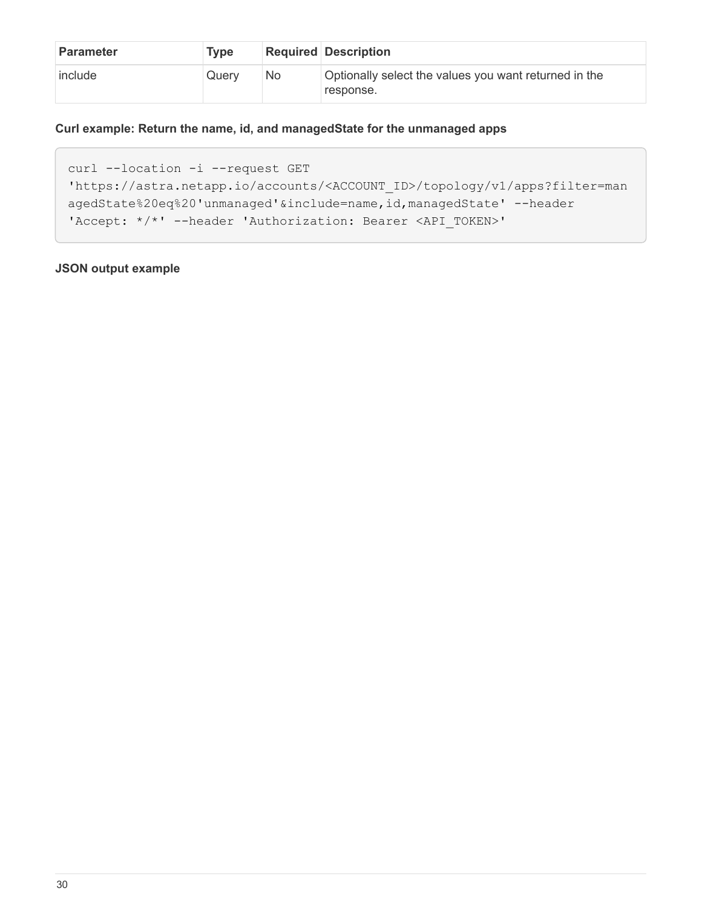| Parameter | Type | Required | Description |
| --- | --- | --- | --- |
| include | Query | No | Optionally select the values you want returned in the response. |

**Curl example: Return the name, id, and managedState for the unmanaged apps**

```
curl --location -i --request GET
'https://astra.netapp.io/accounts/<ACCOUNT_ID>/topology/v1/apps?filter=man
agedState%20eq%20'unmanaged'&include=name,id,managedState' --header
'Accept: */*' --header 'Authorization: Bearer <API_TOKEN>'
```

**JSON output example**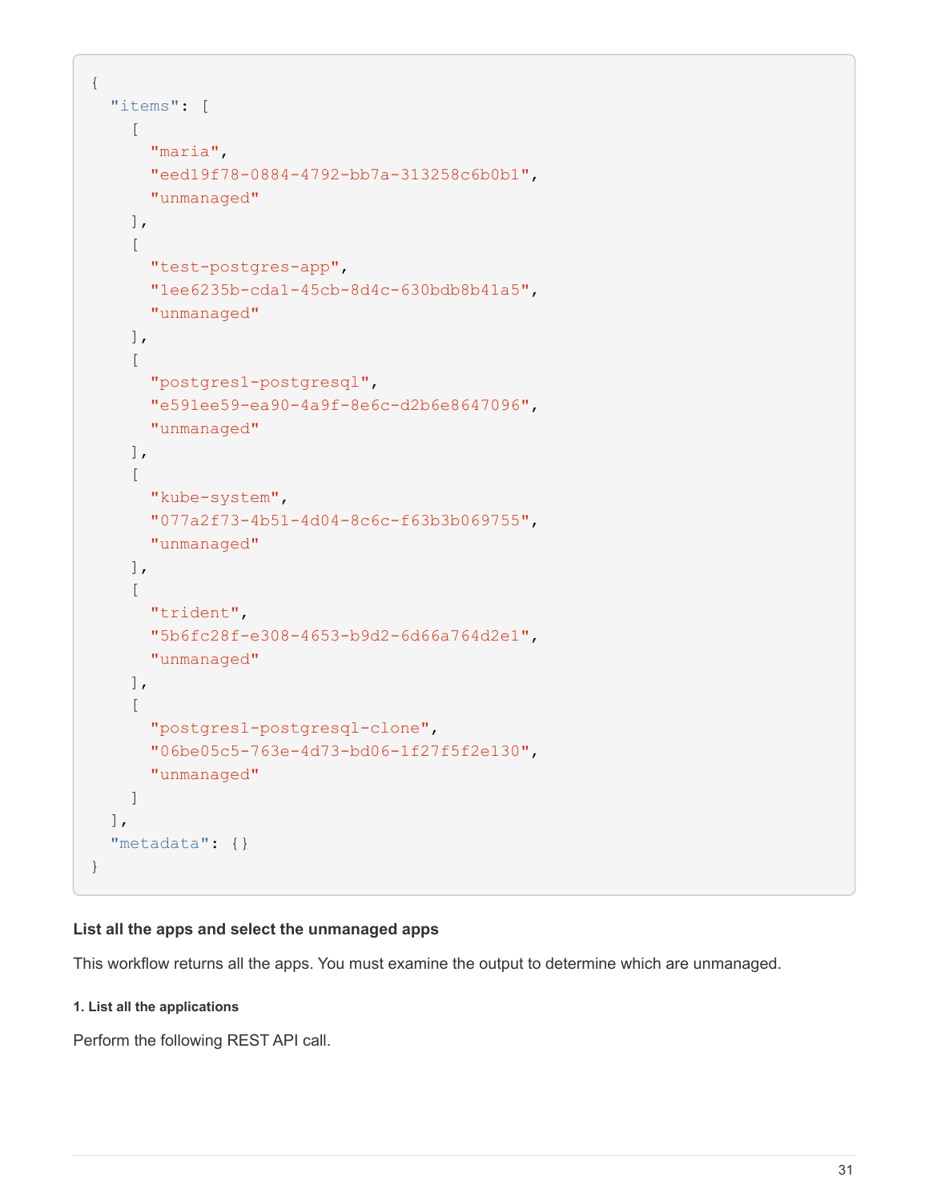```
{
  "items": [
    [
      "maria",
      "eed19f78-0884-4792-bb7a-313258c6b0b1",
      "unmanaged"
    ],
    [
      "test-postgres-app",
      "1ee6235b-cda1-45cb-8d4c-630bdb8b41a5",
      "unmanaged"
    ],
    [
      "postgres1-postgresql",
      "e591ee59-ea90-4a9f-8e6c-d2b6e8647096",
      "unmanaged"
    ],
    [
      "kube-system",
      "077a2f73-4b51-4d04-8c6c-f63b3b069755",
      "unmanaged"
    ],
    [
      "trident",
      "5b6fc28f-e308-4653-b9d2-6d66a764d2e1",
      "unmanaged"
    ],
    [
      "postgres1-postgresql-clone",
      "06be05c5-763e-4d73-bd06-1f27f5f2e130",
      "unmanaged"
    ]
  ],
  "metadata": {}
}
```

#### List all the apps and select the unmanaged apps

This workflow returns all the apps. You must examine the output to determine which are unmanaged.

##### 1. List all the applications

Perform the following REST API call.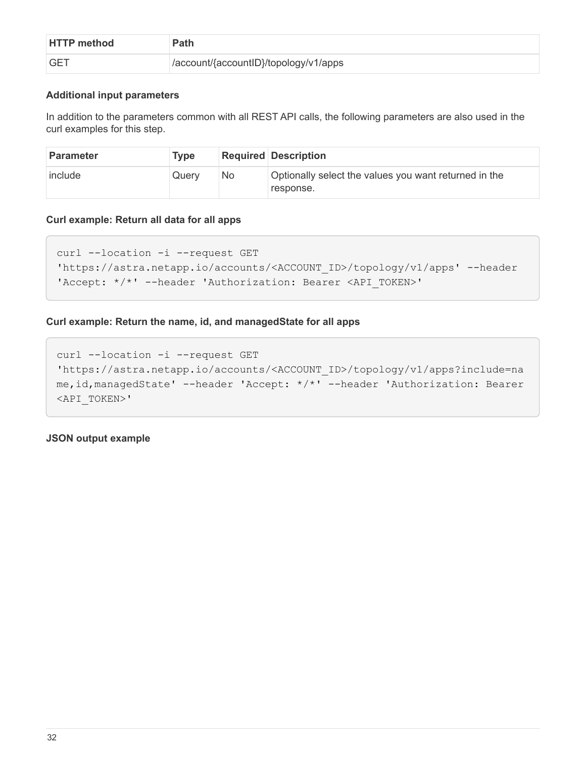| HTTP method | Path |
| --- | --- |
| GET | /account/{accountID}/topology/v1/apps |

**Additional input parameters**

In addition to the parameters common with all REST API calls, the following parameters are also used in the curl examples for this step.

| Parameter | Type | Required | Description |
| --- | --- | --- | --- |
| include | Query | No | Optionally select the values you want returned in the response. |

**Curl example: Return all data for all apps**

```
curl --location -i --request GET
'https://astra.netapp.io/accounts/<ACCOUNT_ID>/topology/v1/apps' --header
'Accept: */*' --header 'Authorization: Bearer <API_TOKEN>'
```

**Curl example: Return the name, id, and managedState for all apps**

```
curl --location -i --request GET
'https://astra.netapp.io/accounts/<ACCOUNT_ID>/topology/v1/apps?include=na
me,id,managedState' --header 'Accept: */*' --header 'Authorization: Bearer
<API_TOKEN>'
```

**JSON output example**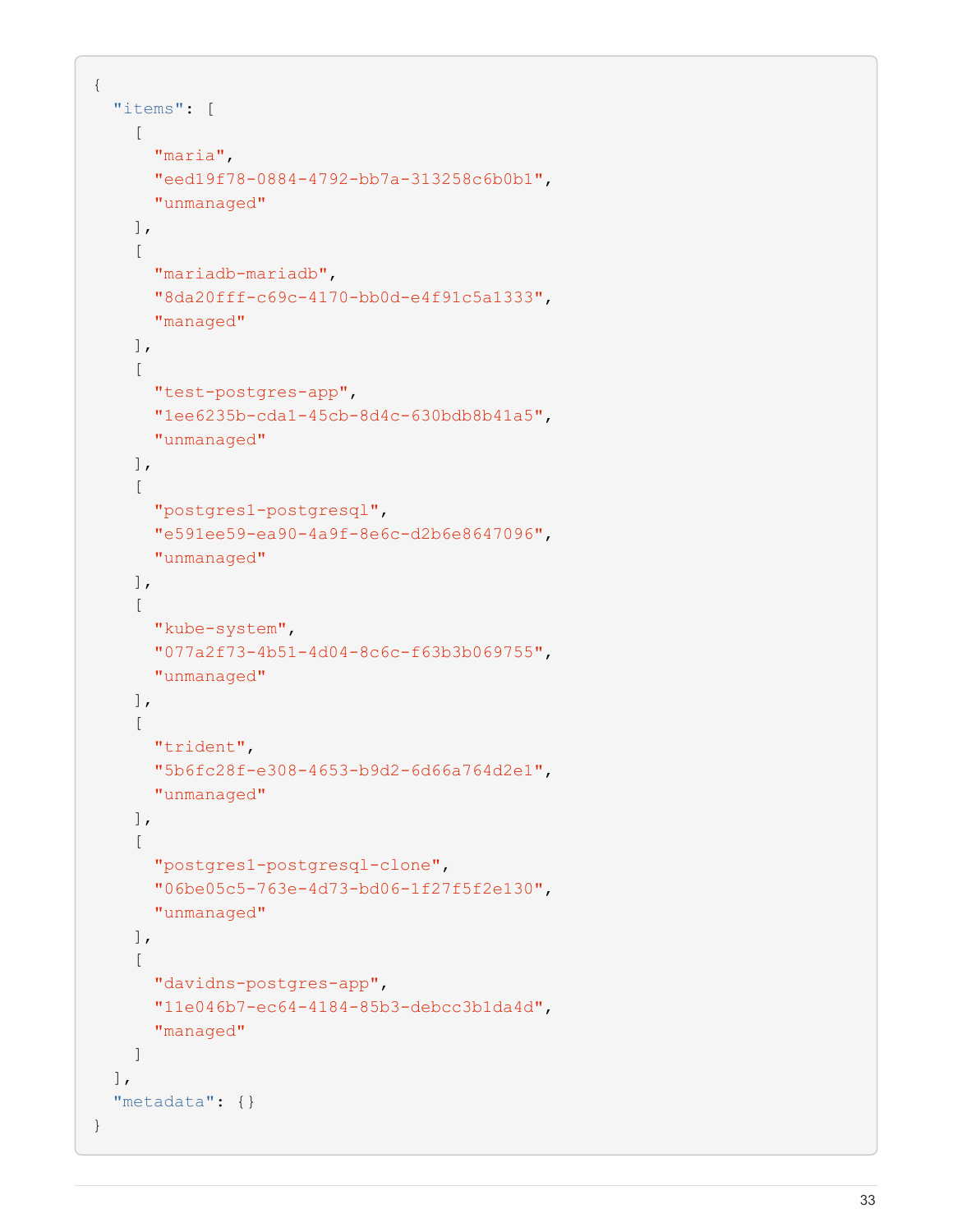```
{
  "items": [
    [
      "maria",
      "eed19f78-0884-4792-bb7a-313258c6b0b1",
      "unmanaged"
    ],
    [
      "mariadb-mariadb",
      "8da20fff-c69c-4170-bb0d-e4f91c5a1333",
      "managed"
    ],
    [
      "test-postgres-app",
      "1ee6235b-cda1-45cb-8d4c-630bdb8b41a5",
      "unmanaged"
    ],
    [
      "postgres1-postgresql",
      "e591ee59-ea90-4a9f-8e6c-d2b6e8647096",
      "unmanaged"
    ],
    [
      "kube-system",
      "077a2f73-4b51-4d04-8c6c-f63b3b069755",
      "unmanaged"
    ],
    [
      "trident",
      "5b6fc28f-e308-4653-b9d2-6d66a764d2e1",
      "unmanaged"
    ],
    [
      "postgres1-postgresql-clone",
      "06be05c5-763e-4d73-bd06-1f27f5f2e130",
      "unmanaged"
    ],
    [
      "davidns-postgres-app",
      "11e046b7-ec64-4184-85b3-debcc3b1da4d",
      "managed"
    ]
  ],
  "metadata": {}
}
```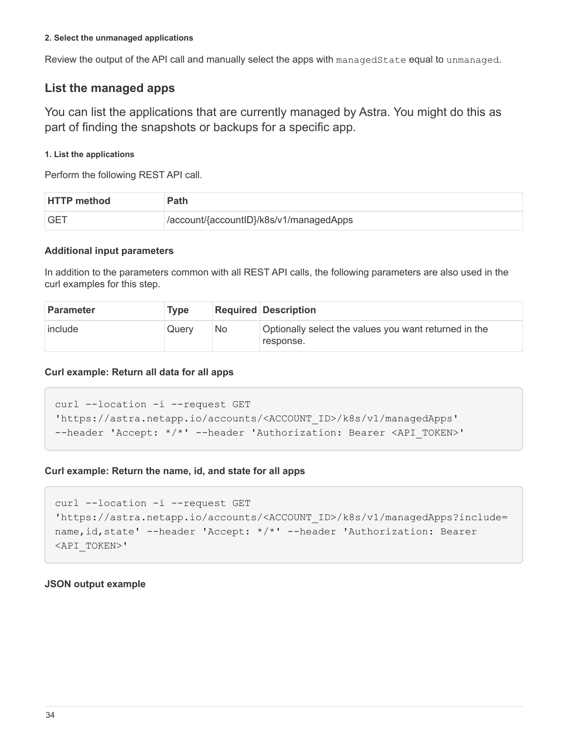#### 2. Select the unmanaged applications

Review the output of the API call and manually select the apps with `managedState` equal to `unmanaged`.

## List the managed apps

You can list the applications that are currently managed by Astra. You might do this as part of finding the snapshots or backups for a specific app.

#### 1. List the applications

Perform the following REST API call.

| HTTP method | Path |
| --- | --- |
| GET | /account/{accountID}/k8s/v1/managedApps |

##### Additional input parameters

In addition to the parameters common with all REST API calls, the following parameters are also used in the curl examples for this step.

| Parameter | Type | Required | Description |
| --- | --- | --- | --- |
| include | Query | No | Optionally select the values you want returned in the response. |

##### Curl example: Return all data for all apps

```
curl --location -i --request GET
'https://astra.netapp.io/accounts/<ACCOUNT_ID>/k8s/v1/managedApps'
--header 'Accept: */*' --header 'Authorization: Bearer <API_TOKEN>'
```

##### Curl example: Return the name, id, and state for all apps

```
curl --location -i --request GET
'https://astra.netapp.io/accounts/<ACCOUNT_ID>/k8s/v1/managedApps?include=
name,id,state' --header 'Accept: */*' --header 'Authorization: Bearer
<API_TOKEN>'
```

##### JSON output example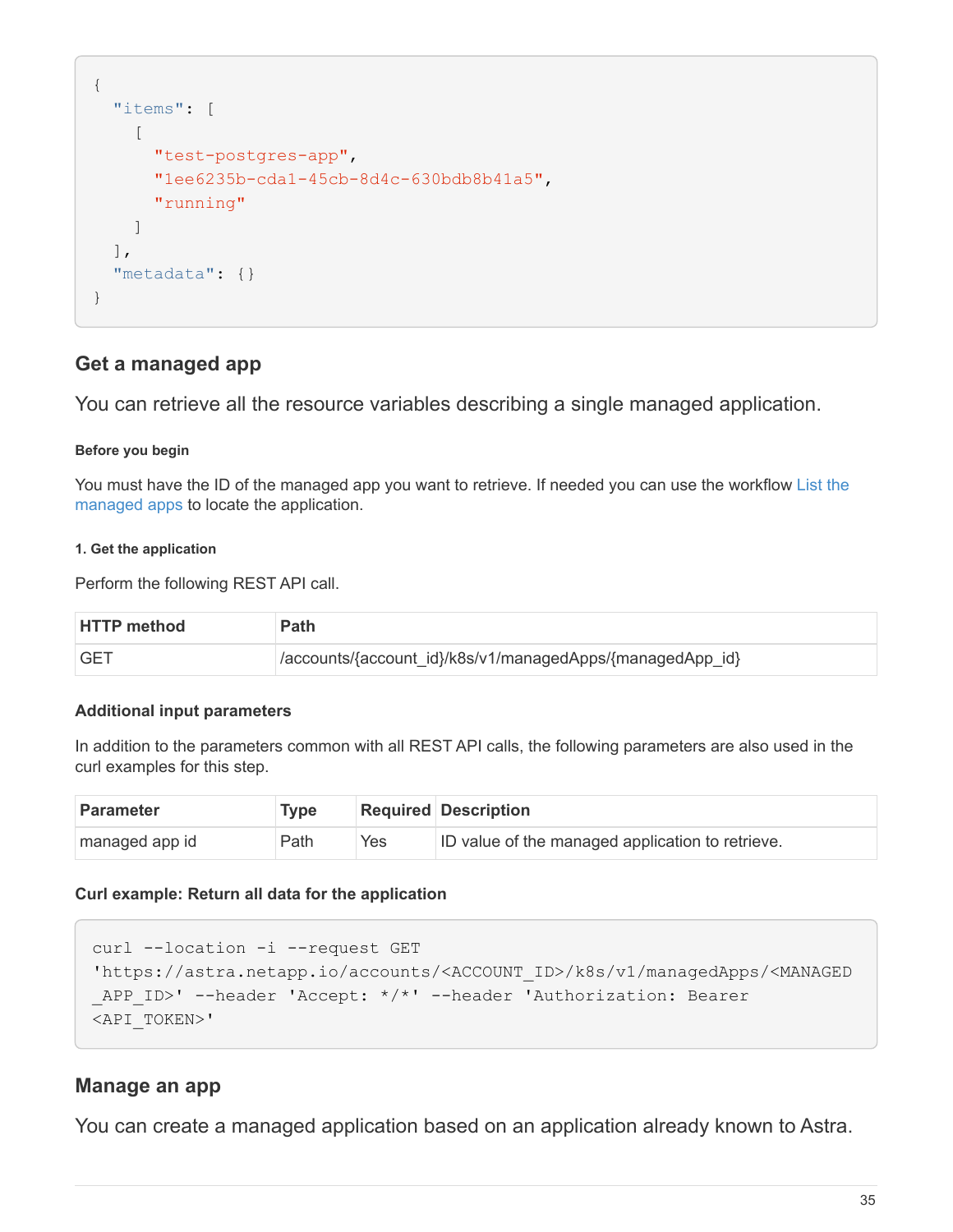```
{
  "items": [
    [
      "test-postgres-app",
      "1ee6235b-cda1-45cb-8d4c-630bdb8b41a5",
      "running"
    ]
  ],
  "metadata": {}
}
```

## Get a managed app

You can retrieve all the resource variables describing a single managed application.

#### Before you begin

You must have the ID of the managed app you want to retrieve. If needed you can use the workflow List the managed apps to locate the application.

#### 1. Get the application

Perform the following REST API call.

| HTTP method | Path |
| --- | --- |
| GET | /accounts/{account_id}/k8s/v1/managedApps/{managedApp_id} |

### Additional input parameters

In addition to the parameters common with all REST API calls, the following parameters are also used in the curl examples for this step.

| Parameter | Type | Required | Description |
| --- | --- | --- | --- |
| managed app id | Path | Yes | ID value of the managed application to retrieve. |

### Curl example: Return all data for the application

```
curl --location -i --request GET
'https://astra.netapp.io/accounts/<ACCOUNT_ID>/k8s/v1/managedApps/<MANAGED
_APP_ID>' --header 'Accept: */*' --header 'Authorization: Bearer
<API_TOKEN>'
```

## Manage an app

You can create a managed application based on an application already known to Astra.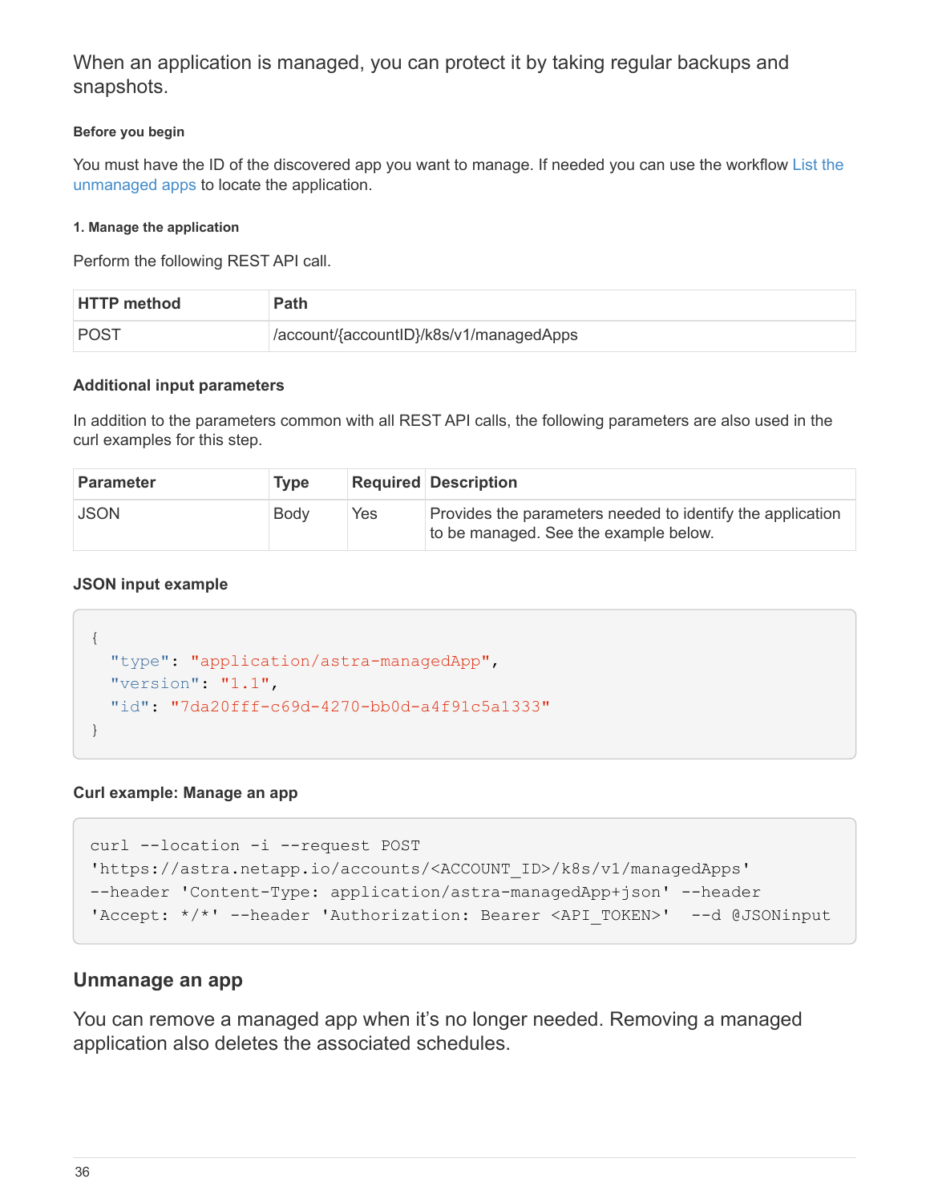When an application is managed, you can protect it by taking regular backups and snapshots.

#### Before you begin

You must have the ID of the discovered app you want to manage. If needed you can use the workflow List the unmanaged apps to locate the application.

##### 1. Manage the application

Perform the following REST API call.

| HTTP method | Path |
| --- | --- |
| POST | /account/{accountID}/k8s/v1/managedApps |

#### Additional input parameters

In addition to the parameters common with all REST API calls, the following parameters are also used in the curl examples for this step.

| Parameter | Type | Required | Description |
| --- | --- | --- | --- |
| JSON | Body | Yes | Provides the parameters needed to identify the application to be managed. See the example below. |

#### JSON input example

```
{
  "type": "application/astra-managedApp",
  "version": "1.1",
  "id": "7da20fff-c69d-4270-bb0d-a4f91c5a1333"
}
```

#### Curl example: Manage an app

```
curl --location -i --request POST
'https://astra.netapp.io/accounts/<ACCOUNT_ID>/k8s/v1/managedApps'
--header 'Content-Type: application/astra-managedApp+json' --header
'Accept: */*' --header 'Authorization: Bearer <API_TOKEN>'  --d @JSONinput
```

### Unmanage an app

You can remove a managed app when it's no longer needed. Removing a managed application also deletes the associated schedules.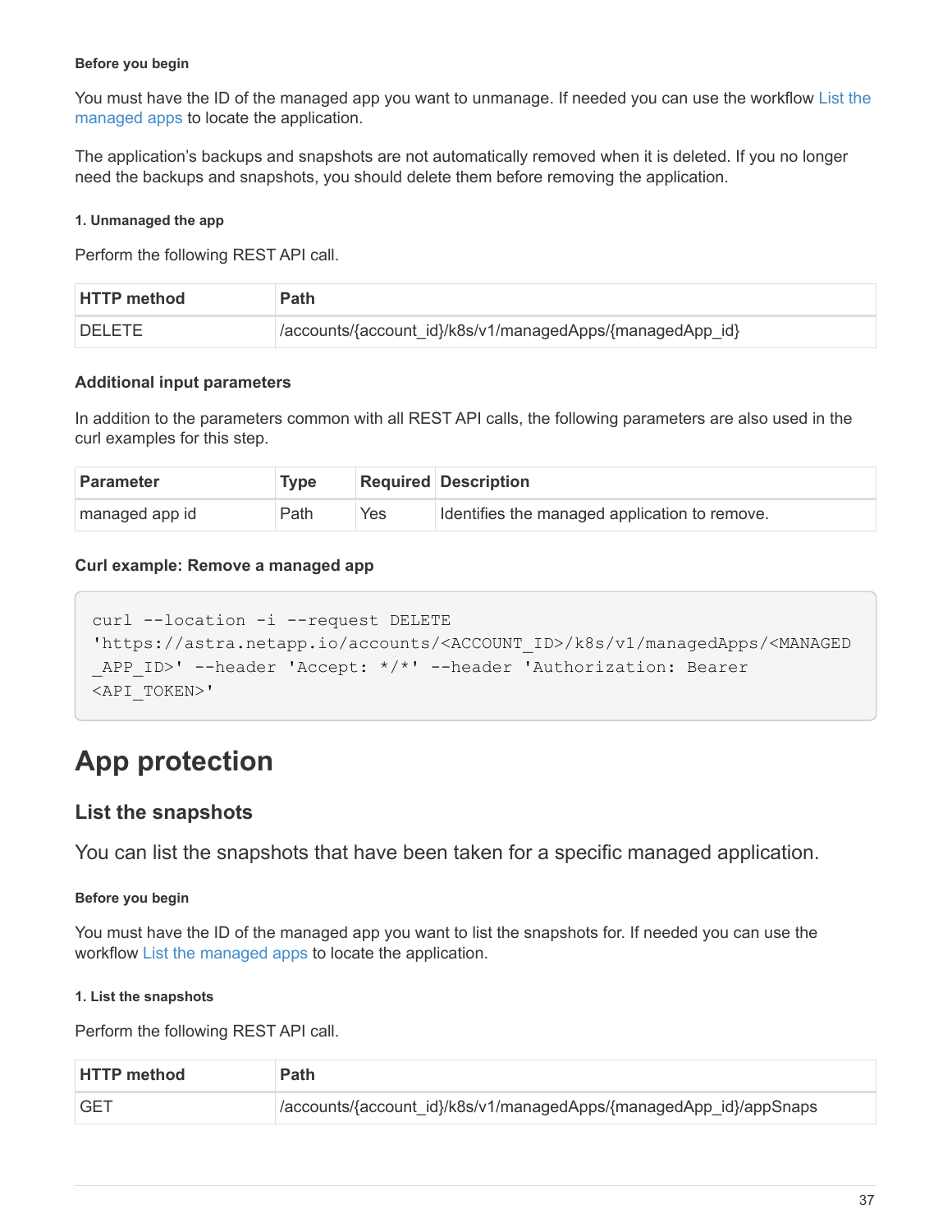#### Before you begin

You must have the ID of the managed app you want to unmanage. If needed you can use the workflow List the managed apps to locate the application.

The application's backups and snapshots are not automatically removed when it is deleted. If you no longer need the backups and snapshots, you should delete them before removing the application.

##### 1. Unmanaged the app

Perform the following REST API call.

| HTTP method | Path |
| --- | --- |
| DELETE | /accounts/{account_id}/k8s/v1/managedApps/{managedApp_id} |

#### Additional input parameters

In addition to the parameters common with all REST API calls, the following parameters are also used in the curl examples for this step.

| Parameter | Type | Required | Description |
| --- | --- | --- | --- |
| managed app id | Path | Yes | Identifies the managed application to remove. |

#### Curl example: Remove a managed app

```
curl --location -i --request DELETE
'https://astra.netapp.io/accounts/<ACCOUNT_ID>/k8s/v1/managedApps/<MANAGED
_APP_ID>' --header 'Accept: */*' --header 'Authorization: Bearer
<API_TOKEN>'
```

# App protection

## List the snapshots

You can list the snapshots that have been taken for a specific managed application.

#### Before you begin

You must have the ID of the managed app you want to list the snapshots for. If needed you can use the workflow List the managed apps to locate the application.

##### 1. List the snapshots

Perform the following REST API call.

| HTTP method | Path |
| --- | --- |
| GET | /accounts/{account_id}/k8s/v1/managedApps/{managedApp_id}/appSnaps |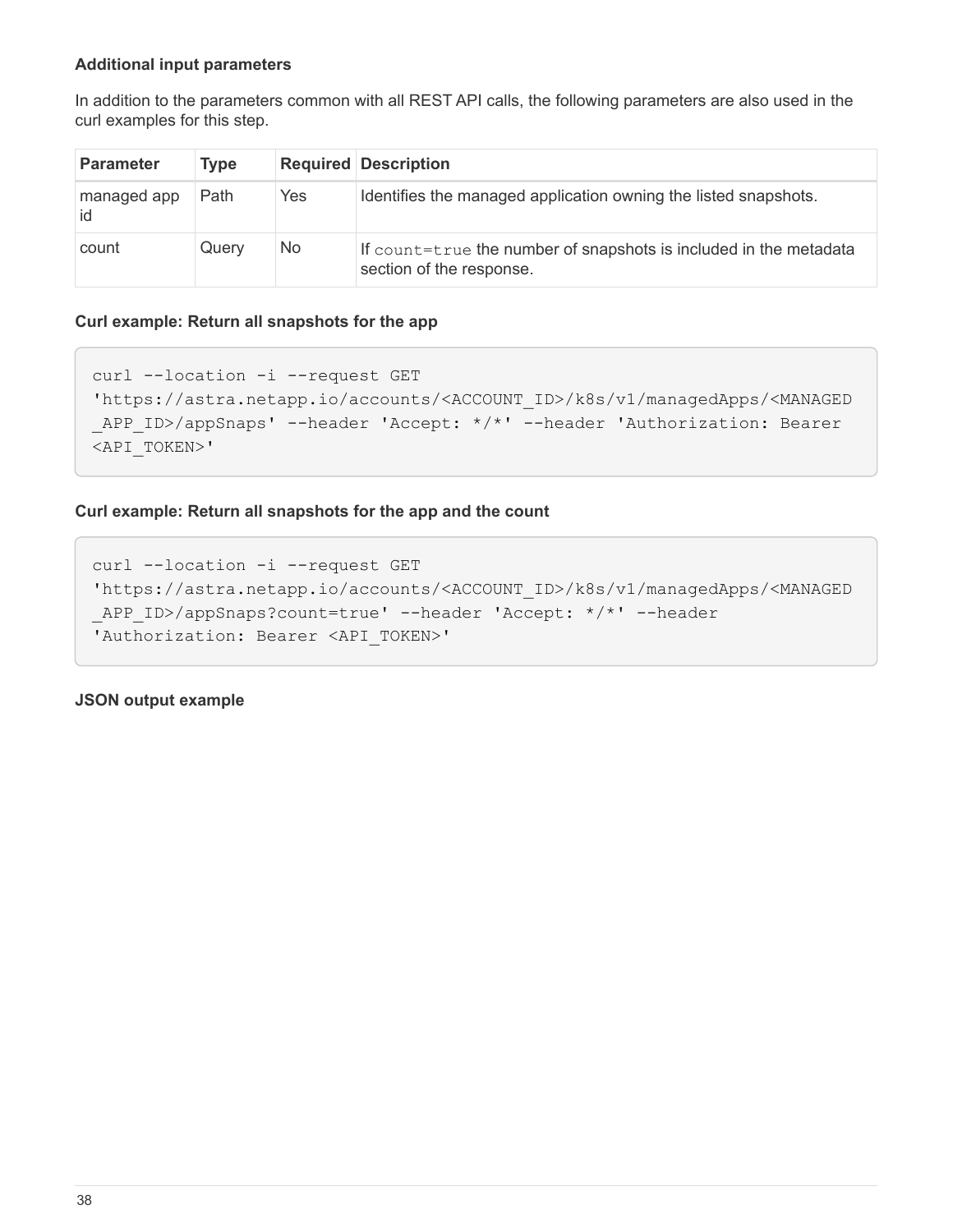#### Additional input parameters

In addition to the parameters common with all REST API calls, the following parameters are also used in the curl examples for this step.

| Parameter | Type | Required | Description |
| --- | --- | --- | --- |
| managed app id | Path | Yes | Identifies the managed application owning the listed snapshots. |
| count | Query | No | If `count=true` the number of snapshots is included in the metadata section of the response. |

#### Curl example: Return all snapshots for the app

```
curl --location -i --request GET
'https://astra.netapp.io/accounts/<ACCOUNT_ID>/k8s/v1/managedApps/<MANAGED
_APP_ID>/appSnaps' --header 'Accept: */*' --header 'Authorization: Bearer
<API_TOKEN>'
```

#### Curl example: Return all snapshots for the app and the count

```
curl --location -i --request GET
'https://astra.netapp.io/accounts/<ACCOUNT_ID>/k8s/v1/managedApps/<MANAGED
_APP_ID>/appSnaps?count=true' --header 'Accept: */*' --header
'Authorization: Bearer <API_TOKEN>'
```

#### JSON output example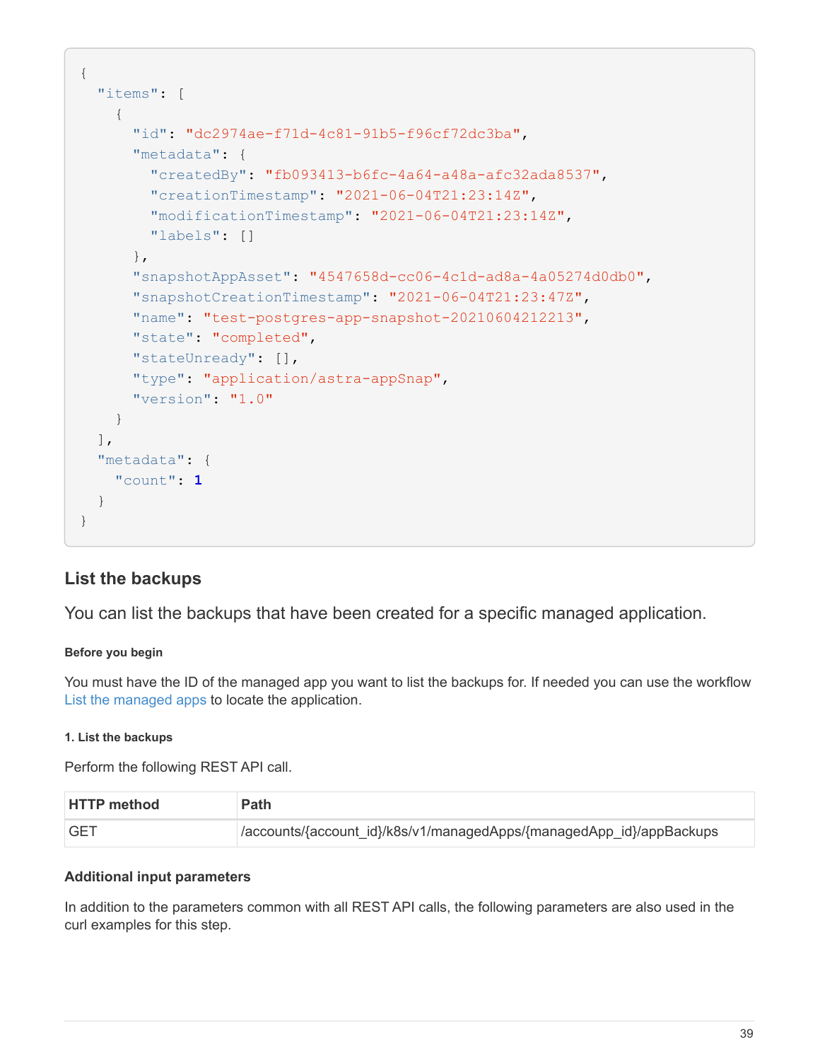```
{
  "items": [
    {
      "id": "dc2974ae-f71d-4c81-91b5-f96cf72dc3ba",
      "metadata": {
        "createdBy": "fb093413-b6fc-4a64-a48a-afc32ada8537",
        "creationTimestamp": "2021-06-04T21:23:14Z",
        "modificationTimestamp": "2021-06-04T21:23:14Z",
        "labels": []
      },
      "snapshotAppAsset": "4547658d-cc06-4c1d-ad8a-4a05274d0db0",
      "snapshotCreationTimestamp": "2021-06-04T21:23:47Z",
      "name": "test-postgres-app-snapshot-20210604212213",
      "state": "completed",
      "stateUnready": [],
      "type": "application/astra-appSnap",
      "version": "1.0"
    }
  ],
  "metadata": {
    "count": 1
  }
}
```

## List the backups

You can list the backups that have been created for a specific managed application.

#### Before you begin

You must have the ID of the managed app you want to list the backups for. If needed you can use the workflow List the managed apps to locate the application.

##### 1. List the backups

Perform the following REST API call.

| HTTP method | Path |
| --- | --- |
| GET | /accounts/{account_id}/k8s/v1/managedApps/{managedApp_id}/appBackups |

#### Additional input parameters

In addition to the parameters common with all REST API calls, the following parameters are also used in the curl examples for this step.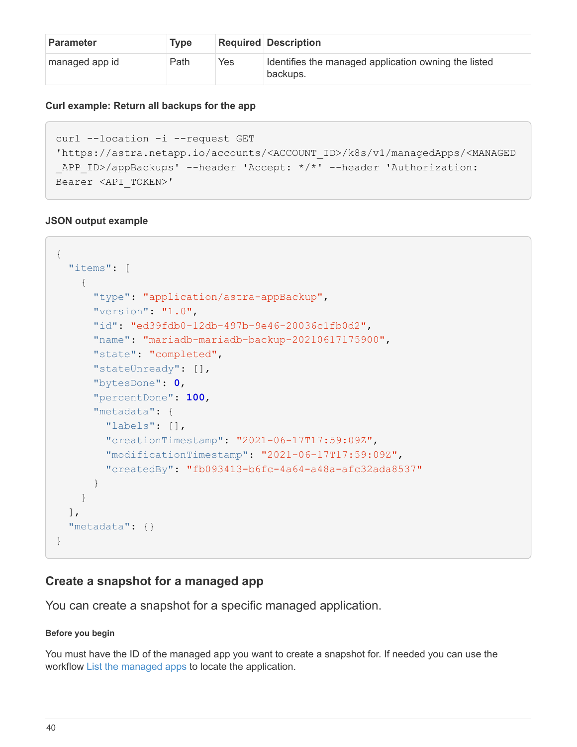| Parameter | Type | Required | Description |
| --- | --- | --- | --- |
| managed app id | Path | Yes | Identifies the managed application owning the listed backups. |

#### Curl example: Return all backups for the app

```
curl --location -i --request GET
'https://astra.netapp.io/accounts/<ACCOUNT_ID>/k8s/v1/managedApps/<MANAGED_APP_ID>/appBackups' --header 'Accept: */*' --header 'Authorization: Bearer <API_TOKEN>'
```

#### JSON output example

```
{
  "items": [
    {
      "type": "application/astra-appBackup",
      "version": "1.0",
      "id": "ed39fdb0-12db-497b-9e46-20036c1fb0d2",
      "name": "mariadb-mariadb-backup-20210617175900",
      "state": "completed",
      "stateUnready": [],
      "bytesDone": 0,
      "percentDone": 100,
      "metadata": {
        "labels": [],
        "creationTimestamp": "2021-06-17T17:59:09Z",
        "modificationTimestamp": "2021-06-17T17:59:09Z",
        "createdBy": "fb093413-b6fc-4a64-a48a-afc32ada8537"
      }
    }
  ],
  "metadata": {}
}
```

## Create a snapshot for a managed app

You can create a snapshot for a specific managed application.

##### Before you begin

You must have the ID of the managed app you want to create a snapshot for. If needed you can use the workflow List the managed apps to locate the application.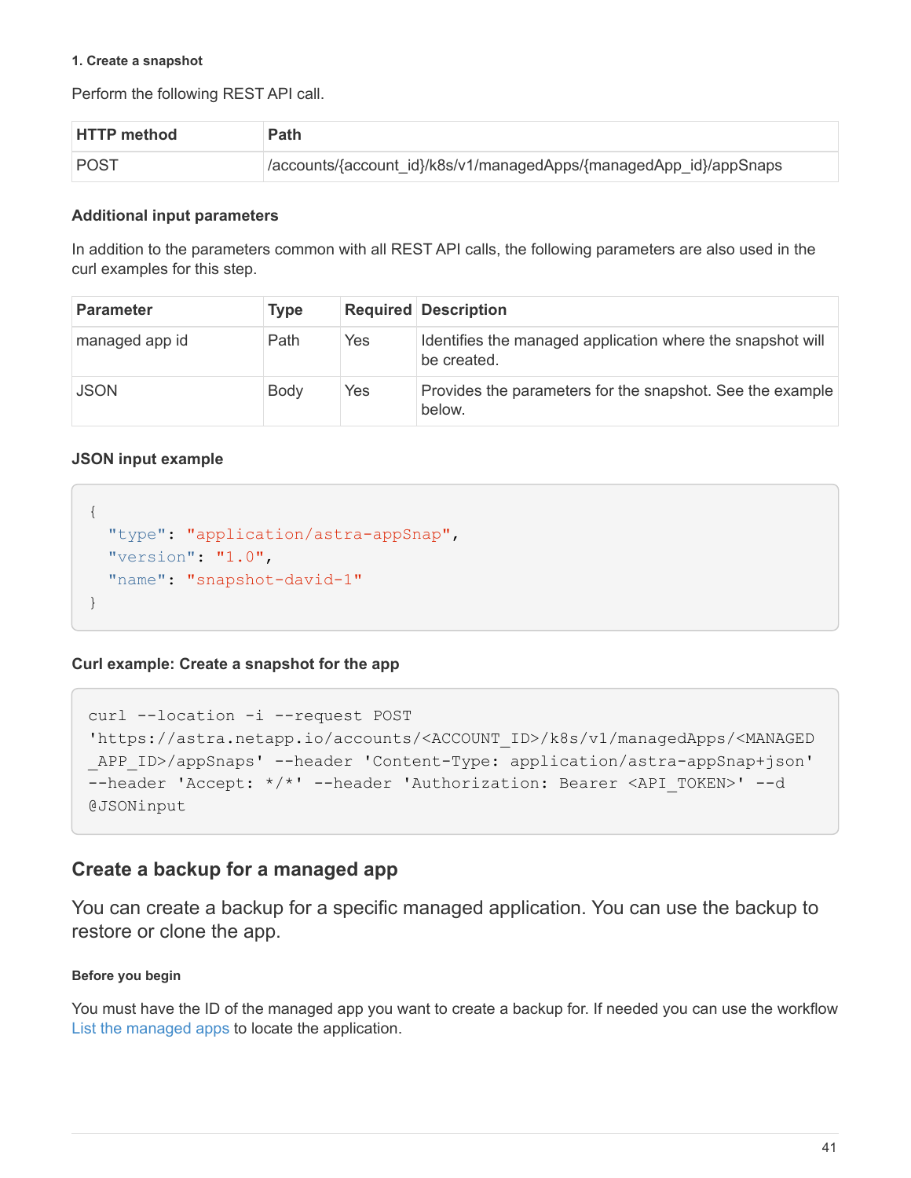#### 1. Create a snapshot

Perform the following REST API call.

| HTTP method | Path |
| --- | --- |
| POST | /accounts/{account_id}/k8s/v1/managedApps/{managedApp_id}/appSnaps |

##### Additional input parameters

In addition to the parameters common with all REST API calls, the following parameters are also used in the curl examples for this step.

| Parameter | Type | Required | Description |
| --- | --- | --- | --- |
| managed app id | Path | Yes | Identifies the managed application where the snapshot will be created. |
| JSON | Body | Yes | Provides the parameters for the snapshot. See the example below. |

##### JSON input example

```
{
  "type": "application/astra-appSnap",
  "version": "1.0",
  "name": "snapshot-david-1"
}
```

##### Curl example: Create a snapshot for the app

```
curl --location -i --request POST
'https://astra.netapp.io/accounts/<ACCOUNT_ID>/k8s/v1/managedApps/<MANAGED
_APP_ID>/appSnaps' --header 'Content-Type: application/astra-appSnap+json'
--header 'Accept: */*' --header 'Authorization: Bearer <API_TOKEN>' --d
@JSONinput
```

## Create a backup for a managed app

You can create a backup for a specific managed application. You can use the backup to restore or clone the app.

#### Before you begin

You must have the ID of the managed app you want to create a backup for. If needed you can use the workflow List the managed apps to locate the application.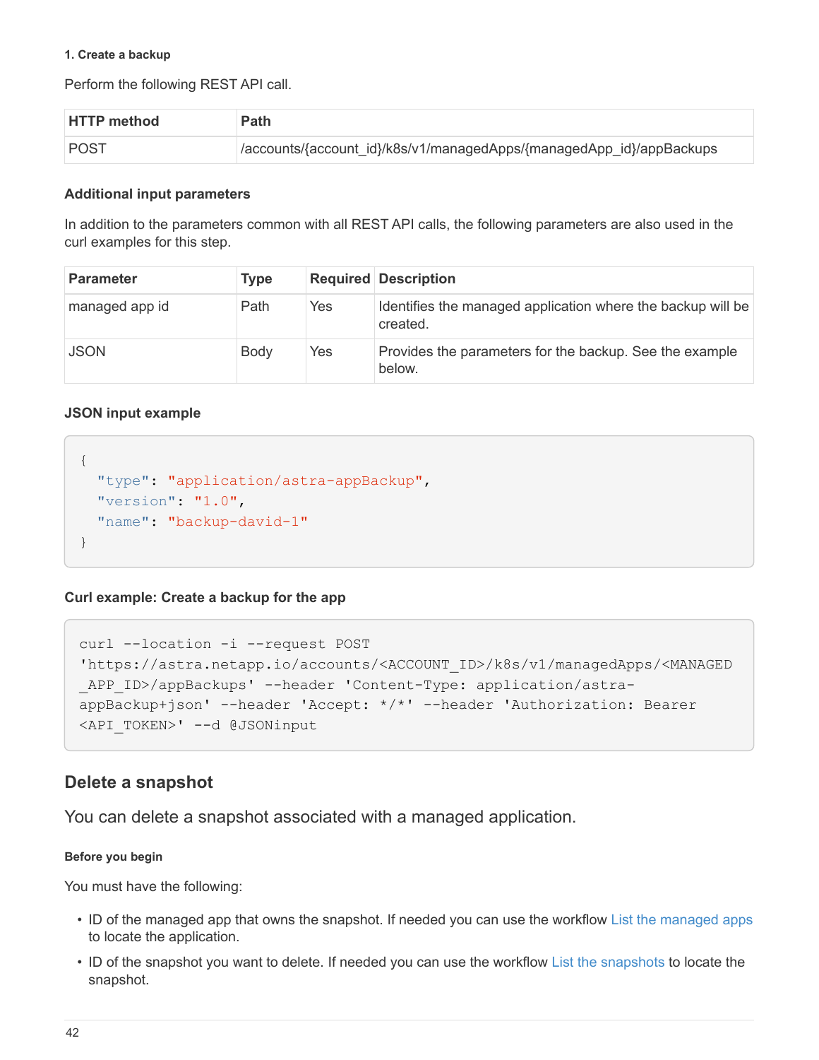#### 1. Create a backup

Perform the following REST API call.

| HTTP method | Path |
| --- | --- |
| POST | /accounts/{account_id}/k8s/v1/managedApps/{managedApp_id}/appBackups |

### Additional input parameters

In addition to the parameters common with all REST API calls, the following parameters are also used in the curl examples for this step.

| Parameter | Type | Required | Description |
| --- | --- | --- | --- |
| managed app id | Path | Yes | Identifies the managed application where the backup will be created. |
| JSON | Body | Yes | Provides the parameters for the backup. See the example below. |

### JSON input example

```
{
  "type": "application/astra-appBackup",
  "version": "1.0",
  "name": "backup-david-1"
}
```

### Curl example: Create a backup for the app

```
curl --location -i --request POST
'https://astra.netapp.io/accounts/<ACCOUNT_ID>/k8s/v1/managedApps/<MANAGED
_APP_ID>/appBackups' --header 'Content-Type: application/astra-
appBackup+json' --header 'Accept: */*' --header 'Authorization: Bearer
<API_TOKEN>' --d @JSONinput
```

## Delete a snapshot

You can delete a snapshot associated with a managed application.

#### Before you begin

You must have the following:

- ID of the managed app that owns the snapshot. If needed you can use the workflow List the managed apps to locate the application.
- ID of the snapshot you want to delete. If needed you can use the workflow List the snapshots to locate the snapshot.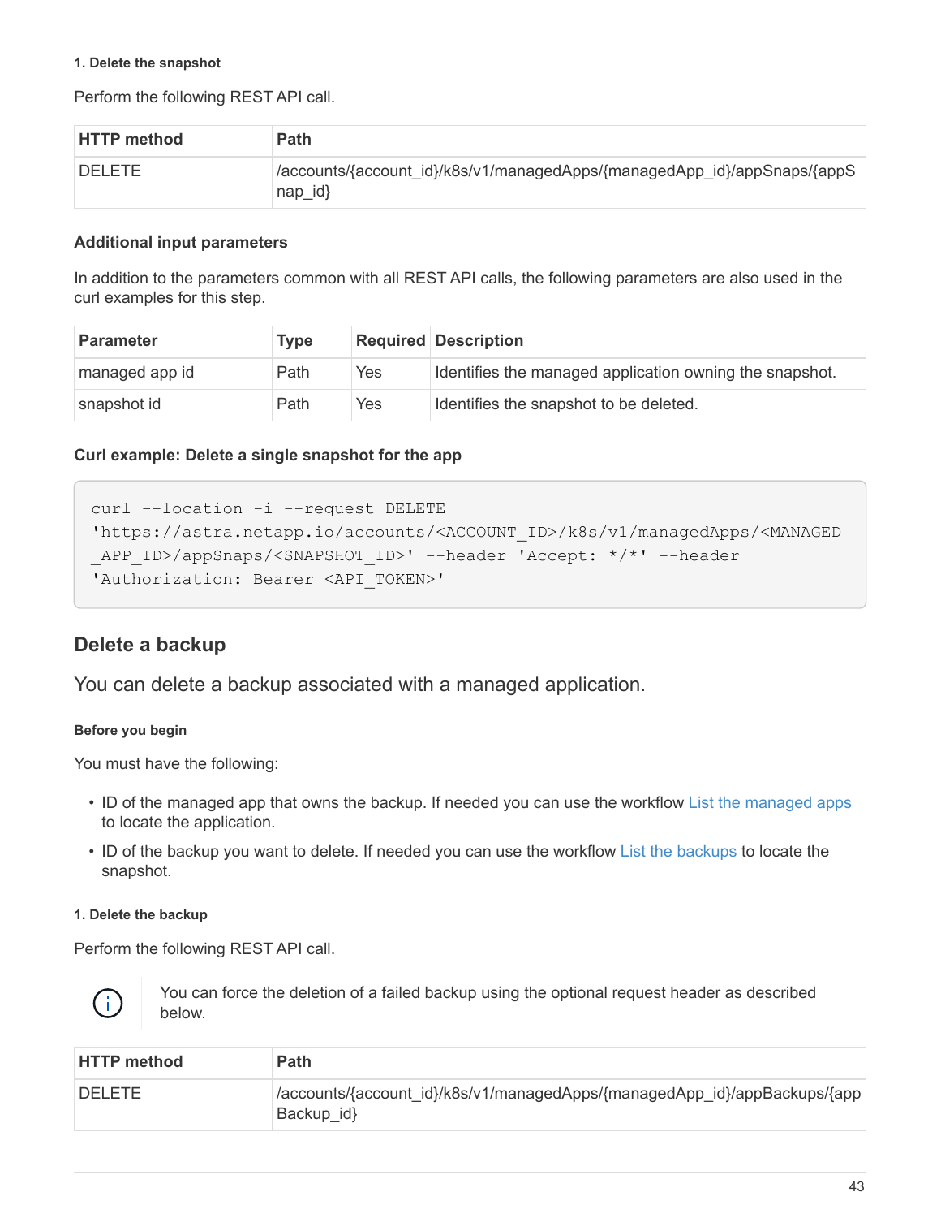#### 1. Delete the snapshot

Perform the following REST API call.

| HTTP method | Path |
| --- | --- |
| DELETE | /accounts/{account_id}/k8s/v1/managedApps/{managedApp_id}/appSnaps/{appSnap_id} |

**Additional input parameters**

In addition to the parameters common with all REST API calls, the following parameters are also used in the curl examples for this step.

| Parameter | Type | Required | Description |
| --- | --- | --- | --- |
| managed app id | Path | Yes | Identifies the managed application owning the snapshot. |
| snapshot id | Path | Yes | Identifies the snapshot to be deleted. |

**Curl example: Delete a single snapshot for the app**

```
curl --location -i --request DELETE
'https://astra.netapp.io/accounts/<ACCOUNT_ID>/k8s/v1/managedApps/<MANAGED_APP_ID>/appSnaps/<SNAPSHOT_ID>' --header 'Accept: */*' --header
'Authorization: Bearer <API_TOKEN>'
```

## Delete a backup

You can delete a backup associated with a managed application.

#### Before you begin

You must have the following:

- ID of the managed app that owns the backup. If needed you can use the workflow List the managed apps to locate the application.
- ID of the backup you want to delete. If needed you can use the workflow List the backups to locate the snapshot.

#### 1. Delete the backup

Perform the following REST API call.

> You can force the deletion of a failed backup using the optional request header as described below.

| HTTP method | Path |
| --- | --- |
| DELETE | /accounts/{account_id}/k8s/v1/managedApps/{managedApp_id}/appBackups/{appBackup_id} |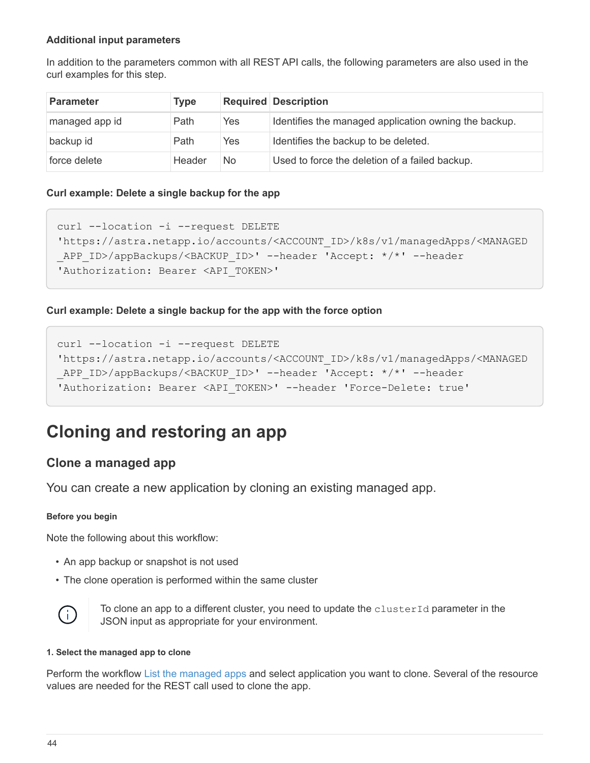#### Additional input parameters

In addition to the parameters common with all REST API calls, the following parameters are also used in the curl examples for this step.

| Parameter | Type | Required | Description |
| --- | --- | --- | --- |
| managed app id | Path | Yes | Identifies the managed application owning the backup. |
| backup id | Path | Yes | Identifies the backup to be deleted. |
| force delete | Header | No | Used to force the deletion of a failed backup. |

#### Curl example: Delete a single backup for the app

```
curl --location -i --request DELETE
'https://astra.netapp.io/accounts/<ACCOUNT_ID>/k8s/v1/managedApps/<MANAGED
_APP_ID>/appBackups/<BACKUP_ID>' --header 'Accept: */*' --header
'Authorization: Bearer <API_TOKEN>'
```

#### Curl example: Delete a single backup for the app with the force option

```
curl --location -i --request DELETE
'https://astra.netapp.io/accounts/<ACCOUNT_ID>/k8s/v1/managedApps/<MANAGED
_APP_ID>/appBackups/<BACKUP_ID>' --header 'Accept: */*' --header
'Authorization: Bearer <API_TOKEN>' --header 'Force-Delete: true'
```

# Cloning and restoring an app

## Clone a managed app

You can create a new application by cloning an existing managed app.

#### Before you begin

Note the following about this workflow:

- An app backup or snapshot is not used
- The clone operation is performed within the same cluster

> To clone an app to a different cluster, you need to update the `clusterId` parameter in the JSON input as appropriate for your environment.

#### 1. Select the managed app to clone

Perform the workflow List the managed apps and select application you want to clone. Several of the resource values are needed for the REST call used to clone the app.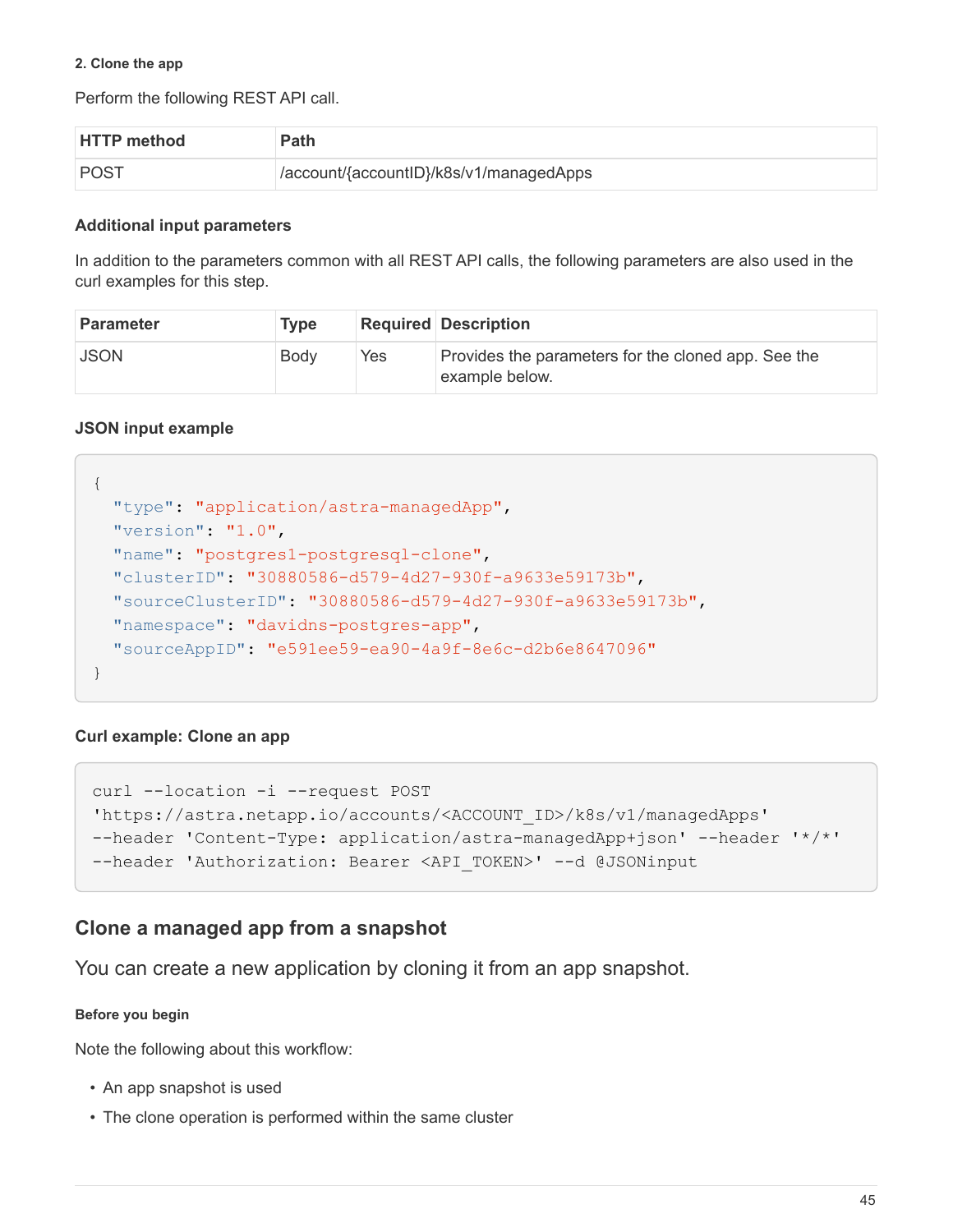#### 2. Clone the app

Perform the following REST API call.

| HTTP method | Path |
| --- | --- |
| POST | /account/{accountID}/k8s/v1/managedApps |

### Additional input parameters

In addition to the parameters common with all REST API calls, the following parameters are also used in the curl examples for this step.

| Parameter | Type | Required | Description |
| --- | --- | --- | --- |
| JSON | Body | Yes | Provides the parameters for the cloned app. See the example below. |

### JSON input example

```
{
  "type": "application/astra-managedApp",
  "version": "1.0",
  "name": "postgres1-postgresql-clone",
  "clusterID": "30880586-d579-4d27-930f-a9633e59173b",
  "sourceClusterID": "30880586-d579-4d27-930f-a9633e59173b",
  "namespace": "davidns-postgres-app",
  "sourceAppID": "e591ee59-ea90-4a9f-8e6c-d2b6e8647096"
}
```

### Curl example: Clone an app

```
curl --location -i --request POST
'https://astra.netapp.io/accounts/<ACCOUNT_ID>/k8s/v1/managedApps'
--header 'Content-Type: application/astra-managedApp+json' --header '*/*'
--header 'Authorization: Bearer <API_TOKEN>' --d @JSONinput
```

## Clone a managed app from a snapshot

You can create a new application by cloning it from an app snapshot.

#### Before you begin

Note the following about this workflow:

- An app snapshot is used
- The clone operation is performed within the same cluster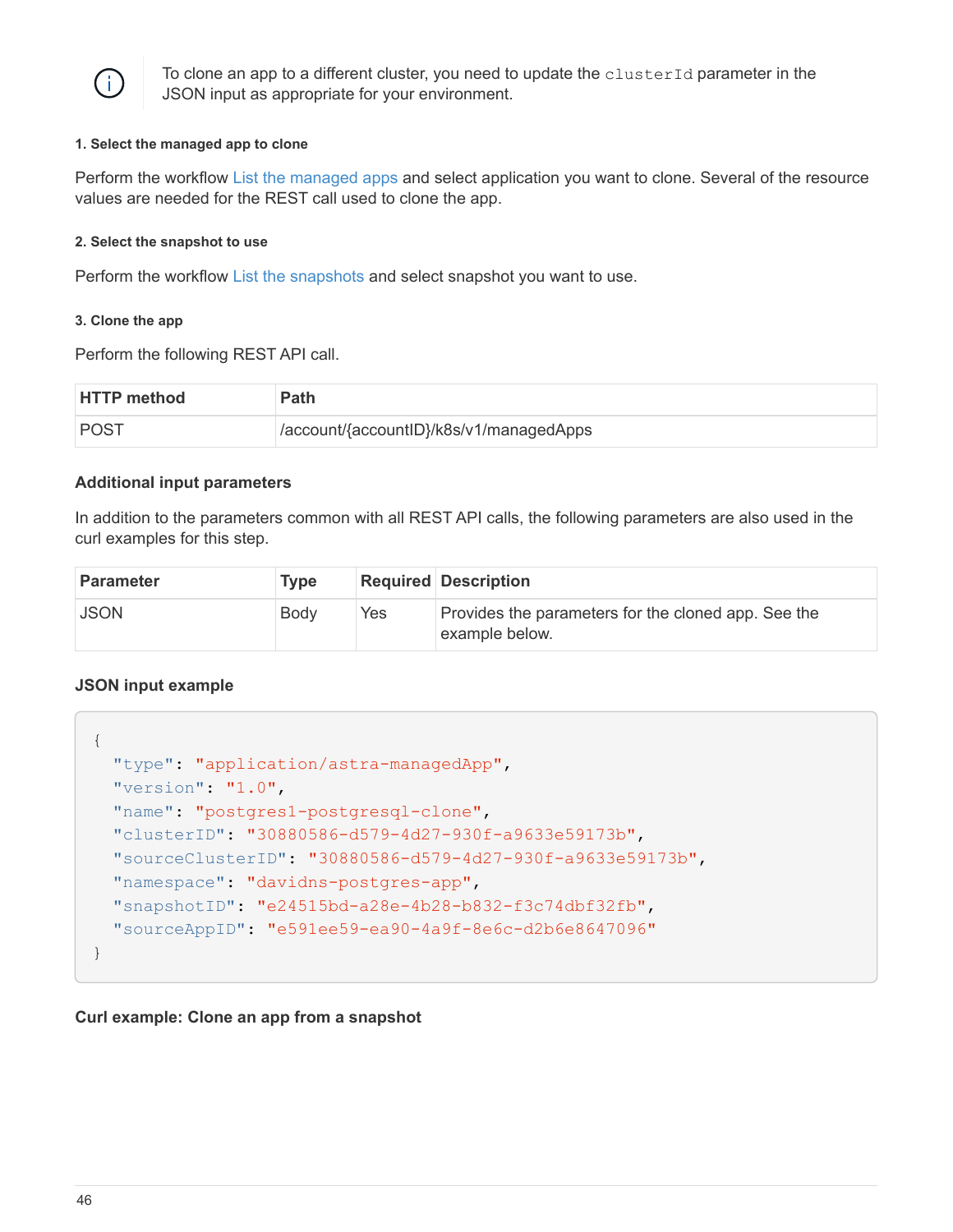> To clone an app to a different cluster, you need to update the `clusterId` parameter in the JSON input as appropriate for your environment.

#### 1. Select the managed app to clone

Perform the workflow List the managed apps and select application you want to clone. Several of the resource values are needed for the REST call used to clone the app.

#### 2. Select the snapshot to use

Perform the workflow List the snapshots and select snapshot you want to use.

#### 3. Clone the app

Perform the following REST API call.

| HTTP method | Path |
| --- | --- |
| POST | /account/{accountID}/k8s/v1/managedApps |

### Additional input parameters

In addition to the parameters common with all REST API calls, the following parameters are also used in the curl examples for this step.

| Parameter | Type | Required | Description |
| --- | --- | --- | --- |
| JSON | Body | Yes | Provides the parameters for the cloned app. See the example below. |

### JSON input example

```
{
  "type": "application/astra-managedApp",
  "version": "1.0",
  "name": "postgres1-postgresql-clone",
  "clusterID": "30880586-d579-4d27-930f-a9633e59173b",
  "sourceClusterID": "30880586-d579-4d27-930f-a9633e59173b",
  "namespace": "davidns-postgres-app",
  "snapshotID": "e24515bd-a28e-4b28-b832-f3c74dbf32fb",
  "sourceAppID": "e591ee59-ea90-4a9f-8e6c-d2b6e8647096"
}
```

### Curl example: Clone an app from a snapshot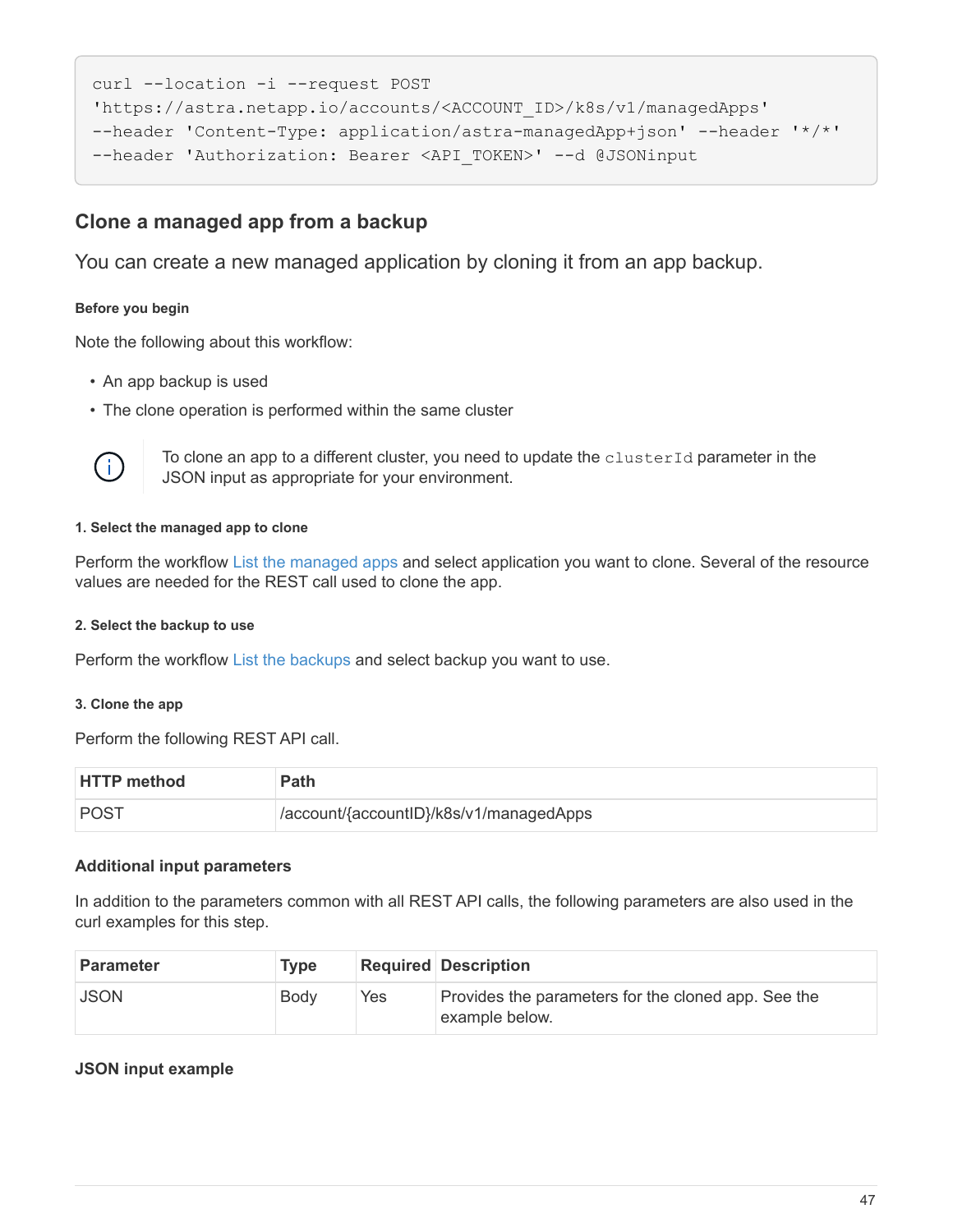```
curl --location -i --request POST
'https://astra.netapp.io/accounts/<ACCOUNT_ID>/k8s/v1/managedApps'
--header 'Content-Type: application/astra-managedApp+json' --header '*/*'
--header 'Authorization: Bearer <API_TOKEN>' --d @JSONinput
```

## Clone a managed app from a backup

You can create a new managed application by cloning it from an app backup.

#### Before you begin

Note the following about this workflow:

- An app backup is used
- The clone operation is performed within the same cluster

> To clone an app to a different cluster, you need to update the `clusterId` parameter in the JSON input as appropriate for your environment.

##### 1. Select the managed app to clone

Perform the workflow List the managed apps and select application you want to clone. Several of the resource values are needed for the REST call used to clone the app.

##### 2. Select the backup to use

Perform the workflow List the backups and select backup you want to use.

##### 3. Clone the app

Perform the following REST API call.

| HTTP method | Path |
|---|---|
| POST | /account/{accountID}/k8s/v1/managedApps |

#### Additional input parameters

In addition to the parameters common with all REST API calls, the following parameters are also used in the curl examples for this step.

| Parameter | Type | Required | Description |
|---|---|---|---|
| JSON | Body | Yes | Provides the parameters for the cloned app. See the example below. |

#### JSON input example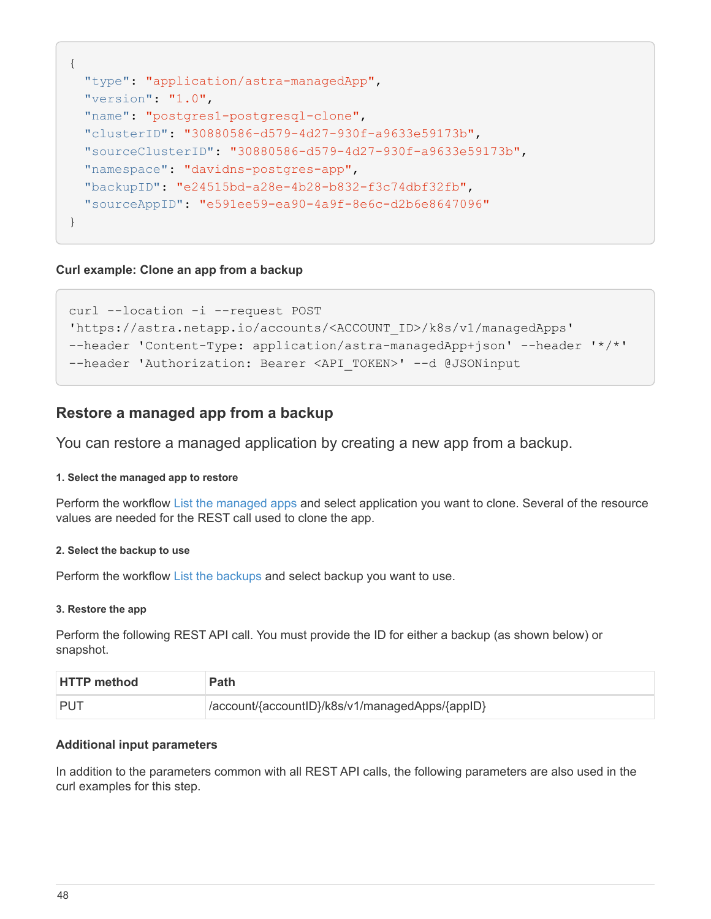```
{
  "type": "application/astra-managedApp",
  "version": "1.0",
  "name": "postgres1-postgresql-clone",
  "clusterID": "30880586-d579-4d27-930f-a9633e59173b",
  "sourceClusterID": "30880586-d579-4d27-930f-a9633e59173b",
  "namespace": "davidns-postgres-app",
  "backupID": "e24515bd-a28e-4b28-b832-f3c74dbf32fb",
  "sourceAppID": "e591ee59-ea90-4a9f-8e6c-d2b6e8647096"
}
```

**Curl example: Clone an app from a backup**

```
curl --location -i --request POST
'https://astra.netapp.io/accounts/<ACCOUNT_ID>/k8s/v1/managedApps'
--header 'Content-Type: application/astra-managedApp+json' --header '*/*'
--header 'Authorization: Bearer <API_TOKEN>' --d @JSONinput
```

## Restore a managed app from a backup

You can restore a managed application by creating a new app from a backup.

#### 1. Select the managed app to restore

Perform the workflow List the managed apps and select application you want to clone. Several of the resource values are needed for the REST call used to clone the app.

#### 2. Select the backup to use

Perform the workflow List the backups and select backup you want to use.

#### 3. Restore the app

Perform the following REST API call. You must provide the ID for either a backup (as shown below) or snapshot.

| HTTP method | Path |
| --- | --- |
| PUT | /account/{accountID}/k8s/v1/managedApps/{appID} |

**Additional input parameters**

In addition to the parameters common with all REST API calls, the following parameters are also used in the curl examples for this step.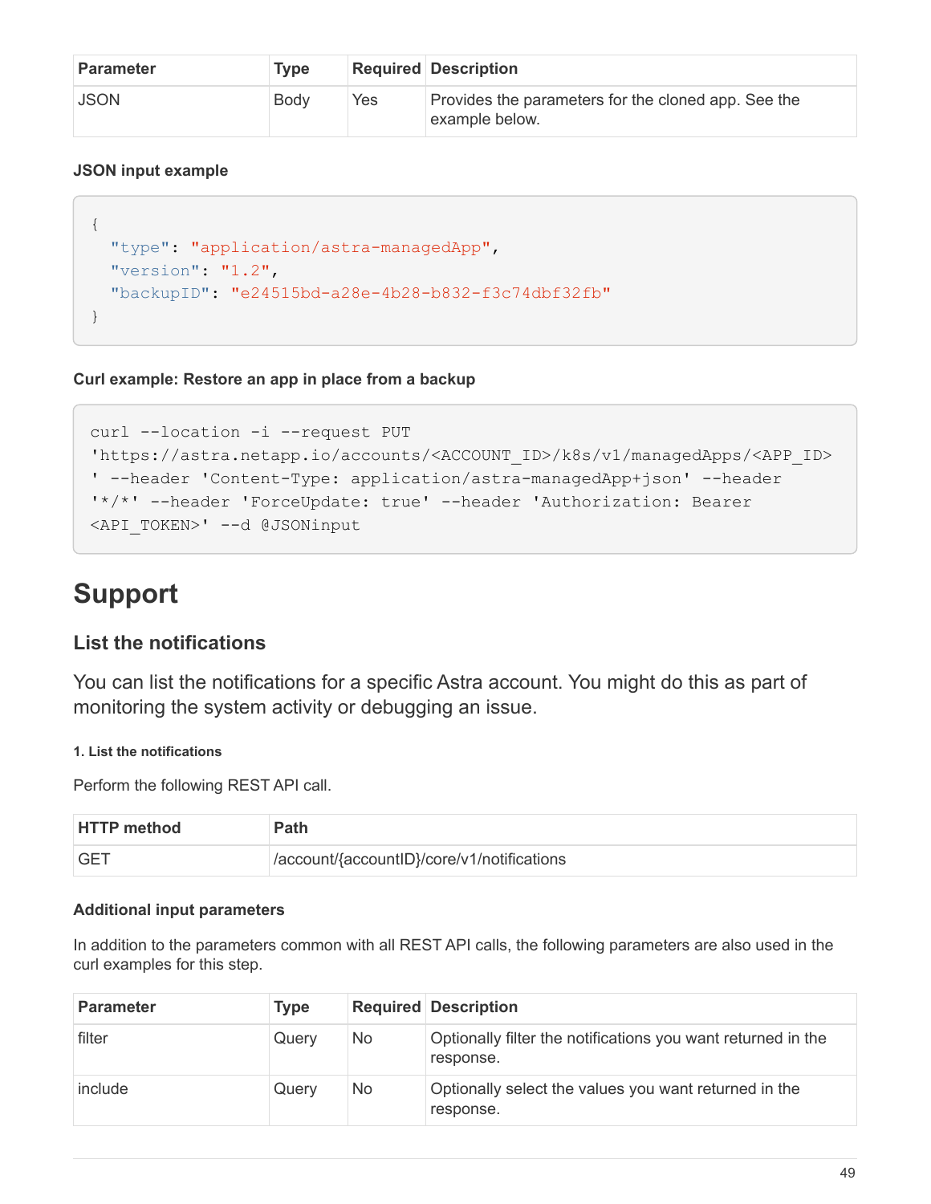| Parameter | Type | Required | Description |
| --- | --- | --- | --- |
| JSON | Body | Yes | Provides the parameters for the cloned app. See the example below. |

#### JSON input example

```
{
  "type": "application/astra-managedApp",
  "version": "1.2",
  "backupID": "e24515bd-a28e-4b28-b832-f3c74dbf32fb"
}
```

#### Curl example: Restore an app in place from a backup

```
curl --location -i --request PUT
'https://astra.netapp.io/accounts/<ACCOUNT_ID>/k8s/v1/managedApps/<APP_ID>
' --header 'Content-Type: application/astra-managedApp+json' --header
'*/*' --header 'ForceUpdate: true' --header 'Authorization: Bearer
<API_TOKEN>' --d @JSONinput
```

# Support

## List the notifications

You can list the notifications for a specific Astra account. You might do this as part of monitoring the system activity or debugging an issue.

##### 1. List the notifications

Perform the following REST API call.

| HTTP method | Path |
| --- | --- |
| GET | /account/{accountID}/core/v1/notifications |

#### Additional input parameters

In addition to the parameters common with all REST API calls, the following parameters are also used in the curl examples for this step.

| Parameter | Type | Required | Description |
| --- | --- | --- | --- |
| filter | Query | No | Optionally filter the notifications you want returned in the response. |
| include | Query | No | Optionally select the values you want returned in the response. |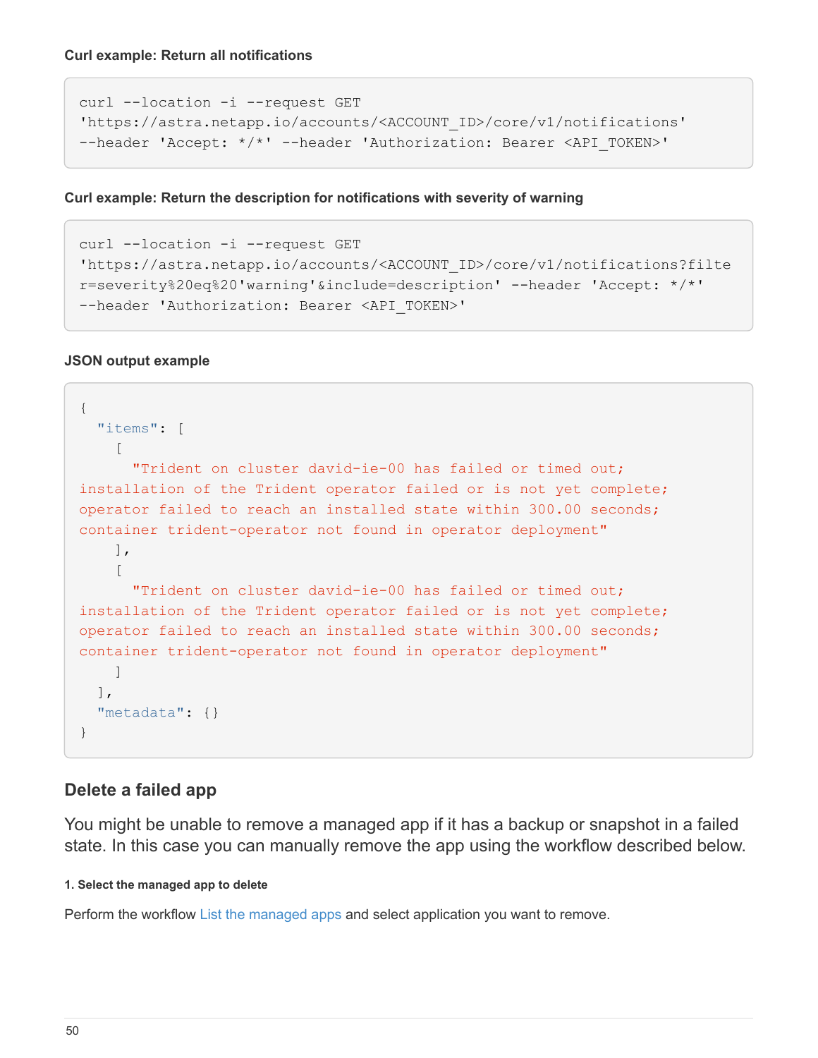**Curl example: Return all notifications**

```
curl --location -i --request GET
'https://astra.netapp.io/accounts/<ACCOUNT_ID>/core/v1/notifications'
--header 'Accept: */*' --header 'Authorization: Bearer <API_TOKEN>'
```

**Curl example: Return the description for notifications with severity of warning**

```
curl --location -i --request GET
'https://astra.netapp.io/accounts/<ACCOUNT_ID>/core/v1/notifications?filte
r=severity%20eq%20'warning'&include=description' --header 'Accept: */*'
--header 'Authorization: Bearer <API_TOKEN>'
```

**JSON output example**

```
{
  "items": [
    [
      "Trident on cluster david-ie-00 has failed or timed out;
installation of the Trident operator failed or is not yet complete;
operator failed to reach an installed state within 300.00 seconds;
container trident-operator not found in operator deployment"
    ],
    [
      "Trident on cluster david-ie-00 has failed or timed out;
installation of the Trident operator failed or is not yet complete;
operator failed to reach an installed state within 300.00 seconds;
container trident-operator not found in operator deployment"
    ]
  ],
  "metadata": {}
}
```

## Delete a failed app

You might be unable to remove a managed app if it has a backup or snapshot in a failed state. In this case you can manually remove the app using the workflow described below.

##### 1. Select the managed app to delete

Perform the workflow List the managed apps and select application you want to remove.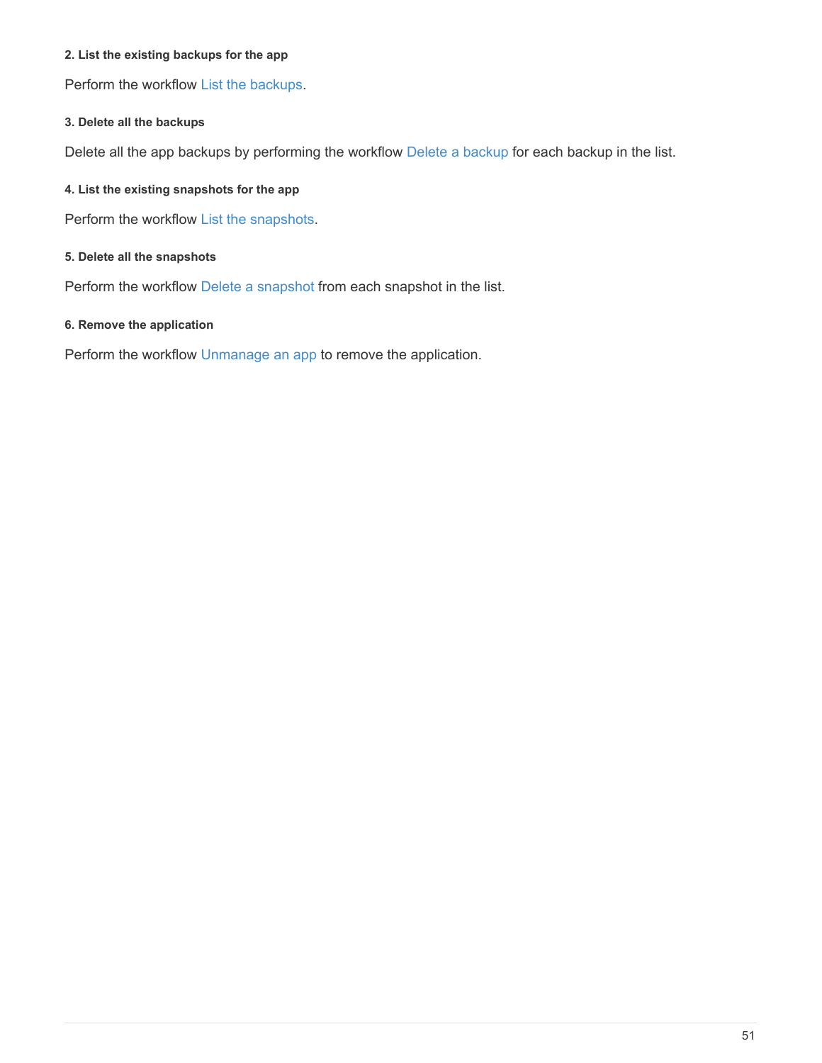#### 2. List the existing backups for the app

Perform the workflow List the backups.

#### 3. Delete all the backups

Delete all the app backups by performing the workflow Delete a backup for each backup in the list.

#### 4. List the existing snapshots for the app

Perform the workflow List the snapshots.

#### 5. Delete all the snapshots

Perform the workflow Delete a snapshot from each snapshot in the list.

#### 6. Remove the application

Perform the workflow Unmanage an app to remove the application.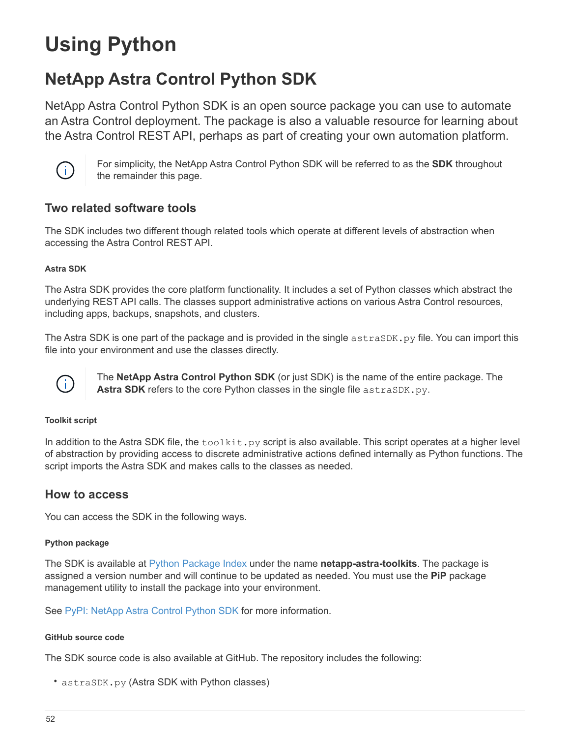# Using Python

## NetApp Astra Control Python SDK

NetApp Astra Control Python SDK is an open source package you can use to automate an Astra Control deployment. The package is also a valuable resource for learning about the Astra Control REST API, perhaps as part of creating your own automation platform.

> For simplicity, the NetApp Astra Control Python SDK will be referred to as the **SDK** throughout the remainder this page.

### Two related software tools

The SDK includes two different though related tools which operate at different levels of abstraction when accessing the Astra Control REST API.

#### Astra SDK

The Astra SDK provides the core platform functionality. It includes a set of Python classes which abstract the underlying REST API calls. The classes support administrative actions on various Astra Control resources, including apps, backups, snapshots, and clusters.

The Astra SDK is one part of the package and is provided in the single `astraSDK.py` file. You can import this file into your environment and use the classes directly.

> The **NetApp Astra Control Python SDK** (or just SDK) is the name of the entire package. The **Astra SDK** refers to the core Python classes in the single file `astraSDK.py`.

#### Toolkit script

In addition to the Astra SDK file, the `toolkit.py` script is also available. This script operates at a higher level of abstraction by providing access to discrete administrative actions defined internally as Python functions. The script imports the Astra SDK and makes calls to the classes as needed.

### How to access

You can access the SDK in the following ways.

#### Python package

The SDK is available at Python Package Index under the name **netapp-astra-toolkits**. The package is assigned a version number and will continue to be updated as needed. You must use the **PiP** package management utility to install the package into your environment.

See PyPI: NetApp Astra Control Python SDK for more information.

#### GitHub source code

The SDK source code is also available at GitHub. The repository includes the following:

- `astraSDK.py` (Astra SDK with Python classes)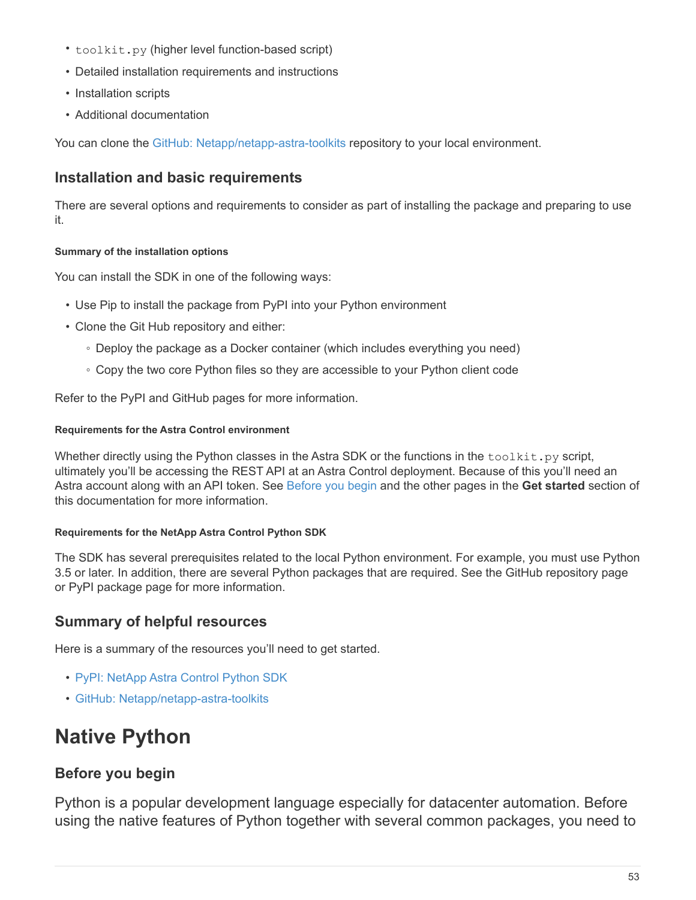- `toolkit.py` (higher level function-based script)
- Detailed installation requirements and instructions
- Installation scripts
- Additional documentation

You can clone the GitHub: Netapp/netapp-astra-toolkits repository to your local environment.

## Installation and basic requirements

There are several options and requirements to consider as part of installing the package and preparing to use it.

#### Summary of the installation options

You can install the SDK in one of the following ways:

- Use Pip to install the package from PyPI into your Python environment
- Clone the Git Hub repository and either:
  - Deploy the package as a Docker container (which includes everything you need)
  - Copy the two core Python files so they are accessible to your Python client code

Refer to the PyPI and GitHub pages for more information.

#### Requirements for the Astra Control environment

Whether directly using the Python classes in the Astra SDK or the functions in the `toolkit.py` script, ultimately you'll be accessing the REST API at an Astra Control deployment. Because of this you'll need an Astra account along with an API token. See Before you begin and the other pages in the **Get started** section of this documentation for more information.

#### Requirements for the NetApp Astra Control Python SDK

The SDK has several prerequisites related to the local Python environment. For example, you must use Python 3.5 or later. In addition, there are several Python packages that are required. See the GitHub repository page or PyPI package page for more information.

## Summary of helpful resources

Here is a summary of the resources you'll need to get started.

- PyPI: NetApp Astra Control Python SDK
- GitHub: Netapp/netapp-astra-toolkits

# Native Python

## Before you begin

Python is a popular development language especially for datacenter automation. Before using the native features of Python together with several common packages, you need to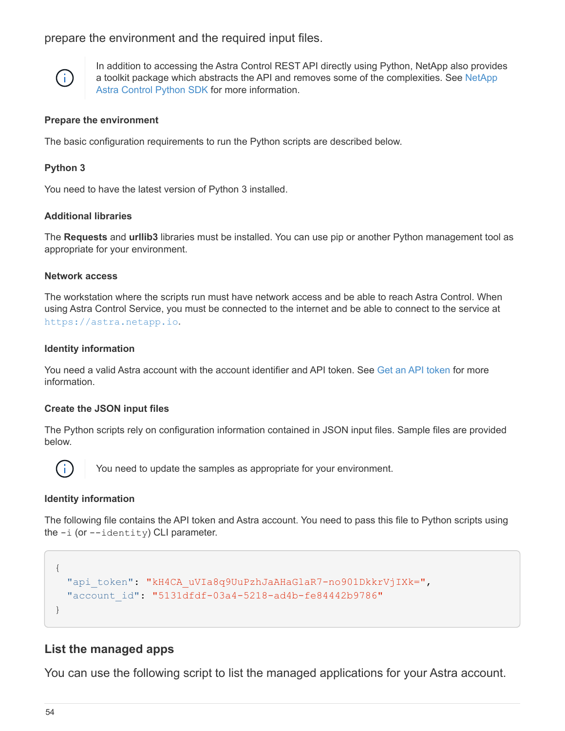prepare the environment and the required input files.

> In addition to accessing the Astra Control REST API directly using Python, NetApp also provides a toolkit package which abstracts the API and removes some of the complexities. See NetApp Astra Control Python SDK for more information.

#### Prepare the environment

The basic configuration requirements to run the Python scripts are described below.

#### Python 3

You need to have the latest version of Python 3 installed.

#### Additional libraries

The **Requests** and **urllib3** libraries must be installed. You can use pip or another Python management tool as appropriate for your environment.

#### Network access

The workstation where the scripts run must have network access and be able to reach Astra Control. When using Astra Control Service, you must be connected to the internet and be able to connect to the service at `https://astra.netapp.io`.

#### Identity information

You need a valid Astra account with the account identifier and API token. See Get an API token for more information.

#### Create the JSON input files

The Python scripts rely on configuration information contained in JSON input files. Sample files are provided below.

> You need to update the samples as appropriate for your environment.

#### Identity information

The following file contains the API token and Astra account. You need to pass this file to Python scripts using the `-i` (or `--identity`) CLI parameter.

```
{
  "api_token": "kH4CA_uVIa8q9UuPzhJaAHaGlaR7-no901DkkrVjIXk=",
  "account_id": "5131dfdf-03a4-5218-ad4b-fe84442b9786"
}
```

### List the managed apps

You can use the following script to list the managed applications for your Astra account.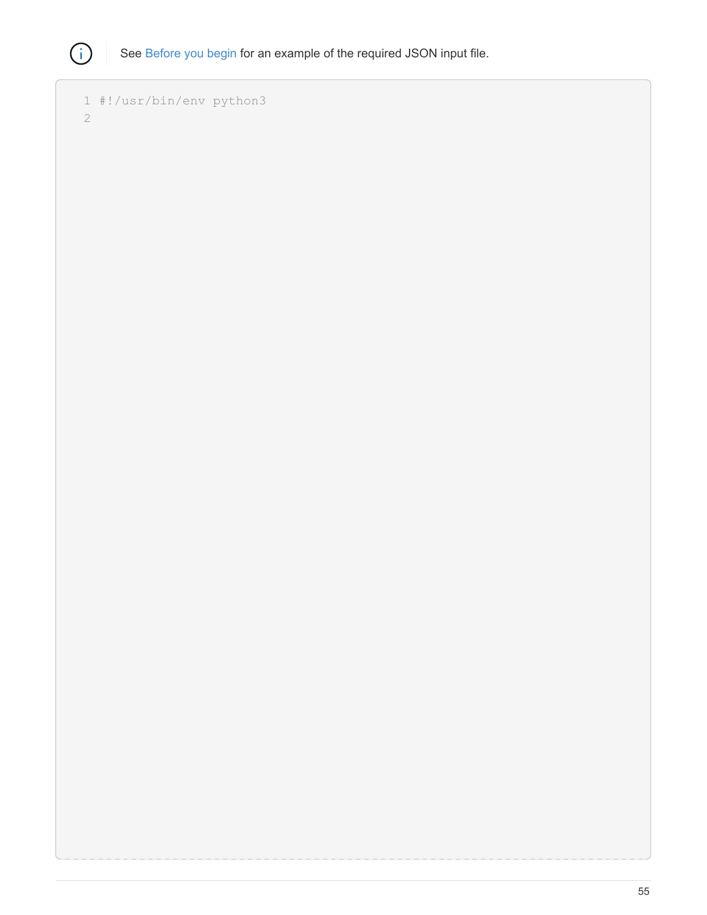> [!NOTE]
> See Before you begin for an example of the required JSON input file.

```
#!/usr/bin/env python3

```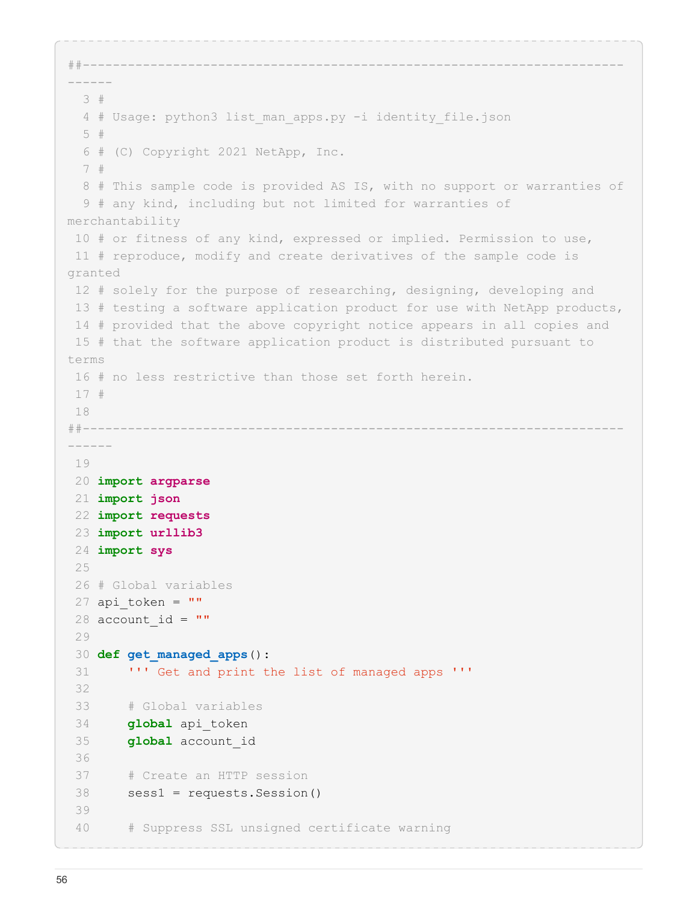```
##--------------------------------------------------------------------------
------
  3 #
  4 # Usage: python3 list_man_apps.py -i identity_file.json
  5 #
  6 # (C) Copyright 2021 NetApp, Inc.
  7 #
  8 # This sample code is provided AS IS, with no support or warranties of
  9 # any kind, including but not limited for warranties of
merchantability
 10 # or fitness of any kind, expressed or implied. Permission to use,
 11 # reproduce, modify and create derivatives of the sample code is
granted
 12 # solely for the purpose of researching, designing, developing and
 13 # testing a software application product for use with NetApp products,
 14 # provided that the above copyright notice appears in all copies and
 15 # that the software application product is distributed pursuant to
terms
 16 # no less restrictive than those set forth herein.
 17 #
 18
##--------------------------------------------------------------------------
------
 19
 20 import argparse
 21 import json
 22 import requests
 23 import urllib3
 24 import sys
 25
 26 # Global variables
 27 api_token = ""
 28 account_id = ""
 29
 30 def get_managed_apps():
 31     ''' Get and print the list of managed apps '''
 32
 33     # Global variables
 34     global api_token
 35     global account_id
 36
 37     # Create an HTTP session
 38     sess1 = requests.Session()
 39
 40     # Suppress SSL unsigned certificate warning
```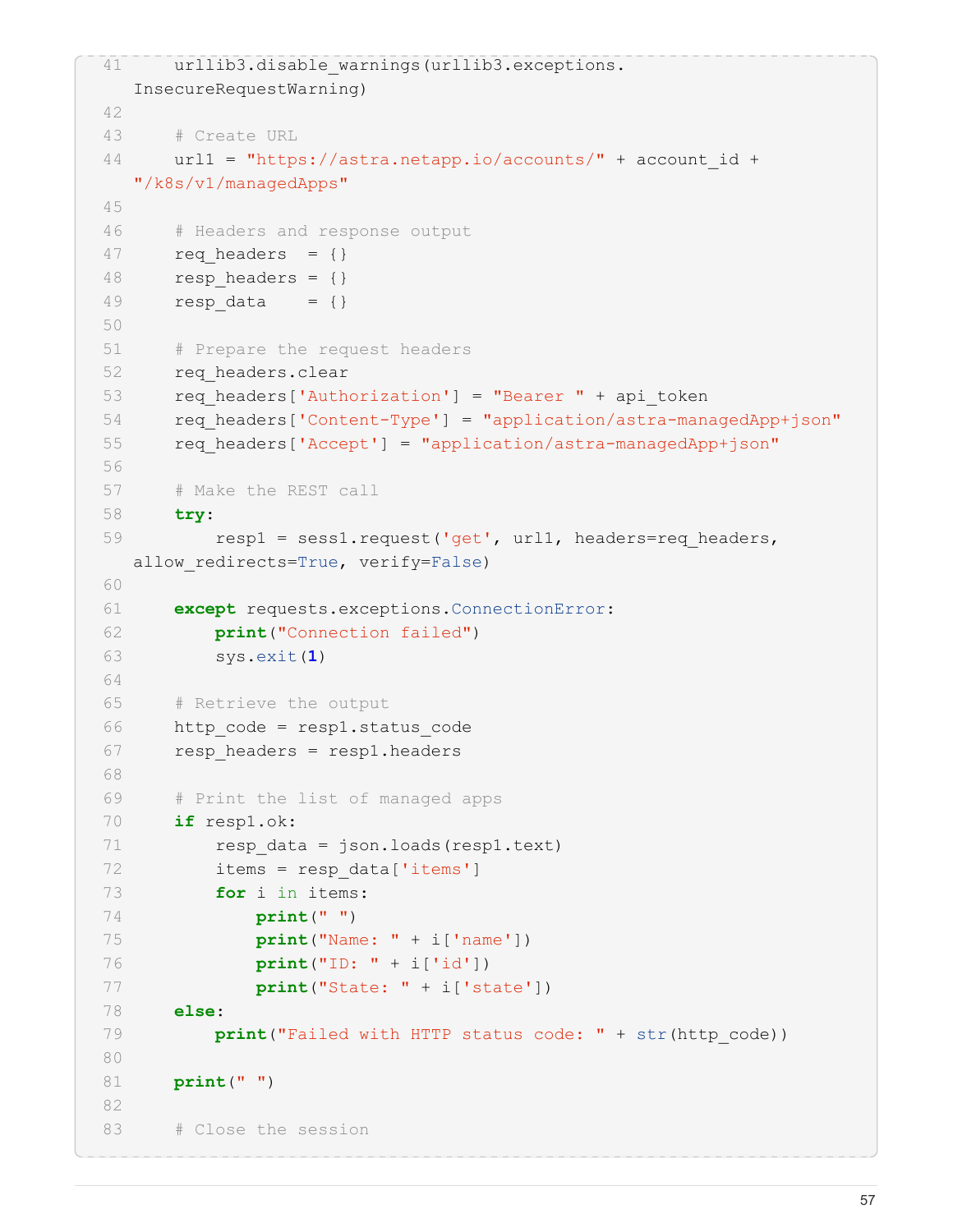```
41      urllib3.disable_warnings(urllib3.exceptions.
    InsecureRequestWarning)
42
43      # Create URL
44      url1 = "https://astra.netapp.io/accounts/" + account_id +
    "/k8s/v1/managedApps"
45
46      # Headers and response output
47      req_headers  = {}
48      resp_headers = {}
49      resp_data    = {}
50
51      # Prepare the request headers
52      req_headers.clear
53      req_headers['Authorization'] = "Bearer " + api_token
54      req_headers['Content-Type'] = "application/astra-managedApp+json"
55      req_headers['Accept'] = "application/astra-managedApp+json"
56
57      # Make the REST call
58      try:
59          resp1 = sess1.request('get', url1, headers=req_headers,
    allow_redirects=True, verify=False)
60
61      except requests.exceptions.ConnectionError:
62          print("Connection failed")
63          sys.exit(1)
64
65      # Retrieve the output
66      http_code = resp1.status_code
67      resp_headers = resp1.headers
68
69      # Print the list of managed apps
70      if resp1.ok:
71          resp_data = json.loads(resp1.text)
72          items = resp_data['items']
73          for i in items:
74              print(" ")
75              print("Name: " + i['name'])
76              print("ID: " + i['id'])
77              print("State: " + i['state'])
78      else:
79          print("Failed with HTTP status code: " + str(http_code))
80
81      print(" ")
82
83      # Close the session
```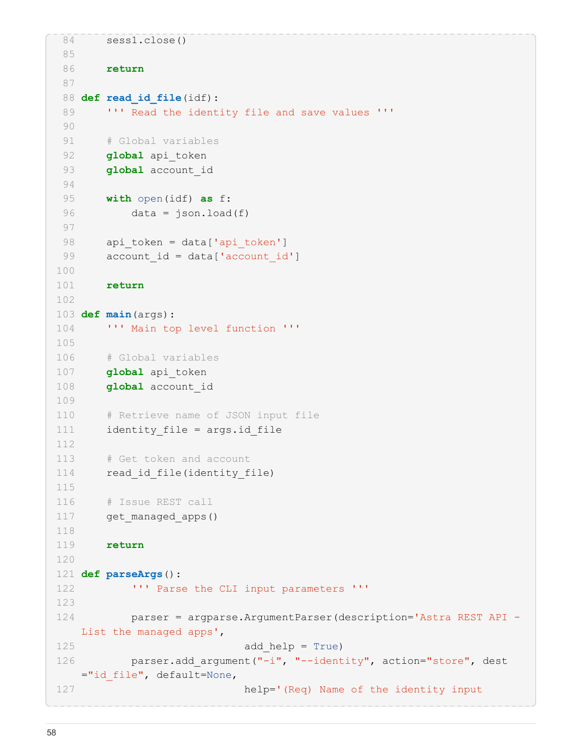```
    sess1.close()

    return

def read_id_file(idf):
    ''' Read the identity file and save values '''

    # Global variables
    global api_token
    global account_id

    with open(idf) as f:
        data = json.load(f)

    api_token = data['api_token']
    account_id = data['account_id']

    return

def main(args):
    ''' Main top level function '''

    # Global variables
    global api_token
    global account_id

    # Retrieve name of JSON input file
    identity_file = args.id_file

    # Get token and account
    read_id_file(identity_file)

    # Issue REST call
    get_managed_apps()

    return

def parseArgs():
        ''' Parse the CLI input parameters '''

        parser = argparse.ArgumentParser(description='Astra REST API -
List the managed apps',
                                add_help = True)
        parser.add_argument("-i", "--identity", action="store", dest
="id_file", default=None,
                                help='(Req) Name of the identity input
```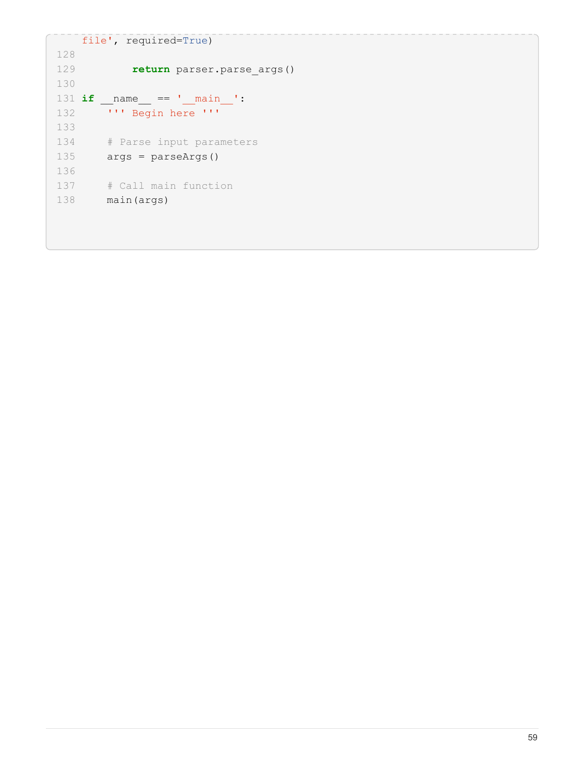```
file', required=True)
128
129         return parser.parse_args()
130
131 if __name__ == '__main__':
132     ''' Begin here '''
133
134     # Parse input parameters
135     args = parseArgs()
136
137     # Call main function
138     main(args)
```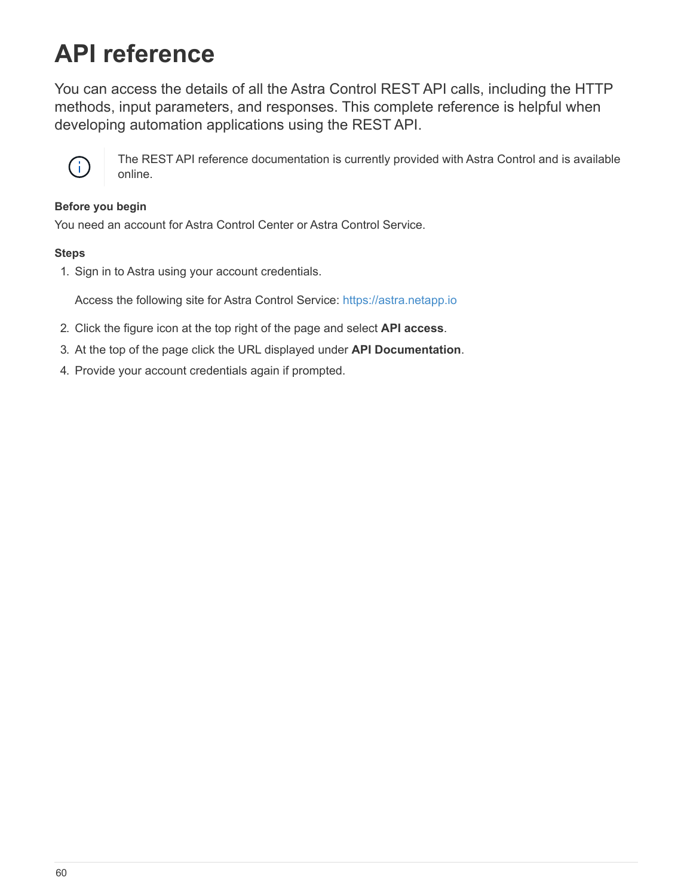# API reference

You can access the details of all the Astra Control REST API calls, including the HTTP methods, input parameters, and responses. This complete reference is helpful when developing automation applications using the REST API.

> The REST API reference documentation is currently provided with Astra Control and is available online.

**Before you begin**

You need an account for Astra Control Center or Astra Control Service.

**Steps**

1. Sign in to Astra using your account credentials.

   Access the following site for Astra Control Service: https://astra.netapp.io

2. Click the figure icon at the top right of the page and select **API access**.
3. At the top of the page click the URL displayed under **API Documentation**.
4. Provide your account credentials again if prompted.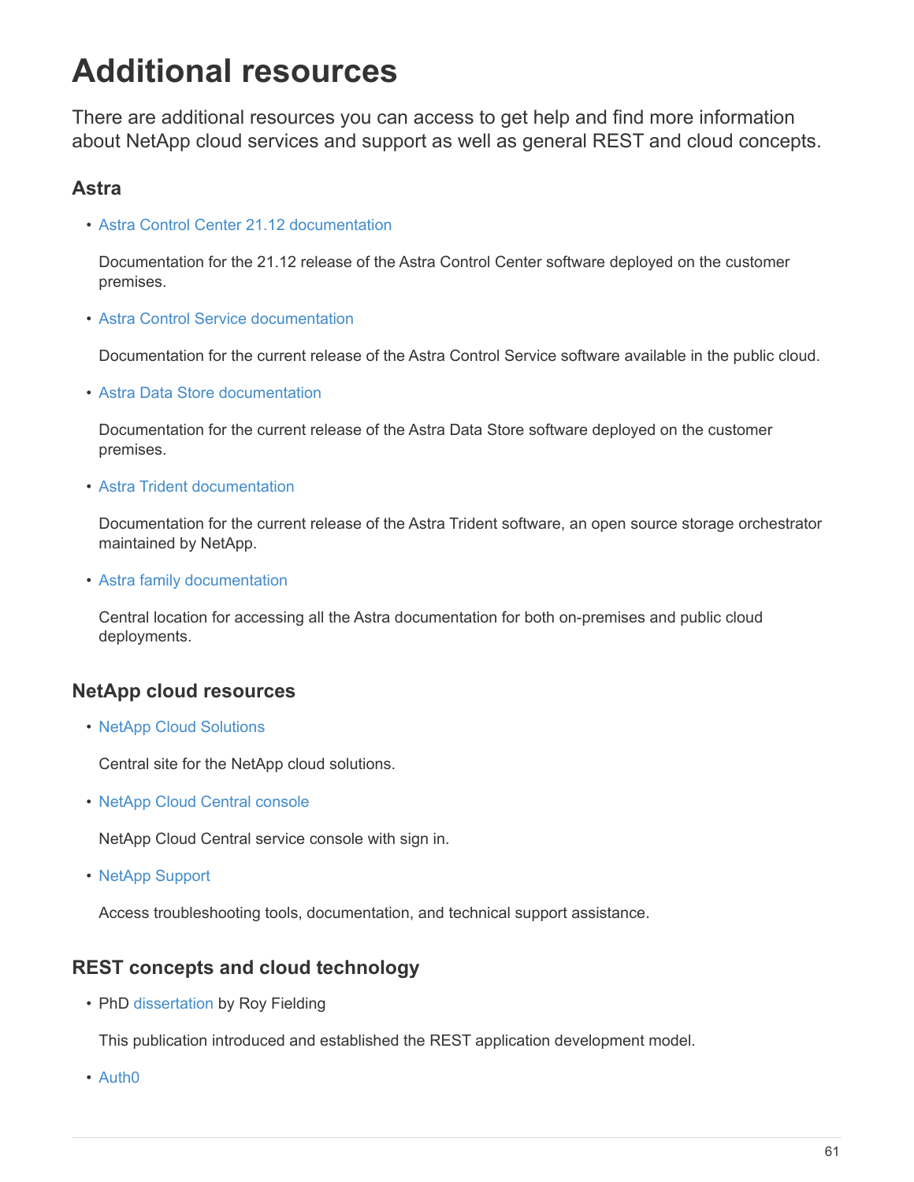# Additional resources

There are additional resources you can access to get help and find more information about NetApp cloud services and support as well as general REST and cloud concepts.

## Astra

- Astra Control Center 21.12 documentation

  Documentation for the 21.12 release of the Astra Control Center software deployed on the customer premises.

- Astra Control Service documentation

  Documentation for the current release of the Astra Control Service software available in the public cloud.

- Astra Data Store documentation

  Documentation for the current release of the Astra Data Store software deployed on the customer premises.

- Astra Trident documentation

  Documentation for the current release of the Astra Trident software, an open source storage orchestrator maintained by NetApp.

- Astra family documentation

  Central location for accessing all the Astra documentation for both on-premises and public cloud deployments.

## NetApp cloud resources

- NetApp Cloud Solutions

  Central site for the NetApp cloud solutions.

- NetApp Cloud Central console

  NetApp Cloud Central service console with sign in.

- NetApp Support

  Access troubleshooting tools, documentation, and technical support assistance.

## REST concepts and cloud technology

- PhD dissertation by Roy Fielding

  This publication introduced and established the REST application development model.

- Auth0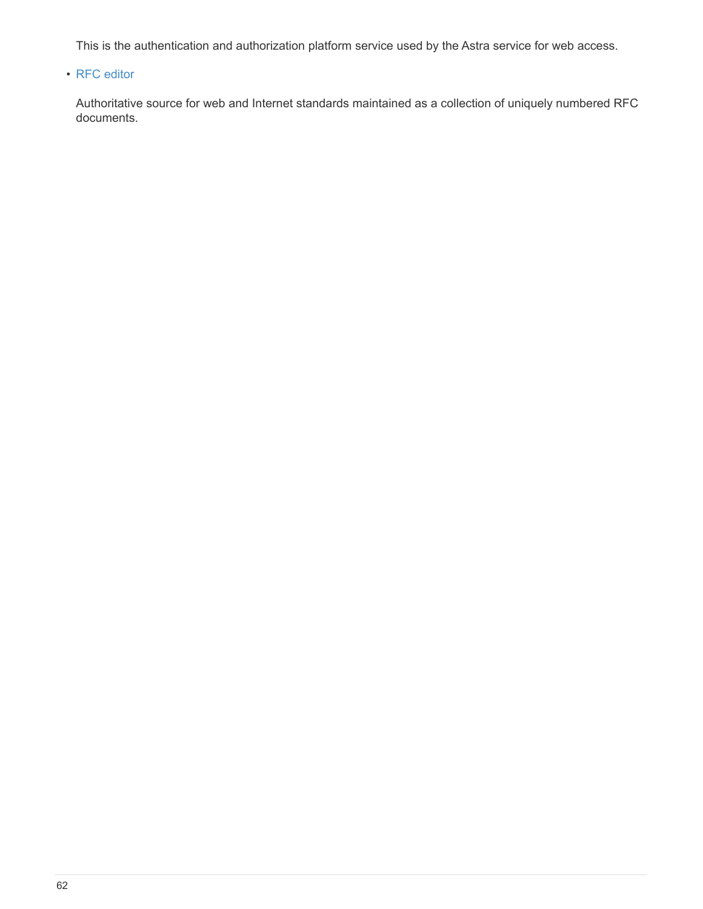This is the authentication and authorization platform service used by the Astra service for web access.

- RFC editor

  Authoritative source for web and Internet standards maintained as a collection of uniquely numbered RFC documents.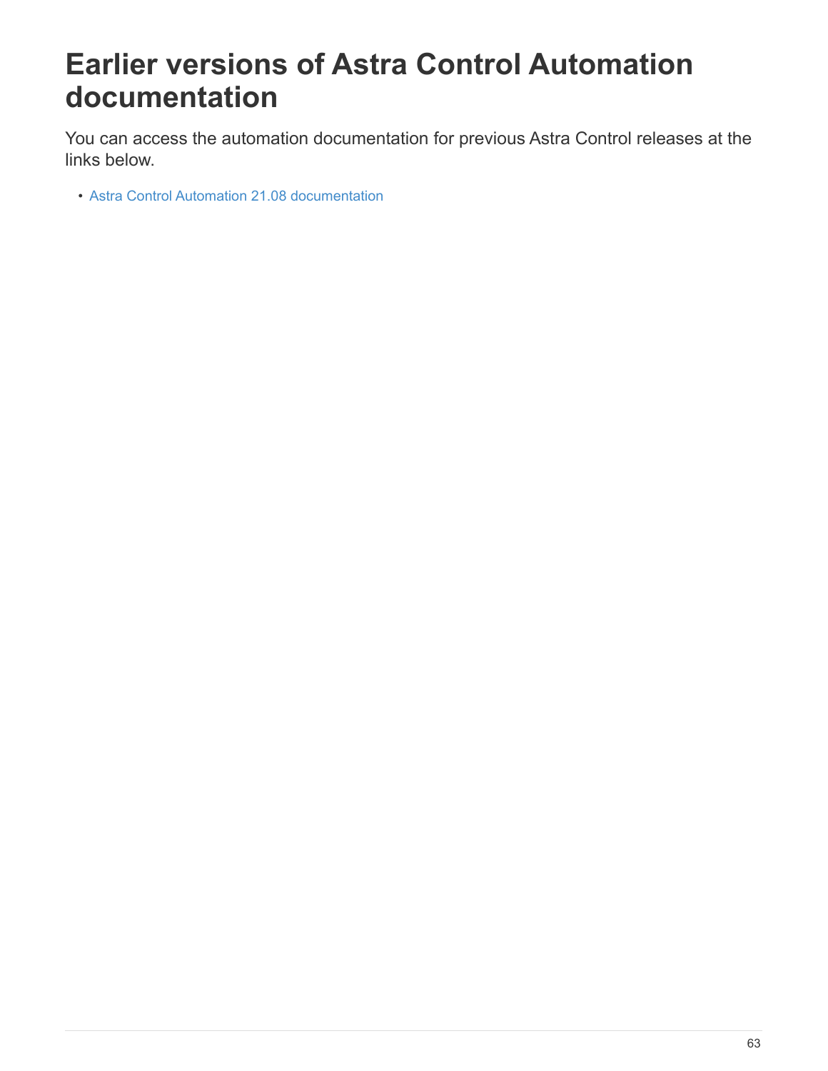# Earlier versions of Astra Control Automation documentation

You can access the automation documentation for previous Astra Control releases at the links below.

- Astra Control Automation 21.08 documentation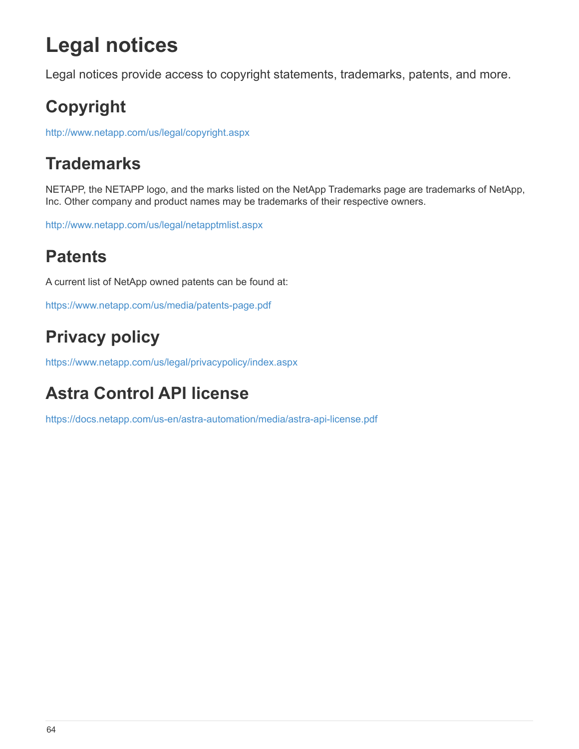# Legal notices

Legal notices provide access to copyright statements, trademarks, patents, and more.

## Copyright

http://www.netapp.com/us/legal/copyright.aspx

## Trademarks

NETAPP, the NETAPP logo, and the marks listed on the NetApp Trademarks page are trademarks of NetApp, Inc. Other company and product names may be trademarks of their respective owners.

http://www.netapp.com/us/legal/netapptmlist.aspx

## Patents

A current list of NetApp owned patents can be found at:

https://www.netapp.com/us/media/patents-page.pdf

## Privacy policy

https://www.netapp.com/us/legal/privacypolicy/index.aspx

## Astra Control API license

https://docs.netapp.com/us-en/astra-automation/media/astra-api-license.pdf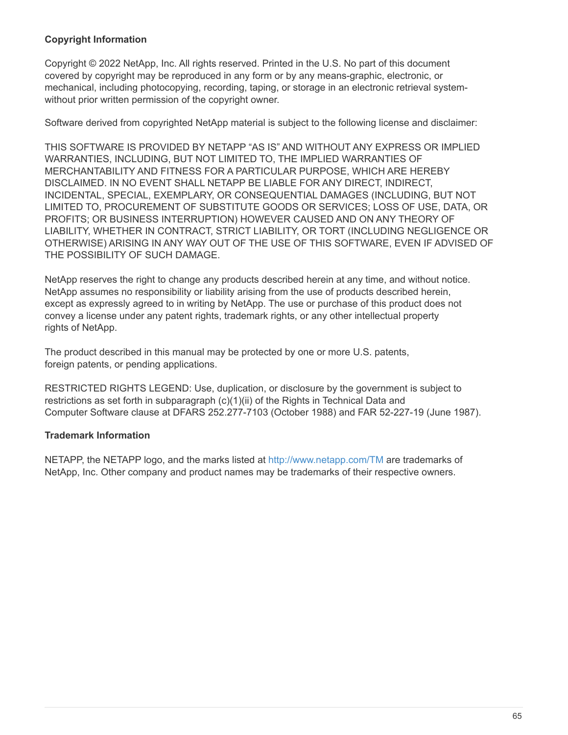### Copyright Information

Copyright © 2022 NetApp, Inc. All rights reserved. Printed in the U.S. No part of this document covered by copyright may be reproduced in any form or by any means-graphic, electronic, or mechanical, including photocopying, recording, taping, or storage in an electronic retrieval system-without prior written permission of the copyright owner.

Software derived from copyrighted NetApp material is subject to the following license and disclaimer:

THIS SOFTWARE IS PROVIDED BY NETAPP "AS IS" AND WITHOUT ANY EXPRESS OR IMPLIED WARRANTIES, INCLUDING, BUT NOT LIMITED TO, THE IMPLIED WARRANTIES OF MERCHANTABILITY AND FITNESS FOR A PARTICULAR PURPOSE, WHICH ARE HEREBY DISCLAIMED. IN NO EVENT SHALL NETAPP BE LIABLE FOR ANY DIRECT, INDIRECT, INCIDENTAL, SPECIAL, EXEMPLARY, OR CONSEQUENTIAL DAMAGES (INCLUDING, BUT NOT LIMITED TO, PROCUREMENT OF SUBSTITUTE GOODS OR SERVICES; LOSS OF USE, DATA, OR PROFITS; OR BUSINESS INTERRUPTION) HOWEVER CAUSED AND ON ANY THEORY OF LIABILITY, WHETHER IN CONTRACT, STRICT LIABILITY, OR TORT (INCLUDING NEGLIGENCE OR OTHERWISE) ARISING IN ANY WAY OUT OF THE USE OF THIS SOFTWARE, EVEN IF ADVISED OF THE POSSIBILITY OF SUCH DAMAGE.

NetApp reserves the right to change any products described herein at any time, and without notice. NetApp assumes no responsibility or liability arising from the use of products described herein, except as expressly agreed to in writing by NetApp. The use or purchase of this product does not convey a license under any patent rights, trademark rights, or any other intellectual property rights of NetApp.

The product described in this manual may be protected by one or more U.S. patents, foreign patents, or pending applications.

RESTRICTED RIGHTS LEGEND: Use, duplication, or disclosure by the government is subject to restrictions as set forth in subparagraph (c)(1)(ii) of the Rights in Technical Data and Computer Software clause at DFARS 252.277-7103 (October 1988) and FAR 52-227-19 (June 1987).

### Trademark Information

NETAPP, the NETAPP logo, and the marks listed at http://www.netapp.com/TM are trademarks of NetApp, Inc. Other company and product names may be trademarks of their respective owners.